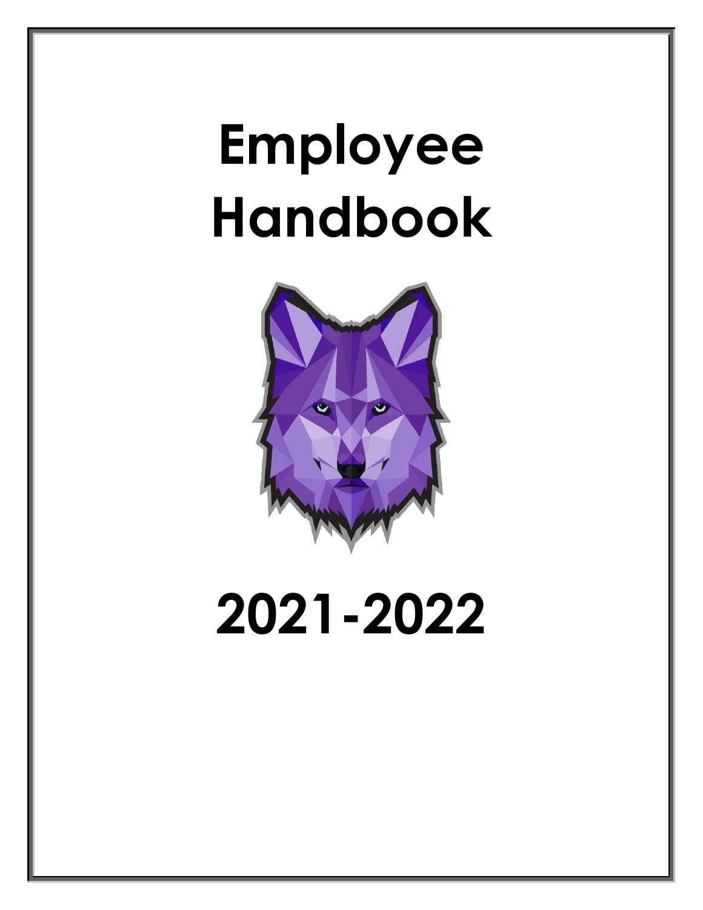# Employee Handbook

# 2021-2022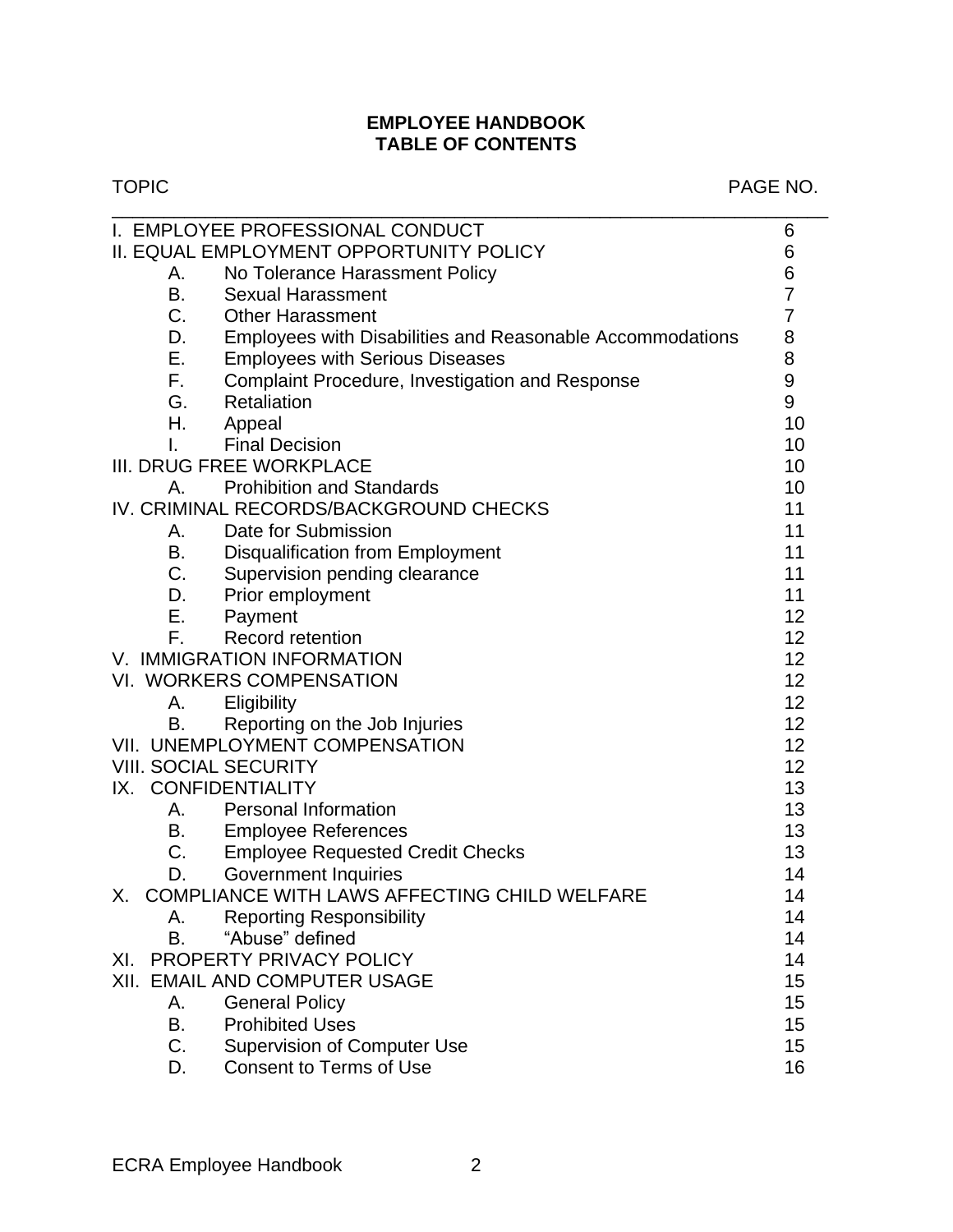**EMPLOYEE HANDBOOK**
**TABLE OF CONTENTS**

| TOPIC | | PAGE NO. |
|---|---|---|
| I. EMPLOYEE PROFESSIONAL CONDUCT | | 6 |
| II. EQUAL EMPLOYMENT OPPORTUNITY POLICY | | 6 |
| A. | No Tolerance Harassment Policy | 6 |
| B. | Sexual Harassment | 7 |
| C. | Other Harassment | 7 |
| D. | Employees with Disabilities and Reasonable Accommodations | 8 |
| E. | Employees with Serious Diseases | 8 |
| F. | Complaint Procedure, Investigation and Response | 9 |
| G. | Retaliation | 9 |
| H. | Appeal | 10 |
| I. | Final Decision | 10 |
| III. DRUG FREE WORKPLACE | | 10 |
| A. | Prohibition and Standards | 10 |
| IV. CRIMINAL RECORDS/BACKGROUND CHECKS | | 11 |
| A. | Date for Submission | 11 |
| B. | Disqualification from Employment | 11 |
| C. | Supervision pending clearance | 11 |
| D. | Prior employment | 11 |
| E. | Payment | 12 |
| F. | Record retention | 12 |
| V. IMMIGRATION INFORMATION | | 12 |
| VI. WORKERS COMPENSATION | | 12 |
| A. | Eligibility | 12 |
| B. | Reporting on the Job Injuries | 12 |
| VII. UNEMPLOYMENT COMPENSATION | | 12 |
| VIII. SOCIAL SECURITY | | 12 |
| IX. CONFIDENTIALITY | | 13 |
| A. | Personal Information | 13 |
| B. | Employee References | 13 |
| C. | Employee Requested Credit Checks | 13 |
| D. | Government Inquiries | 14 |
| X. COMPLIANCE WITH LAWS AFFECTING CHILD WELFARE | | 14 |
| A. | Reporting Responsibility | 14 |
| B. | "Abuse" defined | 14 |
| XI. PROPERTY PRIVACY POLICY | | 14 |
| XII. EMAIL AND COMPUTER USAGE | | 15 |
| A. | General Policy | 15 |
| B. | Prohibited Uses | 15 |
| C. | Supervision of Computer Use | 15 |
| D. | Consent to Terms of Use | 16 |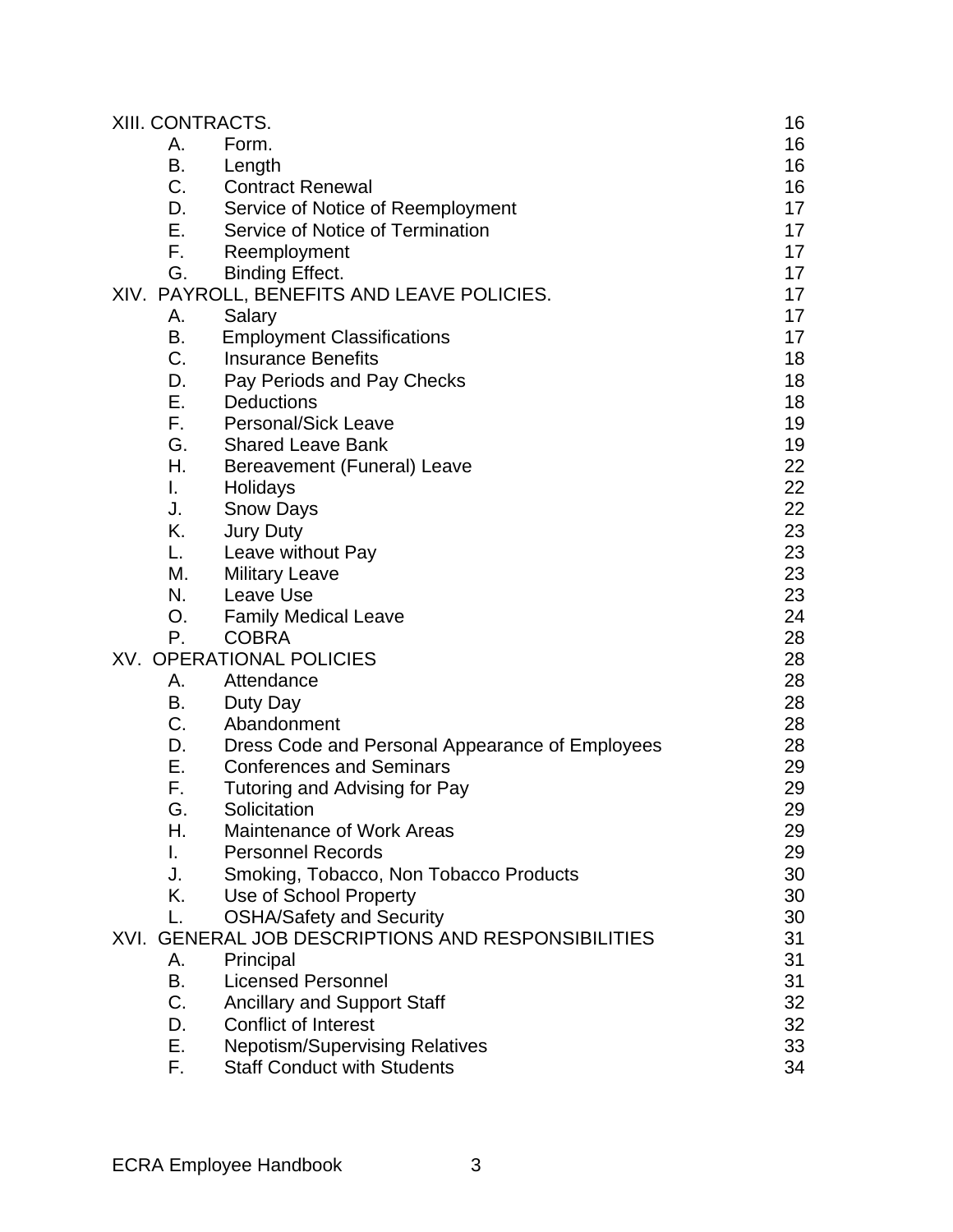| | | |
|---|---|---|
| XIII. CONTRACTS. | | 16 |
| A. | Form. | 16 |
| B. | Length | 16 |
| C. | Contract Renewal | 16 |
| D. | Service of Notice of Reemployment | 17 |
| E. | Service of Notice of Termination | 17 |
| F. | Reemployment | 17 |
| G. | Binding Effect. | 17 |
| XIV. PAYROLL, BENEFITS AND LEAVE POLICIES. | | 17 |
| A. | Salary | 17 |
| B. | Employment Classifications | 17 |
| C. | Insurance Benefits | 18 |
| D. | Pay Periods and Pay Checks | 18 |
| E. | Deductions | 18 |
| F. | Personal/Sick Leave | 19 |
| G. | Shared Leave Bank | 19 |
| H. | Bereavement (Funeral) Leave | 22 |
| I. | Holidays | 22 |
| J. | Snow Days | 22 |
| K. | Jury Duty | 23 |
| L. | Leave without Pay | 23 |
| M. | Military Leave | 23 |
| N. | Leave Use | 23 |
| O. | Family Medical Leave | 24 |
| P. | COBRA | 28 |
| XV. OPERATIONAL POLICIES | | 28 |
| A. | Attendance | 28 |
| B. | Duty Day | 28 |
| C. | Abandonment | 28 |
| D. | Dress Code and Personal Appearance of Employees | 28 |
| E. | Conferences and Seminars | 29 |
| F. | Tutoring and Advising for Pay | 29 |
| G. | Solicitation | 29 |
| H. | Maintenance of Work Areas | 29 |
| I. | Personnel Records | 29 |
| J. | Smoking, Tobacco, Non Tobacco Products | 30 |
| K. | Use of School Property | 30 |
| L. | OSHA/Safety and Security | 30 |
| XVI. GENERAL JOB DESCRIPTIONS AND RESPONSIBILITIES | | 31 |
| A. | Principal | 31 |
| B. | Licensed Personnel | 31 |
| C. | Ancillary and Support Staff | 32 |
| D. | Conflict of Interest | 32 |
| E. | Nepotism/Supervising Relatives | 33 |
| F. | Staff Conduct with Students | 34 |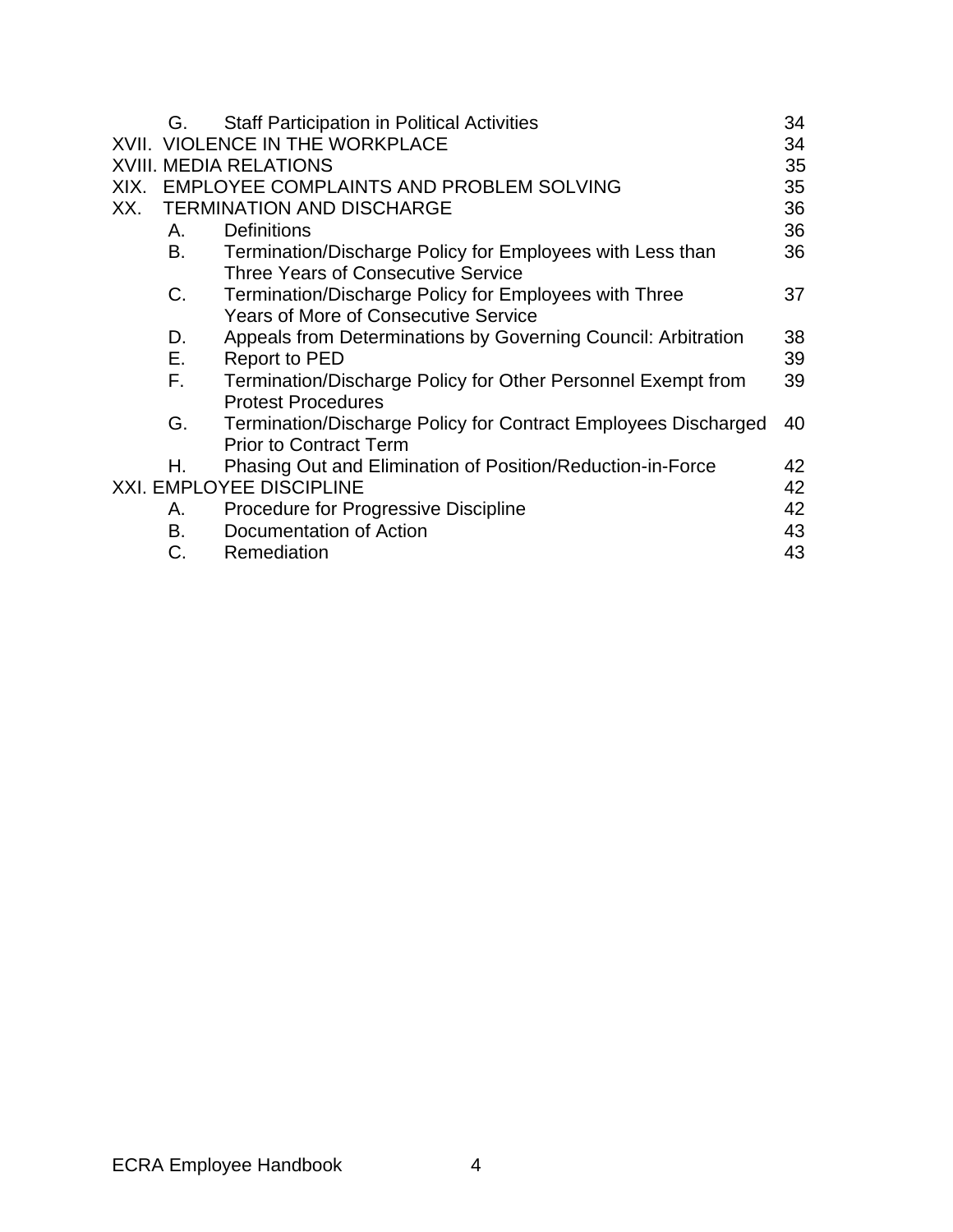| | | |
|---|---|---|
| G. | Staff Participation in Political Activities | 34 |
| XVII. | VIOLENCE IN THE WORKPLACE | 34 |
| XVIII. | MEDIA RELATIONS | 35 |
| XIX. | EMPLOYEE COMPLAINTS AND PROBLEM SOLVING | 35 |
| XX. | TERMINATION AND DISCHARGE | 36 |
| A. | Definitions | 36 |
| B. | Termination/Discharge Policy for Employees with Less than Three Years of Consecutive Service | 36 |
| C. | Termination/Discharge Policy for Employees with Three Years of More of Consecutive Service | 37 |
| D. | Appeals from Determinations by Governing Council: Arbitration | 38 |
| E. | Report to PED | 39 |
| F. | Termination/Discharge Policy for Other Personnel Exempt from Protest Procedures | 39 |
| G. | Termination/Discharge Policy for Contract Employees Discharged Prior to Contract Term | 40 |
| H. | Phasing Out and Elimination of Position/Reduction-in-Force | 42 |
| XXI. | EMPLOYEE DISCIPLINE | 42 |
| A. | Procedure for Progressive Discipline | 42 |
| B. | Documentation of Action | 43 |
| C. | Remediation | 43 |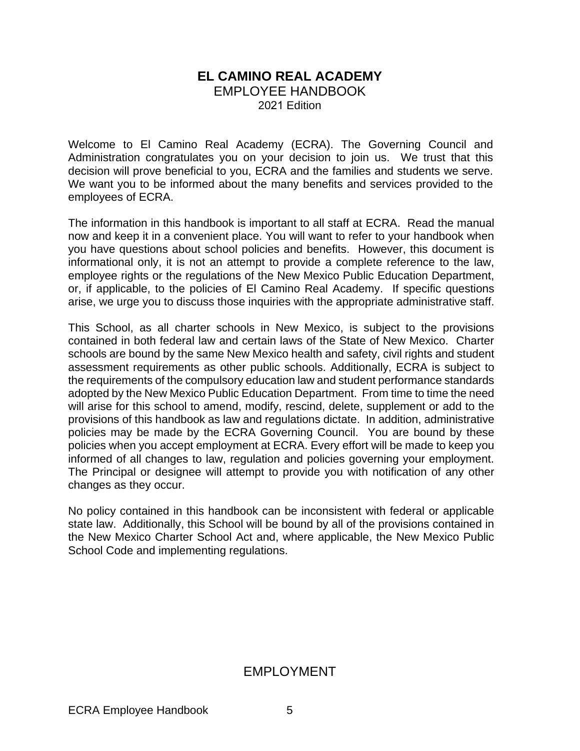# EL CAMINO REAL ACADEMY

EMPLOYEE HANDBOOK

2021 Edition

Welcome to El Camino Real Academy (ECRA). The Governing Council and Administration congratulates you on your decision to join us. We trust that this decision will prove beneficial to you, ECRA and the families and students we serve. We want you to be informed about the many benefits and services provided to the employees of ECRA.

The information in this handbook is important to all staff at ECRA. Read the manual now and keep it in a convenient place. You will want to refer to your handbook when you have questions about school policies and benefits. However, this document is informational only, it is not an attempt to provide a complete reference to the law, employee rights or the regulations of the New Mexico Public Education Department, or, if applicable, to the policies of El Camino Real Academy. If specific questions arise, we urge you to discuss those inquiries with the appropriate administrative staff.

This School, as all charter schools in New Mexico, is subject to the provisions contained in both federal law and certain laws of the State of New Mexico. Charter schools are bound by the same New Mexico health and safety, civil rights and student assessment requirements as other public schools. Additionally, ECRA is subject to the requirements of the compulsory education law and student performance standards adopted by the New Mexico Public Education Department. From time to time the need will arise for this school to amend, modify, rescind, delete, supplement or add to the provisions of this handbook as law and regulations dictate. In addition, administrative policies may be made by the ECRA Governing Council. You are bound by these policies when you accept employment at ECRA. Every effort will be made to keep you informed of all changes to law, regulation and policies governing your employment. The Principal or designee will attempt to provide you with notification of any other changes as they occur.

No policy contained in this handbook can be inconsistent with federal or applicable state law. Additionally, this School will be bound by all of the provisions contained in the New Mexico Charter School Act and, where applicable, the New Mexico Public School Code and implementing regulations.

## EMPLOYMENT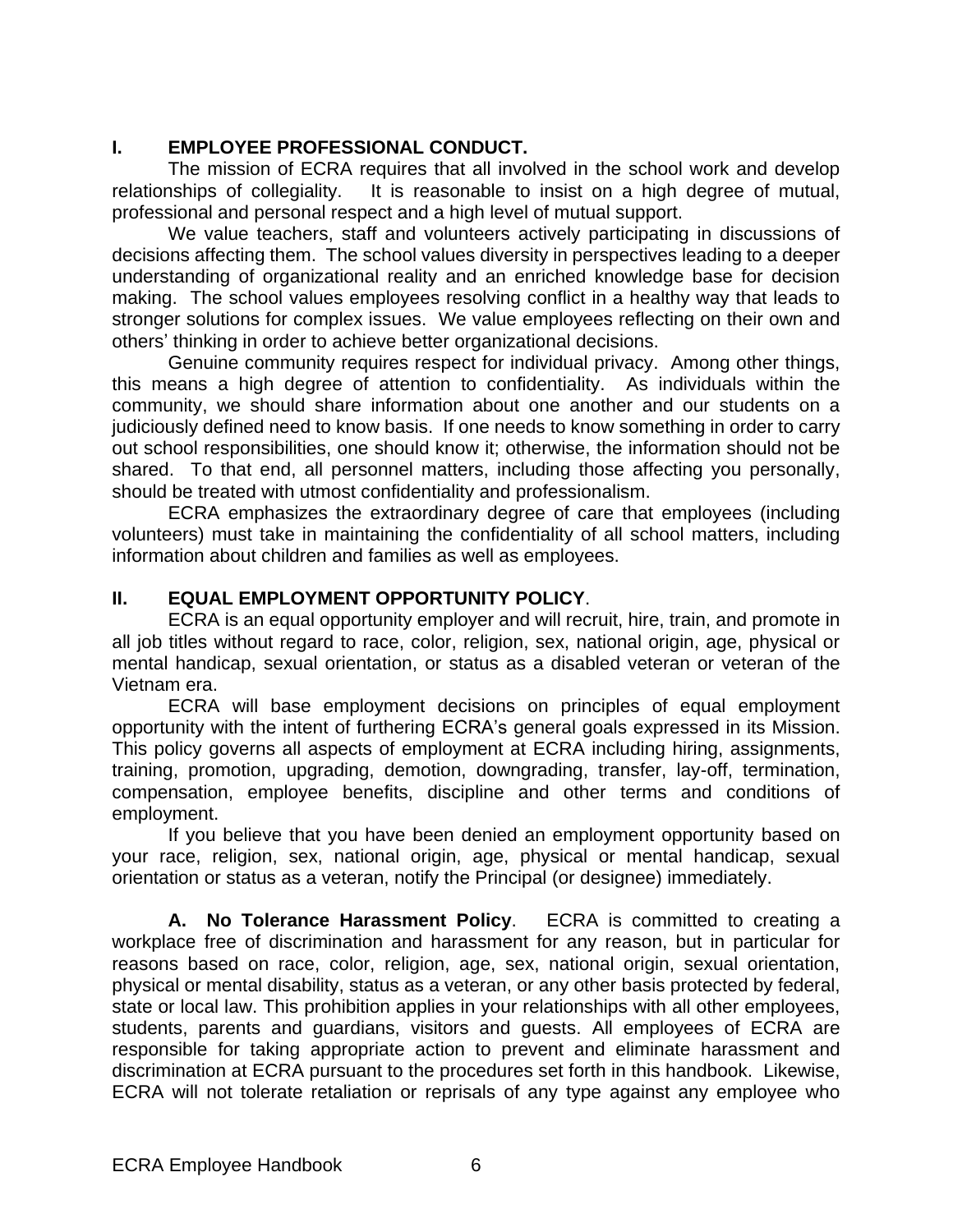## I. EMPLOYEE PROFESSIONAL CONDUCT.

The mission of ECRA requires that all involved in the school work and develop relationships of collegiality. It is reasonable to insist on a high degree of mutual, professional and personal respect and a high level of mutual support.

We value teachers, staff and volunteers actively participating in discussions of decisions affecting them. The school values diversity in perspectives leading to a deeper understanding of organizational reality and an enriched knowledge base for decision making. The school values employees resolving conflict in a healthy way that leads to stronger solutions for complex issues. We value employees reflecting on their own and others' thinking in order to achieve better organizational decisions.

Genuine community requires respect for individual privacy. Among other things, this means a high degree of attention to confidentiality. As individuals within the community, we should share information about one another and our students on a judiciously defined need to know basis. If one needs to know something in order to carry out school responsibilities, one should know it; otherwise, the information should not be shared. To that end, all personnel matters, including those affecting you personally, should be treated with utmost confidentiality and professionalism.

ECRA emphasizes the extraordinary degree of care that employees (including volunteers) must take in maintaining the confidentiality of all school matters, including information about children and families as well as employees.

## II. EQUAL EMPLOYMENT OPPORTUNITY POLICY.

ECRA is an equal opportunity employer and will recruit, hire, train, and promote in all job titles without regard to race, color, religion, sex, national origin, age, physical or mental handicap, sexual orientation, or status as a disabled veteran or veteran of the Vietnam era.

ECRA will base employment decisions on principles of equal employment opportunity with the intent of furthering ECRA's general goals expressed in its Mission. This policy governs all aspects of employment at ECRA including hiring, assignments, training, promotion, upgrading, demotion, downgrading, transfer, lay-off, termination, compensation, employee benefits, discipline and other terms and conditions of employment.

If you believe that you have been denied an employment opportunity based on your race, religion, sex, national origin, age, physical or mental handicap, sexual orientation or status as a veteran, notify the Principal (or designee) immediately.

**A. No Tolerance Harassment Policy**. ECRA is committed to creating a workplace free of discrimination and harassment for any reason, but in particular for reasons based on race, color, religion, age, sex, national origin, sexual orientation, physical or mental disability, status as a veteran, or any other basis protected by federal, state or local law. This prohibition applies in your relationships with all other employees, students, parents and guardians, visitors and guests. All employees of ECRA are responsible for taking appropriate action to prevent and eliminate harassment and discrimination at ECRA pursuant to the procedures set forth in this handbook. Likewise, ECRA will not tolerate retaliation or reprisals of any type against any employee who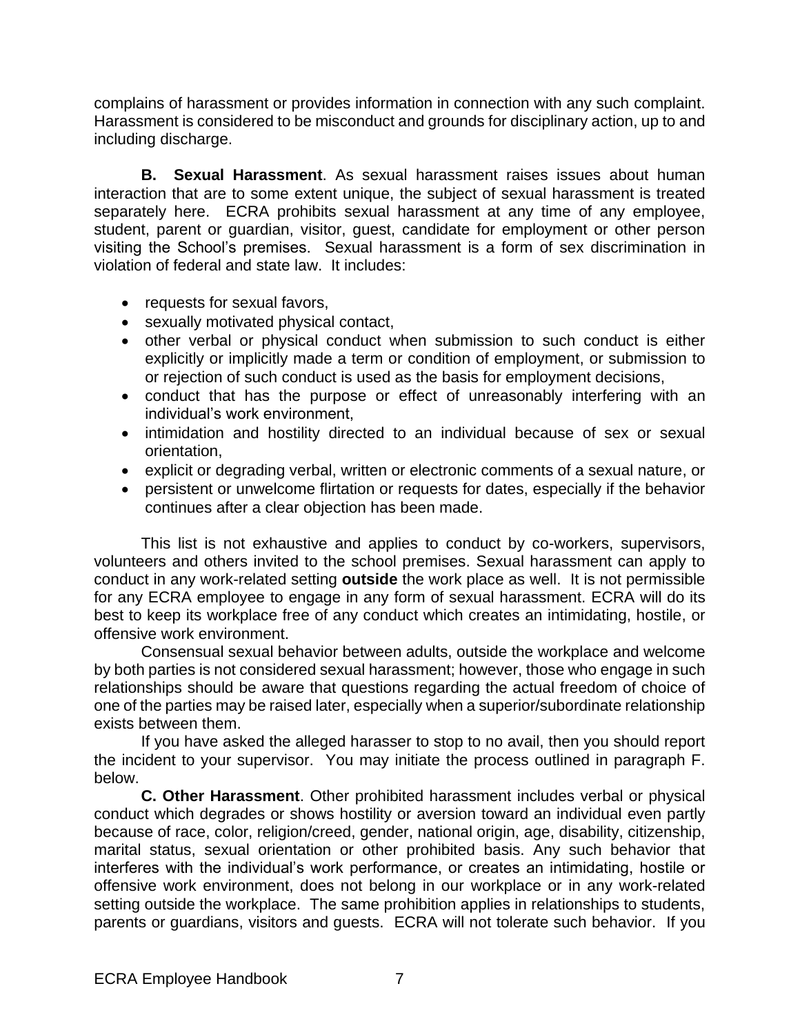complains of harassment or provides information in connection with any such complaint. Harassment is considered to be misconduct and grounds for disciplinary action, up to and including discharge.

**B. Sexual Harassment**. As sexual harassment raises issues about human interaction that are to some extent unique, the subject of sexual harassment is treated separately here. ECRA prohibits sexual harassment at any time of any employee, student, parent or guardian, visitor, guest, candidate for employment or other person visiting the School's premises. Sexual harassment is a form of sex discrimination in violation of federal and state law. It includes:

- requests for sexual favors,
- sexually motivated physical contact,
- other verbal or physical conduct when submission to such conduct is either explicitly or implicitly made a term or condition of employment, or submission to or rejection of such conduct is used as the basis for employment decisions,
- conduct that has the purpose or effect of unreasonably interfering with an individual's work environment,
- intimidation and hostility directed to an individual because of sex or sexual orientation,
- explicit or degrading verbal, written or electronic comments of a sexual nature, or
- persistent or unwelcome flirtation or requests for dates, especially if the behavior continues after a clear objection has been made.

This list is not exhaustive and applies to conduct by co-workers, supervisors, volunteers and others invited to the school premises. Sexual harassment can apply to conduct in any work-related setting **outside** the work place as well. It is not permissible for any ECRA employee to engage in any form of sexual harassment. ECRA will do its best to keep its workplace free of any conduct which creates an intimidating, hostile, or offensive work environment.

Consensual sexual behavior between adults, outside the workplace and welcome by both parties is not considered sexual harassment; however, those who engage in such relationships should be aware that questions regarding the actual freedom of choice of one of the parties may be raised later, especially when a superior/subordinate relationship exists between them.

If you have asked the alleged harasser to stop to no avail, then you should report the incident to your supervisor. You may initiate the process outlined in paragraph F. below.

**C. Other Harassment**. Other prohibited harassment includes verbal or physical conduct which degrades or shows hostility or aversion toward an individual even partly because of race, color, religion/creed, gender, national origin, age, disability, citizenship, marital status, sexual orientation or other prohibited basis. Any such behavior that interferes with the individual's work performance, or creates an intimidating, hostile or offensive work environment, does not belong in our workplace or in any work-related setting outside the workplace. The same prohibition applies in relationships to students, parents or guardians, visitors and guests. ECRA will not tolerate such behavior. If you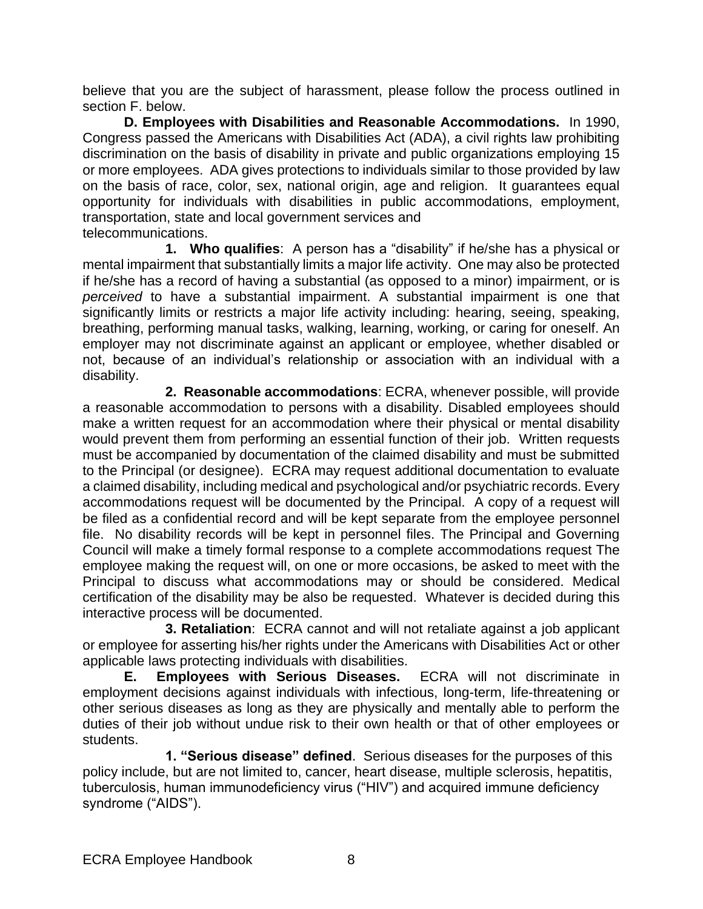believe that you are the subject of harassment, please follow the process outlined in section F. below.

**D. Employees with Disabilities and Reasonable Accommodations.** In 1990, Congress passed the Americans with Disabilities Act (ADA), a civil rights law prohibiting discrimination on the basis of disability in private and public organizations employing 15 or more employees. ADA gives protections to individuals similar to those provided by law on the basis of race, color, sex, national origin, age and religion. It guarantees equal opportunity for individuals with disabilities in public accommodations, employment, transportation, state and local government services and telecommunications.

**1. Who qualifies**: A person has a "disability" if he/she has a physical or mental impairment that substantially limits a major life activity. One may also be protected if he/she has a record of having a substantial (as opposed to a minor) impairment, or is *perceived* to have a substantial impairment. A substantial impairment is one that significantly limits or restricts a major life activity including: hearing, seeing, speaking, breathing, performing manual tasks, walking, learning, working, or caring for oneself. An employer may not discriminate against an applicant or employee, whether disabled or not, because of an individual's relationship or association with an individual with a disability.

**2. Reasonable accommodations**: ECRA, whenever possible, will provide a reasonable accommodation to persons with a disability. Disabled employees should make a written request for an accommodation where their physical or mental disability would prevent them from performing an essential function of their job. Written requests must be accompanied by documentation of the claimed disability and must be submitted to the Principal (or designee). ECRA may request additional documentation to evaluate a claimed disability, including medical and psychological and/or psychiatric records. Every accommodations request will be documented by the Principal. A copy of a request will be filed as a confidential record and will be kept separate from the employee personnel file. No disability records will be kept in personnel files. The Principal and Governing Council will make a timely formal response to a complete accommodations request The employee making the request will, on one or more occasions, be asked to meet with the Principal to discuss what accommodations may or should be considered. Medical certification of the disability may be also be requested. Whatever is decided during this interactive process will be documented.

**3. Retaliation**: ECRA cannot and will not retaliate against a job applicant or employee for asserting his/her rights under the Americans with Disabilities Act or other applicable laws protecting individuals with disabilities.

**E. Employees with Serious Diseases.** ECRA will not discriminate in employment decisions against individuals with infectious, long-term, life-threatening or other serious diseases as long as they are physically and mentally able to perform the duties of their job without undue risk to their own health or that of other employees or students.

**1. "Serious disease" defined**. Serious diseases for the purposes of this policy include, but are not limited to, cancer, heart disease, multiple sclerosis, hepatitis, tuberculosis, human immunodeficiency virus ("HIV") and acquired immune deficiency syndrome ("AIDS").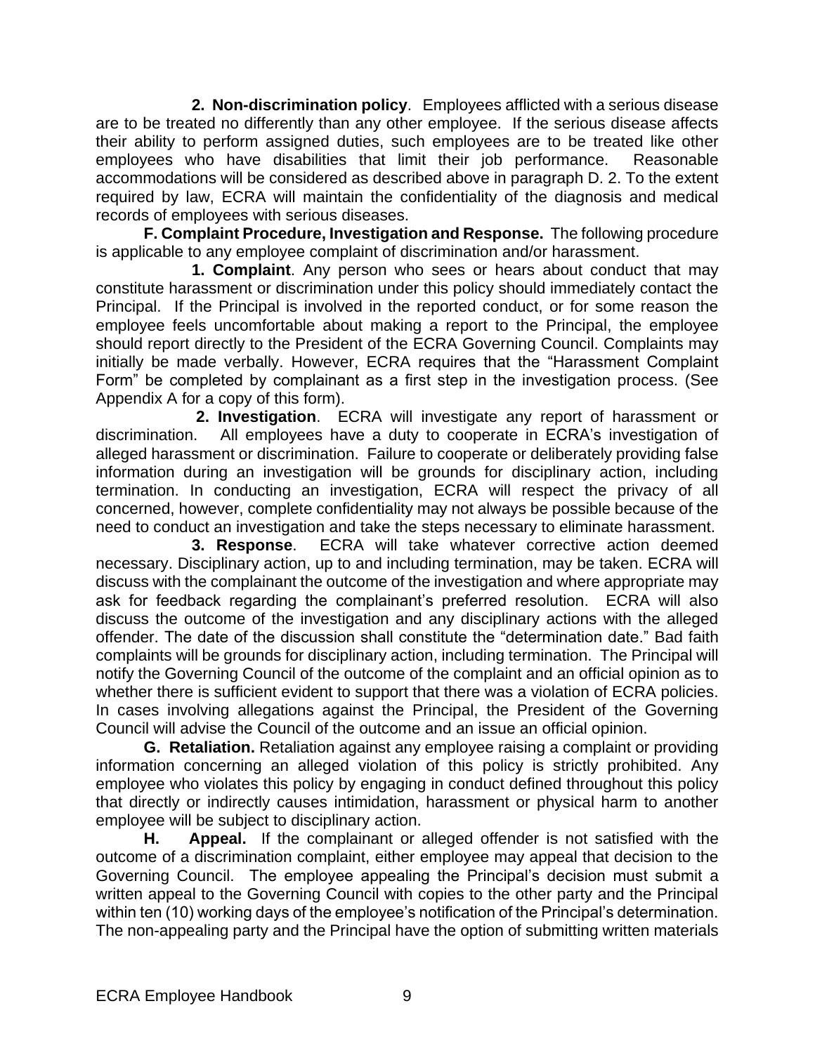**2. Non-discrimination policy**. Employees afflicted with a serious disease are to be treated no differently than any other employee. If the serious disease affects their ability to perform assigned duties, such employees are to be treated like other employees who have disabilities that limit their job performance. Reasonable accommodations will be considered as described above in paragraph D. 2. To the extent required by law, ECRA will maintain the confidentiality of the diagnosis and medical records of employees with serious diseases.

**F. Complaint Procedure, Investigation and Response.** The following procedure is applicable to any employee complaint of discrimination and/or harassment.

**1. Complaint**. Any person who sees or hears about conduct that may constitute harassment or discrimination under this policy should immediately contact the Principal. If the Principal is involved in the reported conduct, or for some reason the employee feels uncomfortable about making a report to the Principal, the employee should report directly to the President of the ECRA Governing Council. Complaints may initially be made verbally. However, ECRA requires that the "Harassment Complaint Form" be completed by complainant as a first step in the investigation process. (See Appendix A for a copy of this form).

**2. Investigation**. ECRA will investigate any report of harassment or discrimination. All employees have a duty to cooperate in ECRA's investigation of alleged harassment or discrimination. Failure to cooperate or deliberately providing false information during an investigation will be grounds for disciplinary action, including termination. In conducting an investigation, ECRA will respect the privacy of all concerned, however, complete confidentiality may not always be possible because of the need to conduct an investigation and take the steps necessary to eliminate harassment.

**3. Response**. ECRA will take whatever corrective action deemed necessary. Disciplinary action, up to and including termination, may be taken. ECRA will discuss with the complainant the outcome of the investigation and where appropriate may ask for feedback regarding the complainant's preferred resolution. ECRA will also discuss the outcome of the investigation and any disciplinary actions with the alleged offender. The date of the discussion shall constitute the "determination date." Bad faith complaints will be grounds for disciplinary action, including termination. The Principal will notify the Governing Council of the outcome of the complaint and an official opinion as to whether there is sufficient evident to support that there was a violation of ECRA policies. In cases involving allegations against the Principal, the President of the Governing Council will advise the Council of the outcome and an issue an official opinion.

**G. Retaliation.** Retaliation against any employee raising a complaint or providing information concerning an alleged violation of this policy is strictly prohibited. Any employee who violates this policy by engaging in conduct defined throughout this policy that directly or indirectly causes intimidation, harassment or physical harm to another employee will be subject to disciplinary action.

**H. Appeal.** If the complainant or alleged offender is not satisfied with the outcome of a discrimination complaint, either employee may appeal that decision to the Governing Council. The employee appealing the Principal's decision must submit a written appeal to the Governing Council with copies to the other party and the Principal within ten (10) working days of the employee's notification of the Principal's determination. The non-appealing party and the Principal have the option of submitting written materials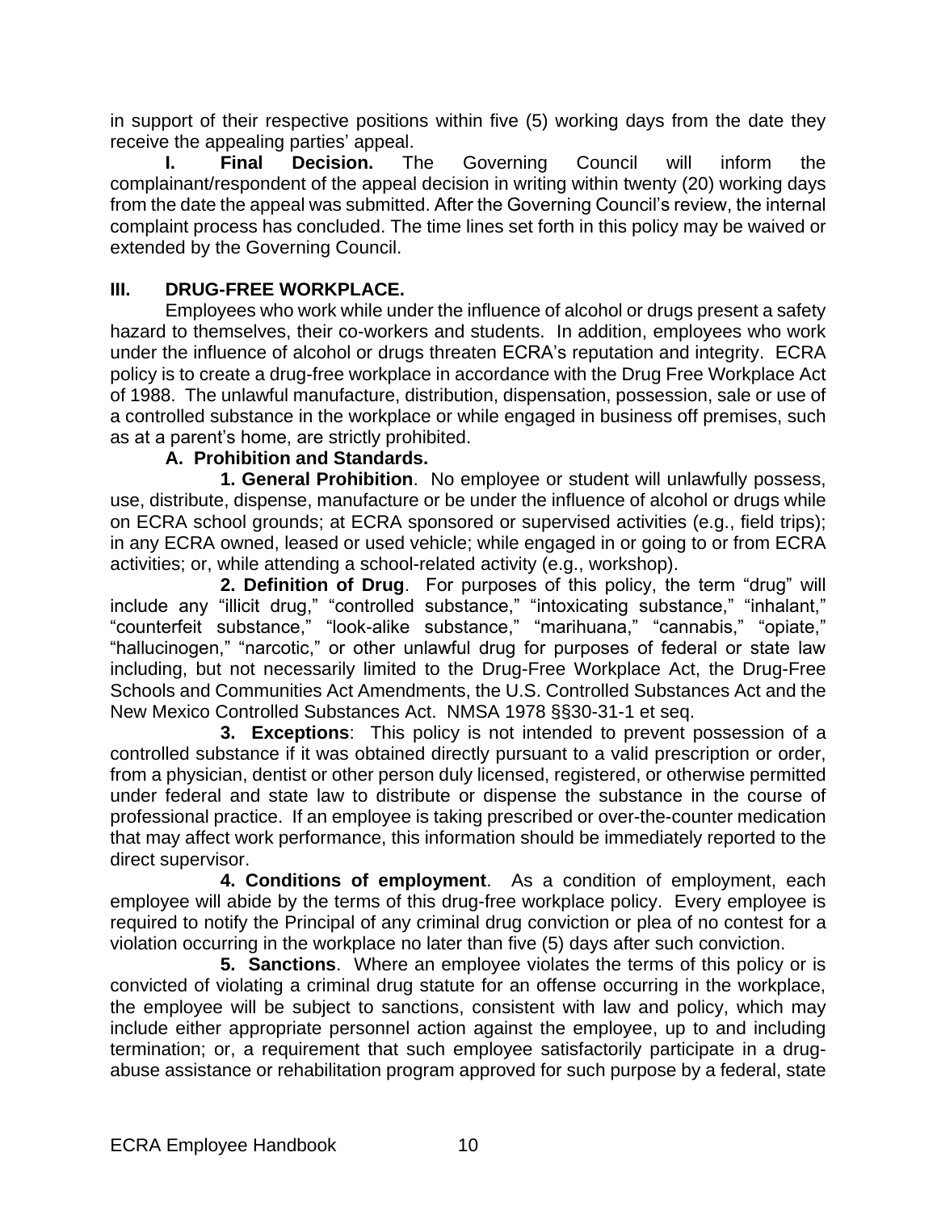in support of their respective positions within five (5) working days from the date they receive the appealing parties' appeal.

**I. Final Decision.** The Governing Council will inform the complainant/respondent of the appeal decision in writing within twenty (20) working days from the date the appeal was submitted. After the Governing Council's review, the internal complaint process has concluded. The time lines set forth in this policy may be waived or extended by the Governing Council.

## III. DRUG-FREE WORKPLACE.

Employees who work while under the influence of alcohol or drugs present a safety hazard to themselves, their co-workers and students. In addition, employees who work under the influence of alcohol or drugs threaten ECRA's reputation and integrity. ECRA policy is to create a drug-free workplace in accordance with the Drug Free Workplace Act of 1988. The unlawful manufacture, distribution, dispensation, possession, sale or use of a controlled substance in the workplace or while engaged in business off premises, such as at a parent's home, are strictly prohibited.

### A. Prohibition and Standards.

**1. General Prohibition**. No employee or student will unlawfully possess, use, distribute, dispense, manufacture or be under the influence of alcohol or drugs while on ECRA school grounds; at ECRA sponsored or supervised activities (e.g., field trips); in any ECRA owned, leased or used vehicle; while engaged in or going to or from ECRA activities; or, while attending a school-related activity (e.g., workshop).

**2. Definition of Drug**. For purposes of this policy, the term "drug" will include any "illicit drug," "controlled substance," "intoxicating substance," "inhalant," "counterfeit substance," "look-alike substance," "marihuana," "cannabis," "opiate," "hallucinogen," "narcotic," or other unlawful drug for purposes of federal or state law including, but not necessarily limited to the Drug-Free Workplace Act, the Drug-Free Schools and Communities Act Amendments, the U.S. Controlled Substances Act and the New Mexico Controlled Substances Act. NMSA 1978 §§30-31-1 et seq.

**3. Exceptions**: This policy is not intended to prevent possession of a controlled substance if it was obtained directly pursuant to a valid prescription or order, from a physician, dentist or other person duly licensed, registered, or otherwise permitted under federal and state law to distribute or dispense the substance in the course of professional practice. If an employee is taking prescribed or over-the-counter medication that may affect work performance, this information should be immediately reported to the direct supervisor.

**4. Conditions of employment**. As a condition of employment, each employee will abide by the terms of this drug-free workplace policy. Every employee is required to notify the Principal of any criminal drug conviction or plea of no contest for a violation occurring in the workplace no later than five (5) days after such conviction.

**5. Sanctions**. Where an employee violates the terms of this policy or is convicted of violating a criminal drug statute for an offense occurring in the workplace, the employee will be subject to sanctions, consistent with law and policy, which may include either appropriate personnel action against the employee, up to and including termination; or, a requirement that such employee satisfactorily participate in a drug-abuse assistance or rehabilitation program approved for such purpose by a federal, state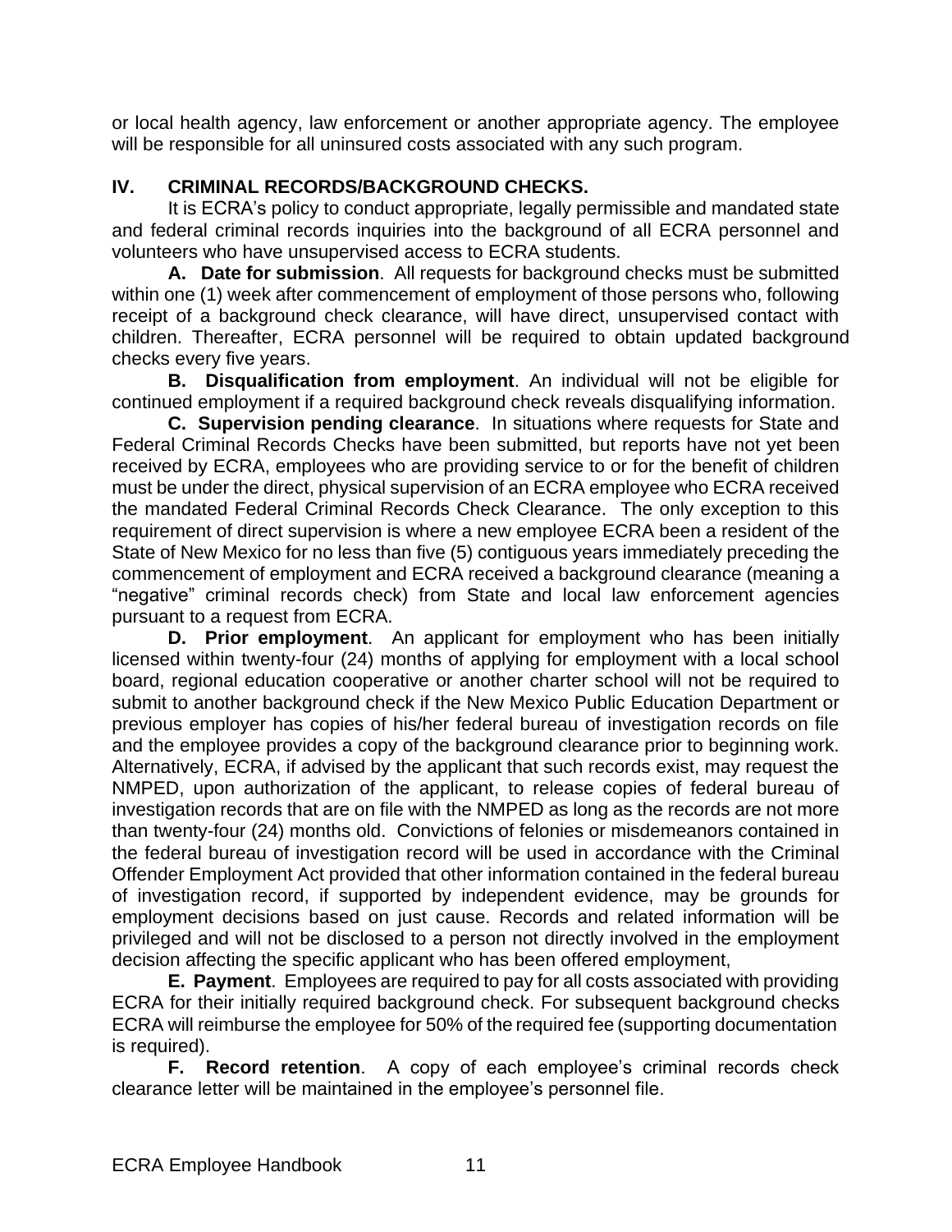or local health agency, law enforcement or another appropriate agency. The employee will be responsible for all uninsured costs associated with any such program.

## IV. CRIMINAL RECORDS/BACKGROUND CHECKS.

It is ECRA's policy to conduct appropriate, legally permissible and mandated state and federal criminal records inquiries into the background of all ECRA personnel and volunteers who have unsupervised access to ECRA students.

**A. Date for submission**. All requests for background checks must be submitted within one (1) week after commencement of employment of those persons who, following receipt of a background check clearance, will have direct, unsupervised contact with children. Thereafter, ECRA personnel will be required to obtain updated background checks every five years.

**B. Disqualification from employment**. An individual will not be eligible for continued employment if a required background check reveals disqualifying information.

**C. Supervision pending clearance**. In situations where requests for State and Federal Criminal Records Checks have been submitted, but reports have not yet been received by ECRA, employees who are providing service to or for the benefit of children must be under the direct, physical supervision of an ECRA employee who ECRA received the mandated Federal Criminal Records Check Clearance. The only exception to this requirement of direct supervision is where a new employee ECRA been a resident of the State of New Mexico for no less than five (5) contiguous years immediately preceding the commencement of employment and ECRA received a background clearance (meaning a "negative" criminal records check) from State and local law enforcement agencies pursuant to a request from ECRA.

**D. Prior employment**. An applicant for employment who has been initially licensed within twenty-four (24) months of applying for employment with a local school board, regional education cooperative or another charter school will not be required to submit to another background check if the New Mexico Public Education Department or previous employer has copies of his/her federal bureau of investigation records on file and the employee provides a copy of the background clearance prior to beginning work. Alternatively, ECRA, if advised by the applicant that such records exist, may request the NMPED, upon authorization of the applicant, to release copies of federal bureau of investigation records that are on file with the NMPED as long as the records are not more than twenty-four (24) months old. Convictions of felonies or misdemeanors contained in the federal bureau of investigation record will be used in accordance with the Criminal Offender Employment Act provided that other information contained in the federal bureau of investigation record, if supported by independent evidence, may be grounds for employment decisions based on just cause. Records and related information will be privileged and will not be disclosed to a person not directly involved in the employment decision affecting the specific applicant who has been offered employment,

**E. Payment**. Employees are required to pay for all costs associated with providing ECRA for their initially required background check. For subsequent background checks ECRA will reimburse the employee for 50% of the required fee (supporting documentation is required).

**F. Record retention**. A copy of each employee's criminal records check clearance letter will be maintained in the employee's personnel file.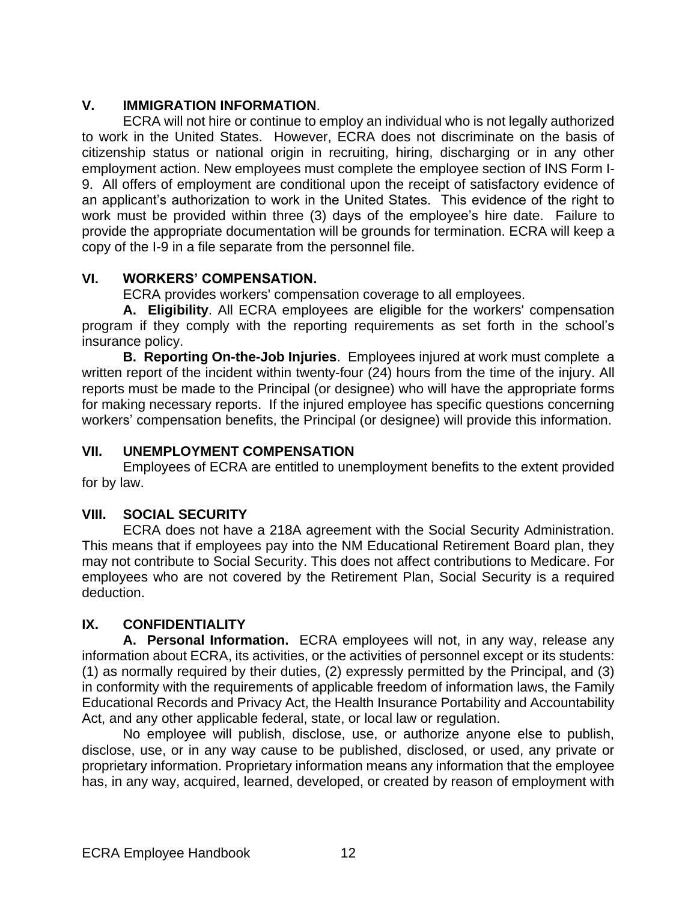## V. IMMIGRATION INFORMATION.

ECRA will not hire or continue to employ an individual who is not legally authorized to work in the United States. However, ECRA does not discriminate on the basis of citizenship status or national origin in recruiting, hiring, discharging or in any other employment action. New employees must complete the employee section of INS Form I-9. All offers of employment are conditional upon the receipt of satisfactory evidence of an applicant's authorization to work in the United States. This evidence of the right to work must be provided within three (3) days of the employee's hire date. Failure to provide the appropriate documentation will be grounds for termination. ECRA will keep a copy of the I-9 in a file separate from the personnel file.

## VI. WORKERS' COMPENSATION.

ECRA provides workers' compensation coverage to all employees.

**A. Eligibility**. All ECRA employees are eligible for the workers' compensation program if they comply with the reporting requirements as set forth in the school's insurance policy.

**B. Reporting On-the-Job Injuries**. Employees injured at work must complete a written report of the incident within twenty-four (24) hours from the time of the injury. All reports must be made to the Principal (or designee) who will have the appropriate forms for making necessary reports. If the injured employee has specific questions concerning workers' compensation benefits, the Principal (or designee) will provide this information.

## VII. UNEMPLOYMENT COMPENSATION

Employees of ECRA are entitled to unemployment benefits to the extent provided for by law.

## VIII. SOCIAL SECURITY

ECRA does not have a 218A agreement with the Social Security Administration. This means that if employees pay into the NM Educational Retirement Board plan, they may not contribute to Social Security. This does not affect contributions to Medicare. For employees who are not covered by the Retirement Plan, Social Security is a required deduction.

## IX. CONFIDENTIALITY

**A. Personal Information.** ECRA employees will not, in any way, release any information about ECRA, its activities, or the activities of personnel except or its students: (1) as normally required by their duties, (2) expressly permitted by the Principal, and (3) in conformity with the requirements of applicable freedom of information laws, the Family Educational Records and Privacy Act, the Health Insurance Portability and Accountability Act, and any other applicable federal, state, or local law or regulation.

No employee will publish, disclose, use, or authorize anyone else to publish, disclose, use, or in any way cause to be published, disclosed, or used, any private or proprietary information. Proprietary information means any information that the employee has, in any way, acquired, learned, developed, or created by reason of employment with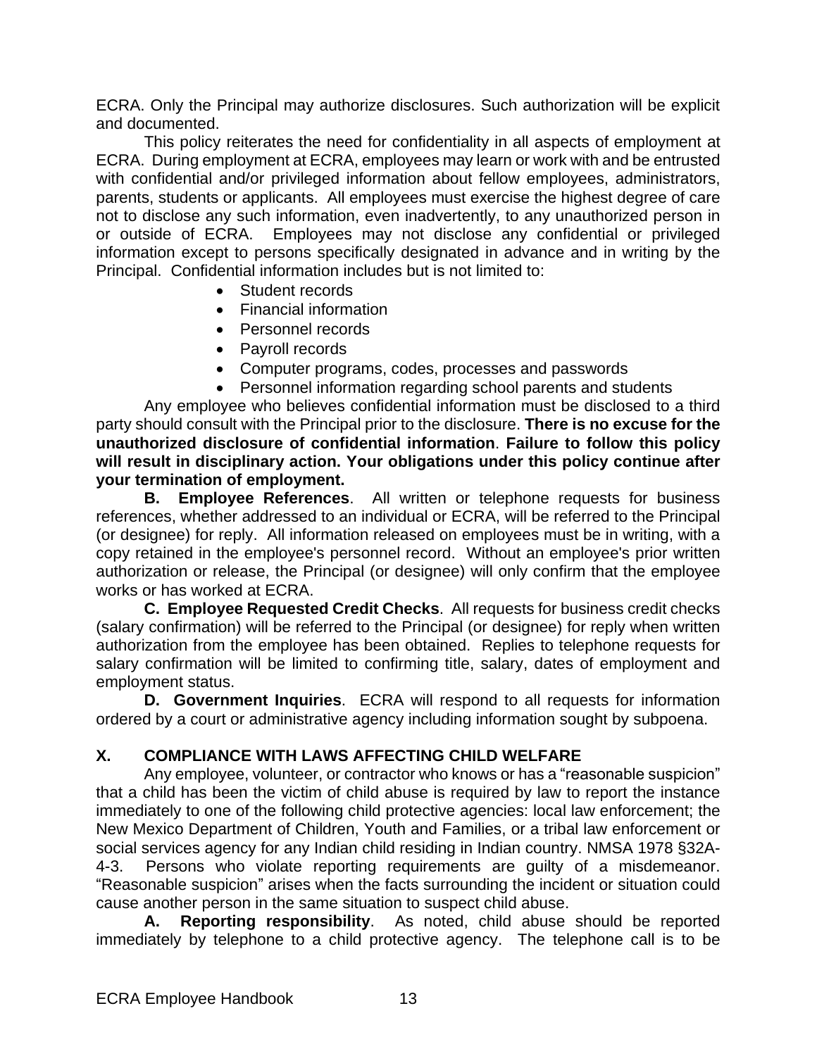ECRA. Only the Principal may authorize disclosures. Such authorization will be explicit and documented.

This policy reiterates the need for confidentiality in all aspects of employment at ECRA. During employment at ECRA, employees may learn or work with and be entrusted with confidential and/or privileged information about fellow employees, administrators, parents, students or applicants. All employees must exercise the highest degree of care not to disclose any such information, even inadvertently, to any unauthorized person in or outside of ECRA. Employees may not disclose any confidential or privileged information except to persons specifically designated in advance and in writing by the Principal. Confidential information includes but is not limited to:

- Student records
- Financial information
- Personnel records
- Payroll records
- Computer programs, codes, processes and passwords
- Personnel information regarding school parents and students

Any employee who believes confidential information must be disclosed to a third party should consult with the Principal prior to the disclosure. **There is no excuse for the unauthorized disclosure of confidential information**. **Failure to follow this policy will result in disciplinary action. Your obligations under this policy continue after your termination of employment.**

**B. Employee References**. All written or telephone requests for business references, whether addressed to an individual or ECRA, will be referred to the Principal (or designee) for reply. All information released on employees must be in writing, with a copy retained in the employee's personnel record. Without an employee's prior written authorization or release, the Principal (or designee) will only confirm that the employee works or has worked at ECRA.

**C. Employee Requested Credit Checks**. All requests for business credit checks (salary confirmation) will be referred to the Principal (or designee) for reply when written authorization from the employee has been obtained. Replies to telephone requests for salary confirmation will be limited to confirming title, salary, dates of employment and employment status.

**D. Government Inquiries**. ECRA will respond to all requests for information ordered by a court or administrative agency including information sought by subpoena.

## X. COMPLIANCE WITH LAWS AFFECTING CHILD WELFARE

Any employee, volunteer, or contractor who knows or has a "reasonable suspicion" that a child has been the victim of child abuse is required by law to report the instance immediately to one of the following child protective agencies: local law enforcement; the New Mexico Department of Children, Youth and Families, or a tribal law enforcement or social services agency for any Indian child residing in Indian country. NMSA 1978 §32A-4-3. Persons who violate reporting requirements are guilty of a misdemeanor. "Reasonable suspicion" arises when the facts surrounding the incident or situation could cause another person in the same situation to suspect child abuse.

**A. Reporting responsibility**. As noted, child abuse should be reported immediately by telephone to a child protective agency. The telephone call is to be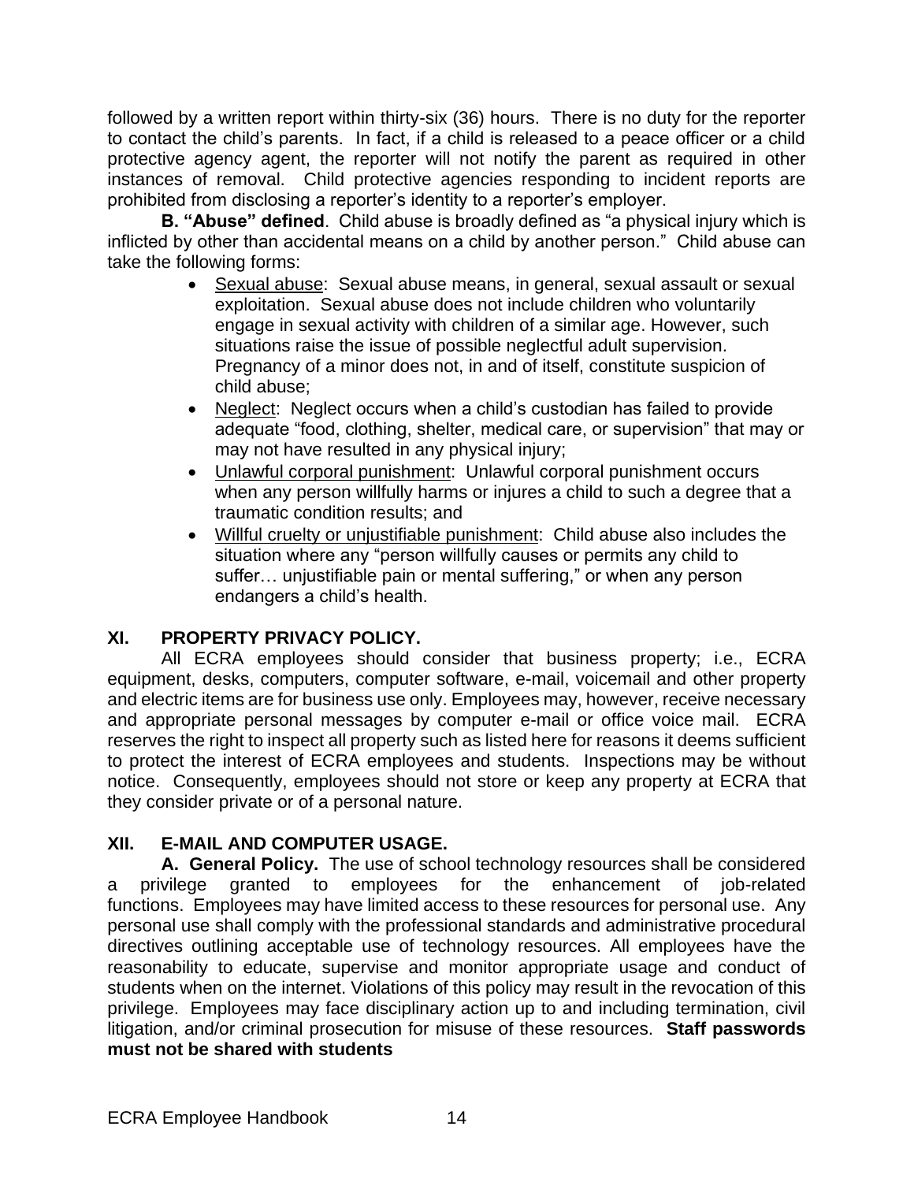followed by a written report within thirty-six (36) hours. There is no duty for the reporter to contact the child's parents. In fact, if a child is released to a peace officer or a child protective agency agent, the reporter will not notify the parent as required in other instances of removal. Child protective agencies responding to incident reports are prohibited from disclosing a reporter's identity to a reporter's employer.

**B. "Abuse" defined**. Child abuse is broadly defined as "a physical injury which is inflicted by other than accidental means on a child by another person." Child abuse can take the following forms:

- Sexual abuse: Sexual abuse means, in general, sexual assault or sexual exploitation. Sexual abuse does not include children who voluntarily engage in sexual activity with children of a similar age. However, such situations raise the issue of possible neglectful adult supervision. Pregnancy of a minor does not, in and of itself, constitute suspicion of child abuse;
- Neglect: Neglect occurs when a child's custodian has failed to provide adequate "food, clothing, shelter, medical care, or supervision" that may or may not have resulted in any physical injury;
- Unlawful corporal punishment: Unlawful corporal punishment occurs when any person willfully harms or injures a child to such a degree that a traumatic condition results; and
- Willful cruelty or unjustifiable punishment: Child abuse also includes the situation where any "person willfully causes or permits any child to suffer… unjustifiable pain or mental suffering," or when any person endangers a child's health.

## XI. PROPERTY PRIVACY POLICY.

All ECRA employees should consider that business property; i.e., ECRA equipment, desks, computers, computer software, e-mail, voicemail and other property and electric items are for business use only. Employees may, however, receive necessary and appropriate personal messages by computer e-mail or office voice mail. ECRA reserves the right to inspect all property such as listed here for reasons it deems sufficient to protect the interest of ECRA employees and students. Inspections may be without notice. Consequently, employees should not store or keep any property at ECRA that they consider private or of a personal nature.

## XII. E-MAIL AND COMPUTER USAGE.

**A. General Policy.** The use of school technology resources shall be considered a privilege granted to employees for the enhancement of job-related functions. Employees may have limited access to these resources for personal use. Any personal use shall comply with the professional standards and administrative procedural directives outlining acceptable use of technology resources. All employees have the reasonability to educate, supervise and monitor appropriate usage and conduct of students when on the internet. Violations of this policy may result in the revocation of this privilege. Employees may face disciplinary action up to and including termination, civil litigation, and/or criminal prosecution for misuse of these resources. **Staff passwords must not be shared with students**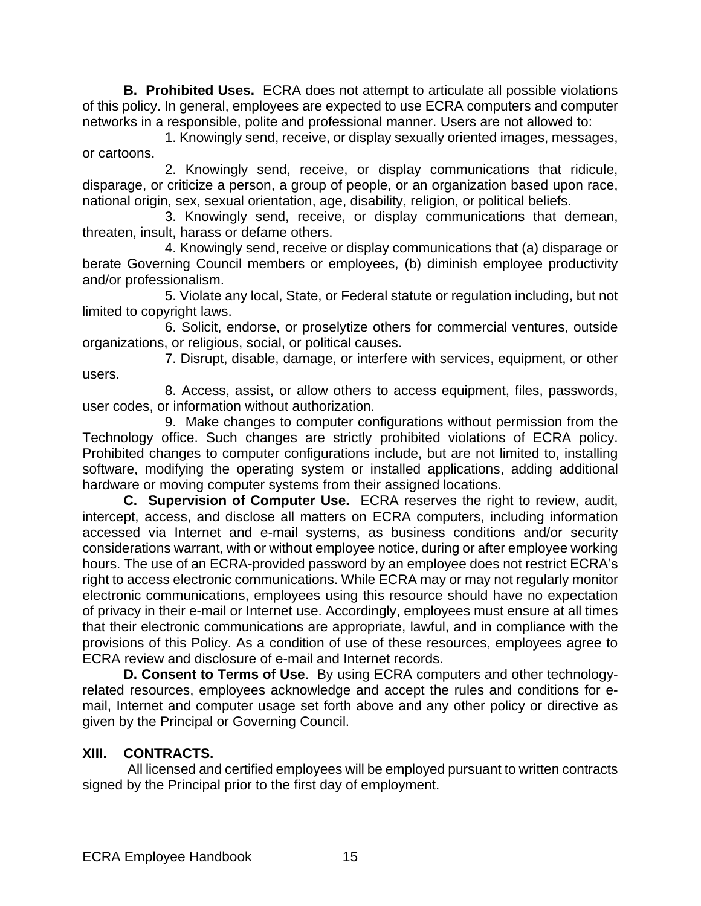**B. Prohibited Uses.** ECRA does not attempt to articulate all possible violations of this policy. In general, employees are expected to use ECRA computers and computer networks in a responsible, polite and professional manner. Users are not allowed to:

1. Knowingly send, receive, or display sexually oriented images, messages, or cartoons.
2. Knowingly send, receive, or display communications that ridicule, disparage, or criticize a person, a group of people, or an organization based upon race, national origin, sex, sexual orientation, age, disability, religion, or political beliefs.
3. Knowingly send, receive, or display communications that demean, threaten, insult, harass or defame others.
4. Knowingly send, receive or display communications that (a) disparage or berate Governing Council members or employees, (b) diminish employee productivity and/or professionalism.
5. Violate any local, State, or Federal statute or regulation including, but not limited to copyright laws.
6. Solicit, endorse, or proselytize others for commercial ventures, outside organizations, or religious, social, or political causes.
7. Disrupt, disable, damage, or interfere with services, equipment, or other users.
8. Access, assist, or allow others to access equipment, files, passwords, user codes, or information without authorization.
9. Make changes to computer configurations without permission from the Technology office. Such changes are strictly prohibited violations of ECRA policy. Prohibited changes to computer configurations include, but are not limited to, installing software, modifying the operating system or installed applications, adding additional hardware or moving computer systems from their assigned locations.

**C. Supervision of Computer Use.** ECRA reserves the right to review, audit, intercept, access, and disclose all matters on ECRA computers, including information accessed via Internet and e-mail systems, as business conditions and/or security considerations warrant, with or without employee notice, during or after employee working hours. The use of an ECRA-provided password by an employee does not restrict ECRA's right to access electronic communications. While ECRA may or may not regularly monitor electronic communications, employees using this resource should have no expectation of privacy in their e-mail or Internet use. Accordingly, employees must ensure at all times that their electronic communications are appropriate, lawful, and in compliance with the provisions of this Policy. As a condition of use of these resources, employees agree to ECRA review and disclosure of e-mail and Internet records.

**D. Consent to Terms of Use**. By using ECRA computers and other technology-related resources, employees acknowledge and accept the rules and conditions for e-mail, Internet and computer usage set forth above and any other policy or directive as given by the Principal or Governing Council.

## XIII. CONTRACTS.

All licensed and certified employees will be employed pursuant to written contracts signed by the Principal prior to the first day of employment.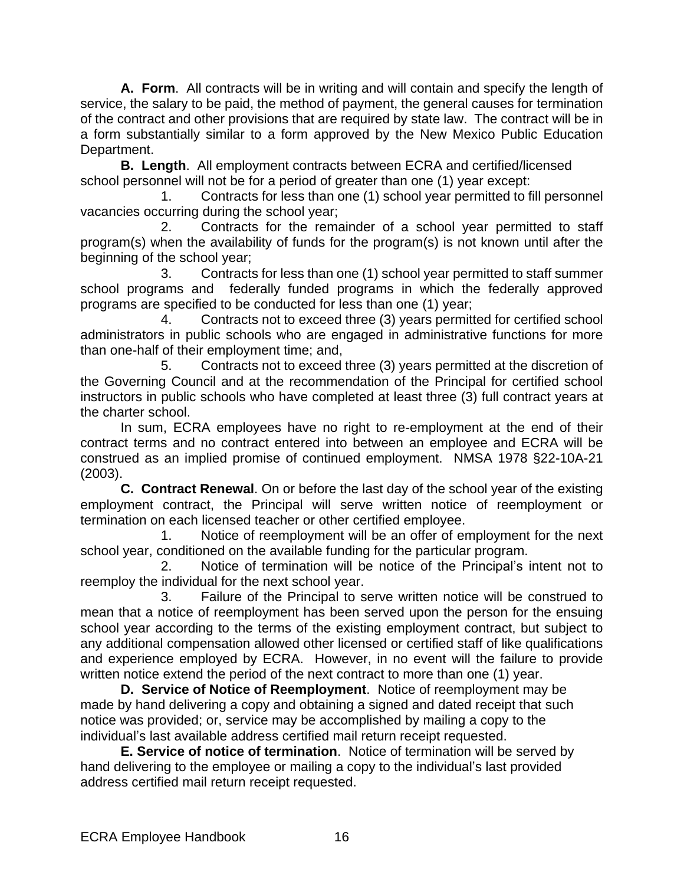**A. Form**. All contracts will be in writing and will contain and specify the length of service, the salary to be paid, the method of payment, the general causes for termination of the contract and other provisions that are required by state law. The contract will be in a form substantially similar to a form approved by the New Mexico Public Education Department.

**B. Length**. All employment contracts between ECRA and certified/licensed school personnel will not be for a period of greater than one (1) year except:

1. Contracts for less than one (1) school year permitted to fill personnel vacancies occurring during the school year;
2. Contracts for the remainder of a school year permitted to staff program(s) when the availability of funds for the program(s) is not known until after the beginning of the school year;
3. Contracts for less than one (1) school year permitted to staff summer school programs and federally funded programs in which the federally approved programs are specified to be conducted for less than one (1) year;
4. Contracts not to exceed three (3) years permitted for certified school administrators in public schools who are engaged in administrative functions for more than one-half of their employment time; and,
5. Contracts not to exceed three (3) years permitted at the discretion of the Governing Council and at the recommendation of the Principal for certified school instructors in public schools who have completed at least three (3) full contract years at the charter school.

In sum, ECRA employees have no right to re-employment at the end of their contract terms and no contract entered into between an employee and ECRA will be construed as an implied promise of continued employment. NMSA 1978 §22-10A-21 (2003).

**C. Contract Renewal**. On or before the last day of the school year of the existing employment contract, the Principal will serve written notice of reemployment or termination on each licensed teacher or other certified employee.

1. Notice of reemployment will be an offer of employment for the next school year, conditioned on the available funding for the particular program.
2. Notice of termination will be notice of the Principal's intent not to reemploy the individual for the next school year.
3. Failure of the Principal to serve written notice will be construed to mean that a notice of reemployment has been served upon the person for the ensuing school year according to the terms of the existing employment contract, but subject to any additional compensation allowed other licensed or certified staff of like qualifications and experience employed by ECRA. However, in no event will the failure to provide written notice extend the period of the next contract to more than one (1) year.

**D. Service of Notice of Reemployment**. Notice of reemployment may be made by hand delivering a copy and obtaining a signed and dated receipt that such notice was provided; or, service may be accomplished by mailing a copy to the individual's last available address certified mail return receipt requested.

**E. Service of notice of termination**. Notice of termination will be served by hand delivering to the employee or mailing a copy to the individual's last provided address certified mail return receipt requested.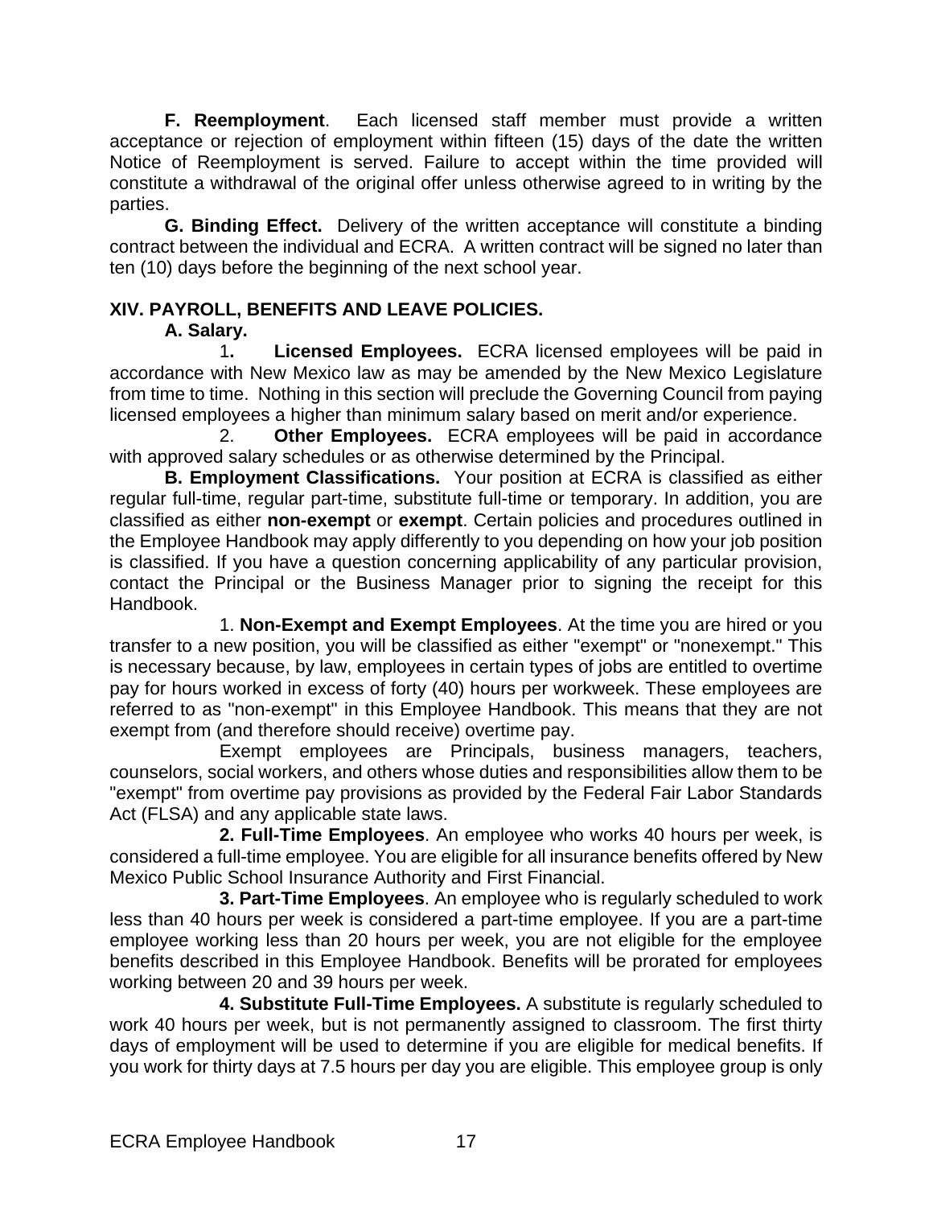**F. Reemployment**. Each licensed staff member must provide a written acceptance or rejection of employment within fifteen (15) days of the date the written Notice of Reemployment is served. Failure to accept within the time provided will constitute a withdrawal of the original offer unless otherwise agreed to in writing by the parties.

**G. Binding Effect.** Delivery of the written acceptance will constitute a binding contract between the individual and ECRA. A written contract will be signed no later than ten (10) days before the beginning of the next school year.

## XIV. PAYROLL, BENEFITS AND LEAVE POLICIES.

### A. Salary.

1**. Licensed Employees.** ECRA licensed employees will be paid in accordance with New Mexico law as may be amended by the New Mexico Legislature from time to time. Nothing in this section will preclude the Governing Council from paying licensed employees a higher than minimum salary based on merit and/or experience.

2. **Other Employees.** ECRA employees will be paid in accordance with approved salary schedules or as otherwise determined by the Principal.

**B. Employment Classifications.** Your position at ECRA is classified as either regular full-time, regular part-time, substitute full-time or temporary. In addition, you are classified as either **non-exempt** or **exempt**. Certain policies and procedures outlined in the Employee Handbook may apply differently to you depending on how your job position is classified. If you have a question concerning applicability of any particular provision, contact the Principal or the Business Manager prior to signing the receipt for this Handbook.

1. **Non-Exempt and Exempt Employees**. At the time you are hired or you transfer to a new position, you will be classified as either "exempt" or "nonexempt." This is necessary because, by law, employees in certain types of jobs are entitled to overtime pay for hours worked in excess of forty (40) hours per workweek. These employees are referred to as "non-exempt" in this Employee Handbook. This means that they are not exempt from (and therefore should receive) overtime pay.

Exempt employees are Principals, business managers, teachers, counselors, social workers, and others whose duties and responsibilities allow them to be "exempt" from overtime pay provisions as provided by the Federal Fair Labor Standards Act (FLSA) and any applicable state laws.

**2. Full-Time Employees**. An employee who works 40 hours per week, is considered a full-time employee. You are eligible for all insurance benefits offered by New Mexico Public School Insurance Authority and First Financial.

**3. Part-Time Employees**. An employee who is regularly scheduled to work less than 40 hours per week is considered a part-time employee. If you are a part-time employee working less than 20 hours per week, you are not eligible for the employee benefits described in this Employee Handbook. Benefits will be prorated for employees working between 20 and 39 hours per week.

**4. Substitute Full-Time Employees.** A substitute is regularly scheduled to work 40 hours per week, but is not permanently assigned to classroom. The first thirty days of employment will be used to determine if you are eligible for medical benefits. If you work for thirty days at 7.5 hours per day you are eligible. This employee group is only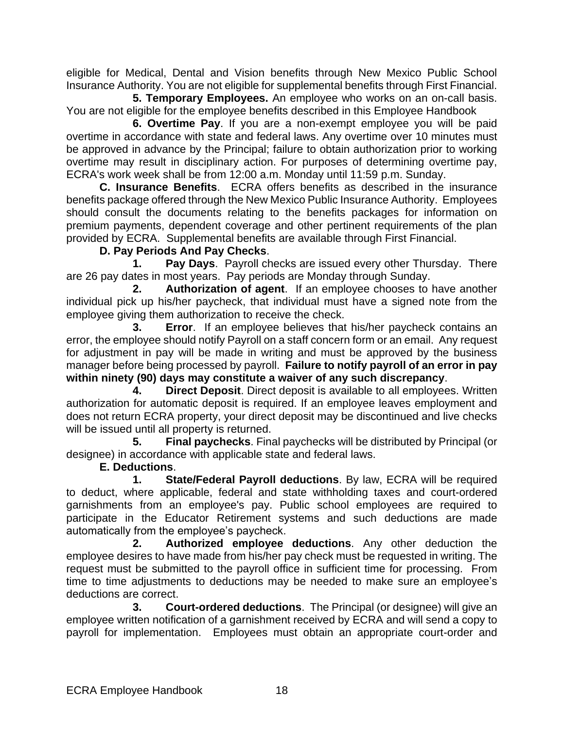eligible for Medical, Dental and Vision benefits through New Mexico Public School Insurance Authority. You are not eligible for supplemental benefits through First Financial.

**5. Temporary Employees.** An employee who works on an on-call basis. You are not eligible for the employee benefits described in this Employee Handbook

**6. Overtime Pay**. If you are a non-exempt employee you will be paid overtime in accordance with state and federal laws. Any overtime over 10 minutes must be approved in advance by the Principal; failure to obtain authorization prior to working overtime may result in disciplinary action. For purposes of determining overtime pay, ECRA's work week shall be from 12:00 a.m. Monday until 11:59 p.m. Sunday.

**C. Insurance Benefits**. ECRA offers benefits as described in the insurance benefits package offered through the New Mexico Public Insurance Authority. Employees should consult the documents relating to the benefits packages for information on premium payments, dependent coverage and other pertinent requirements of the plan provided by ECRA. Supplemental benefits are available through First Financial.

**D. Pay Periods And Pay Checks**.

**1. Pay Days**. Payroll checks are issued every other Thursday. There are 26 pay dates in most years. Pay periods are Monday through Sunday.

**2. Authorization of agent**. If an employee chooses to have another individual pick up his/her paycheck, that individual must have a signed note from the employee giving them authorization to receive the check.

**3. Error**. If an employee believes that his/her paycheck contains an error, the employee should notify Payroll on a staff concern form or an email. Any request for adjustment in pay will be made in writing and must be approved by the business manager before being processed by payroll. **Failure to notify payroll of an error in pay within ninety (90) days may constitute a waiver of any such discrepancy**.

**4. Direct Deposit**. Direct deposit is available to all employees. Written authorization for automatic deposit is required. If an employee leaves employment and does not return ECRA property, your direct deposit may be discontinued and live checks will be issued until all property is returned.

**5. Final paychecks**. Final paychecks will be distributed by Principal (or designee) in accordance with applicable state and federal laws.

**E. Deductions**.

**1. State/Federal Payroll deductions**. By law, ECRA will be required to deduct, where applicable, federal and state withholding taxes and court-ordered garnishments from an employee's pay. Public school employees are required to participate in the Educator Retirement systems and such deductions are made automatically from the employee's paycheck.

**2. Authorized employee deductions**. Any other deduction the employee desires to have made from his/her pay check must be requested in writing. The request must be submitted to the payroll office in sufficient time for processing. From time to time adjustments to deductions may be needed to make sure an employee's deductions are correct.

**3. Court-ordered deductions**. The Principal (or designee) will give an employee written notification of a garnishment received by ECRA and will send a copy to payroll for implementation. Employees must obtain an appropriate court-order and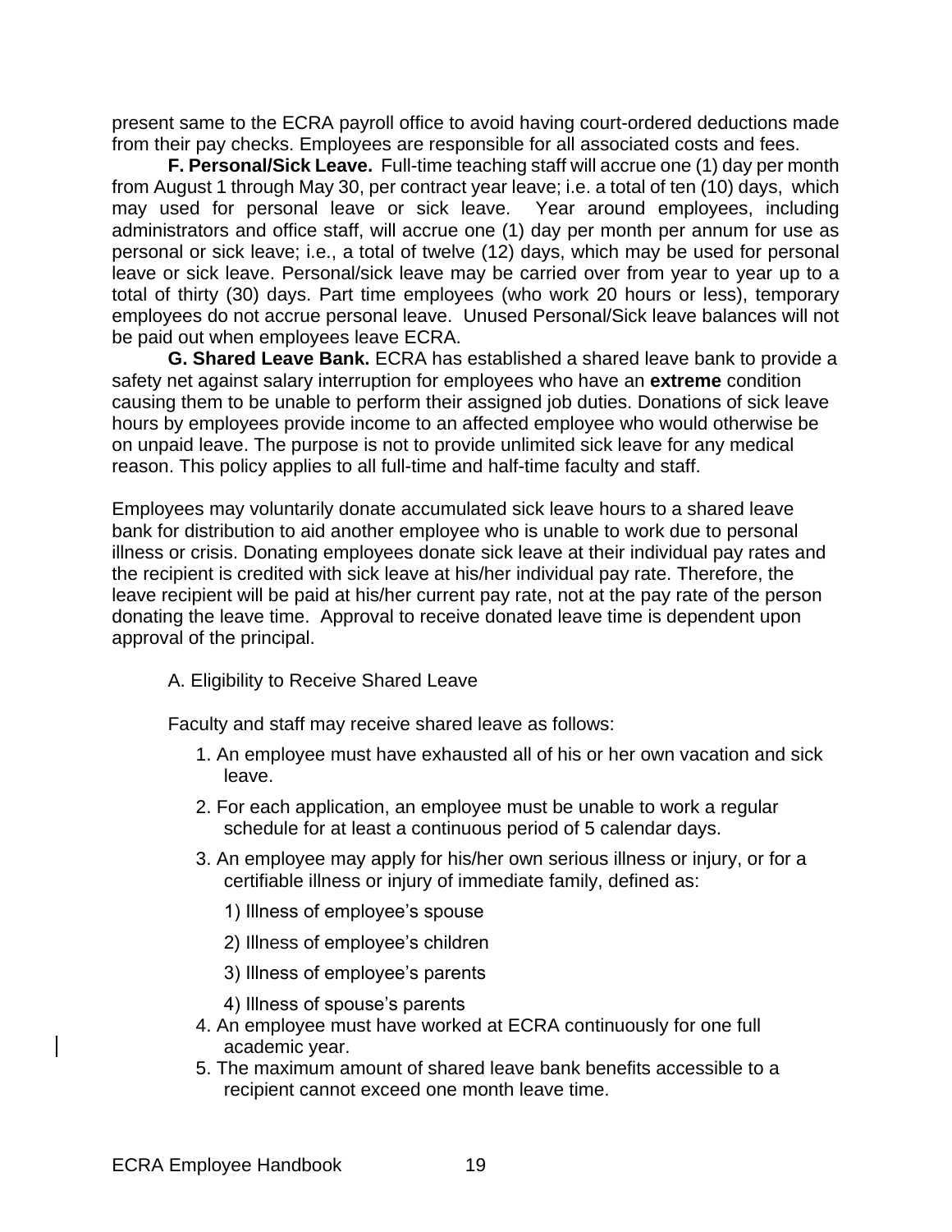present same to the ECRA payroll office to avoid having court-ordered deductions made from their pay checks. Employees are responsible for all associated costs and fees.

**F. Personal/Sick Leave.** Full-time teaching staff will accrue one (1) day per month from August 1 through May 30, per contract year leave; i.e. a total of ten (10) days, which may used for personal leave or sick leave. Year around employees, including administrators and office staff, will accrue one (1) day per month per annum for use as personal or sick leave; i.e., a total of twelve (12) days, which may be used for personal leave or sick leave. Personal/sick leave may be carried over from year to year up to a total of thirty (30) days. Part time employees (who work 20 hours or less), temporary employees do not accrue personal leave. Unused Personal/Sick leave balances will not be paid out when employees leave ECRA.

**G. Shared Leave Bank.** ECRA has established a shared leave bank to provide a safety net against salary interruption for employees who have an **extreme** condition causing them to be unable to perform their assigned job duties. Donations of sick leave hours by employees provide income to an affected employee who would otherwise be on unpaid leave. The purpose is not to provide unlimited sick leave for any medical reason. This policy applies to all full-time and half-time faculty and staff.

Employees may voluntarily donate accumulated sick leave hours to a shared leave bank for distribution to aid another employee who is unable to work due to personal illness or crisis. Donating employees donate sick leave at their individual pay rates and the recipient is credited with sick leave at his/her individual pay rate. Therefore, the leave recipient will be paid at his/her current pay rate, not at the pay rate of the person donating the leave time. Approval to receive donated leave time is dependent upon approval of the principal.

A. Eligibility to Receive Shared Leave

Faculty and staff may receive shared leave as follows:

1. An employee must have exhausted all of his or her own vacation and sick leave.
2. For each application, an employee must be unable to work a regular schedule for at least a continuous period of 5 calendar days.
3. An employee may apply for his/her own serious illness or injury, or for a certifiable illness or injury of immediate family, defined as:
   1) Illness of employee's spouse
   2) Illness of employee's children
   3) Illness of employee's parents
   4) Illness of spouse's parents
4. An employee must have worked at ECRA continuously for one full academic year.
5. The maximum amount of shared leave bank benefits accessible to a recipient cannot exceed one month leave time.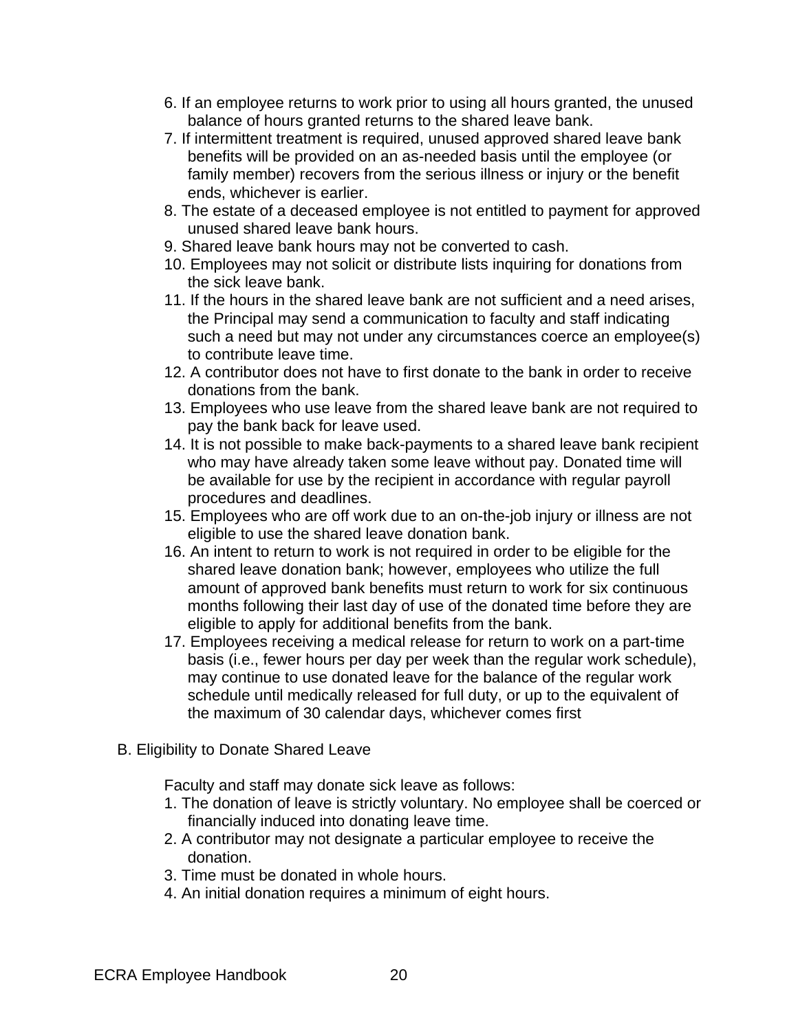6. If an employee returns to work prior to using all hours granted, the unused balance of hours granted returns to the shared leave bank.
7. If intermittent treatment is required, unused approved shared leave bank benefits will be provided on an as-needed basis until the employee (or family member) recovers from the serious illness or injury or the benefit ends, whichever is earlier.
8. The estate of a deceased employee is not entitled to payment for approved unused shared leave bank hours.
9. Shared leave bank hours may not be converted to cash.
10. Employees may not solicit or distribute lists inquiring for donations from the sick leave bank.
11. If the hours in the shared leave bank are not sufficient and a need arises, the Principal may send a communication to faculty and staff indicating such a need but may not under any circumstances coerce an employee(s) to contribute leave time.
12. A contributor does not have to first donate to the bank in order to receive donations from the bank.
13. Employees who use leave from the shared leave bank are not required to pay the bank back for leave used.
14. It is not possible to make back-payments to a shared leave bank recipient who may have already taken some leave without pay. Donated time will be available for use by the recipient in accordance with regular payroll procedures and deadlines.
15. Employees who are off work due to an on-the-job injury or illness are not eligible to use the shared leave donation bank.
16. An intent to return to work is not required in order to be eligible for the shared leave donation bank; however, employees who utilize the full amount of approved bank benefits must return to work for six continuous months following their last day of use of the donated time before they are eligible to apply for additional benefits from the bank.
17. Employees receiving a medical release for return to work on a part-time basis (i.e., fewer hours per day per week than the regular work schedule), may continue to use donated leave for the balance of the regular work schedule until medically released for full duty, or up to the equivalent of the maximum of 30 calendar days, whichever comes first

B. Eligibility to Donate Shared Leave

Faculty and staff may donate sick leave as follows:

1. The donation of leave is strictly voluntary. No employee shall be coerced or financially induced into donating leave time.
2. A contributor may not designate a particular employee to receive the donation.
3. Time must be donated in whole hours.
4. An initial donation requires a minimum of eight hours.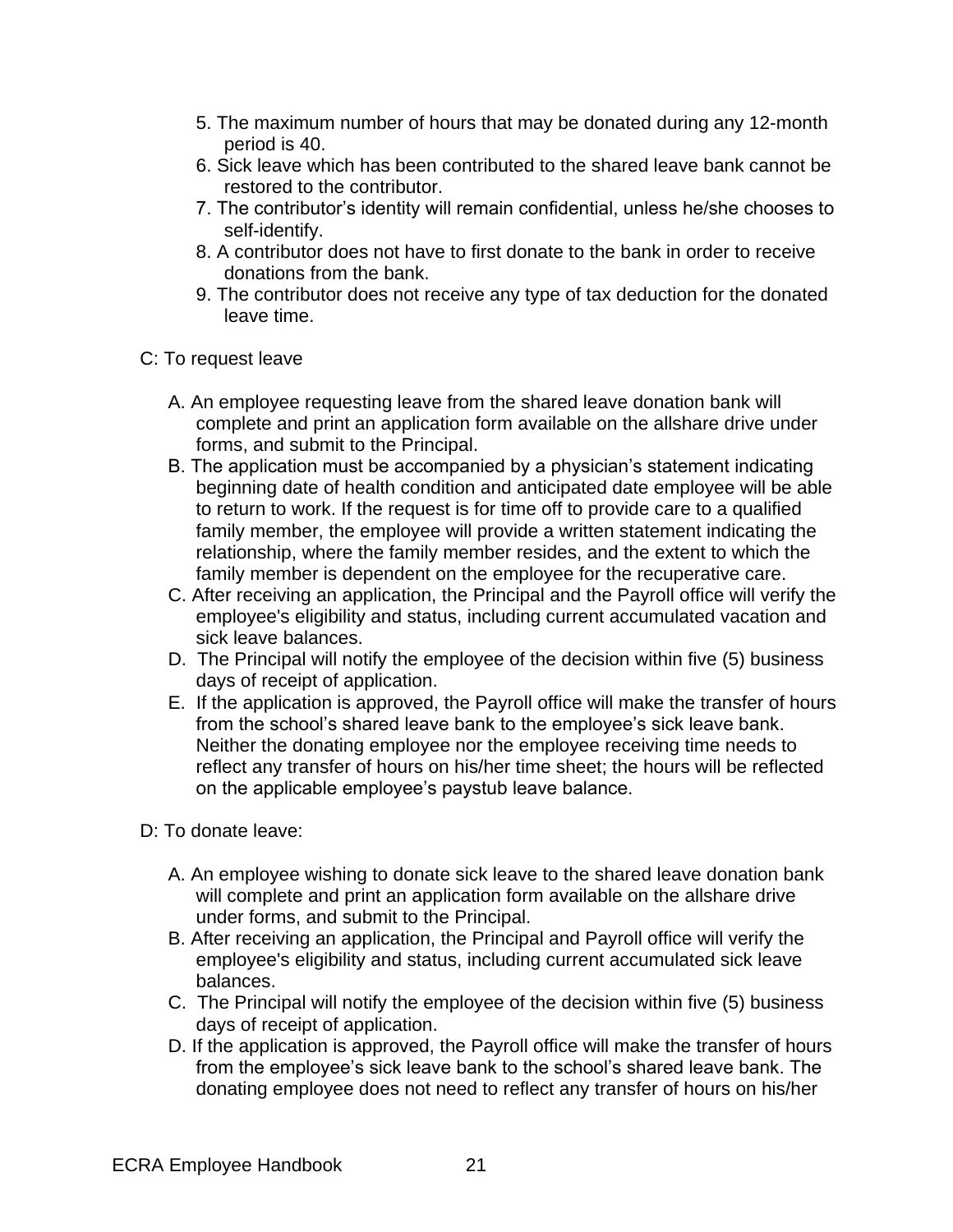5. The maximum number of hours that may be donated during any 12-month period is 40.
6. Sick leave which has been contributed to the shared leave bank cannot be restored to the contributor.
7. The contributor's identity will remain confidential, unless he/she chooses to self-identify.
8. A contributor does not have to first donate to the bank in order to receive donations from the bank.
9. The contributor does not receive any type of tax deduction for the donated leave time.

C: To request leave

A. An employee requesting leave from the shared leave donation bank will complete and print an application form available on the allshare drive under forms, and submit to the Principal.
B. The application must be accompanied by a physician's statement indicating beginning date of health condition and anticipated date employee will be able to return to work. If the request is for time off to provide care to a qualified family member, the employee will provide a written statement indicating the relationship, where the family member resides, and the extent to which the family member is dependent on the employee for the recuperative care.
C. After receiving an application, the Principal and the Payroll office will verify the employee's eligibility and status, including current accumulated vacation and sick leave balances.
D. The Principal will notify the employee of the decision within five (5) business days of receipt of application.
E. If the application is approved, the Payroll office will make the transfer of hours from the school's shared leave bank to the employee's sick leave bank. Neither the donating employee nor the employee receiving time needs to reflect any transfer of hours on his/her time sheet; the hours will be reflected on the applicable employee's paystub leave balance.

D: To donate leave:

A. An employee wishing to donate sick leave to the shared leave donation bank will complete and print an application form available on the allshare drive under forms, and submit to the Principal.
B. After receiving an application, the Principal and Payroll office will verify the employee's eligibility and status, including current accumulated sick leave balances.
C. The Principal will notify the employee of the decision within five (5) business days of receipt of application.
D. If the application is approved, the Payroll office will make the transfer of hours from the employee's sick leave bank to the school's shared leave bank. The donating employee does not need to reflect any transfer of hours on his/her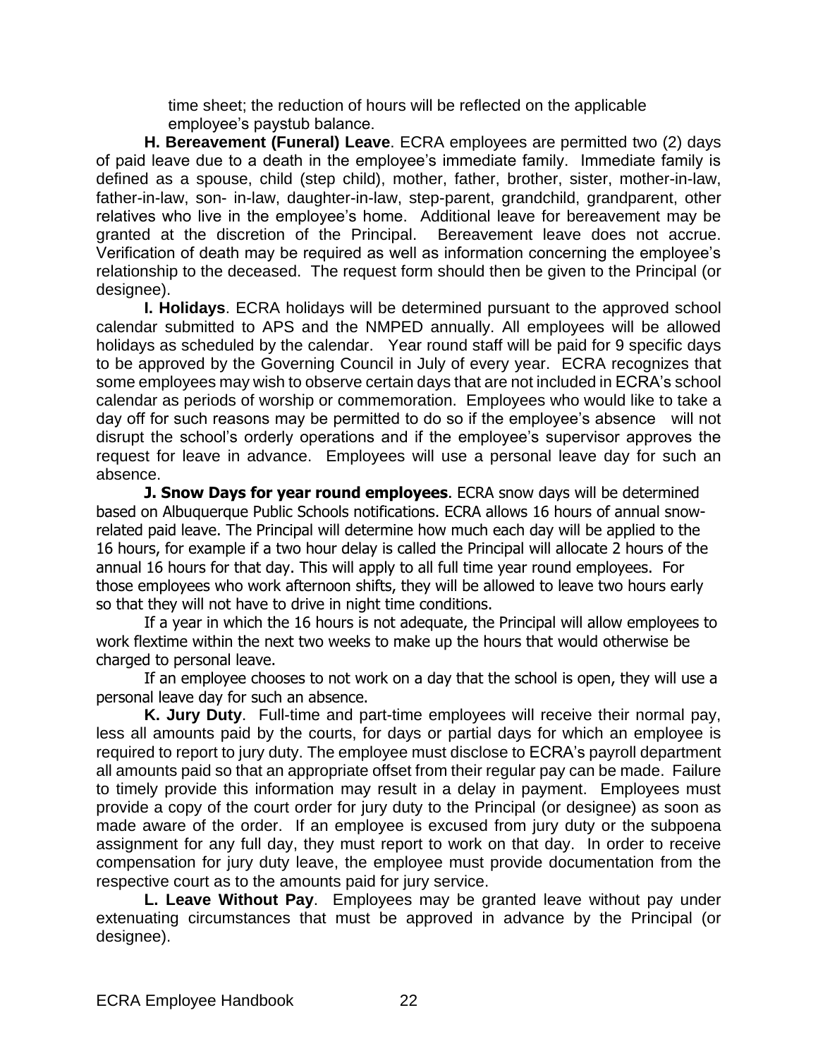time sheet; the reduction of hours will be reflected on the applicable employee's paystub balance.

**H. Bereavement (Funeral) Leave**. ECRA employees are permitted two (2) days of paid leave due to a death in the employee's immediate family. Immediate family is defined as a spouse, child (step child), mother, father, brother, sister, mother-in-law, father-in-law, son- in-law, daughter-in-law, step-parent, grandchild, grandparent, other relatives who live in the employee's home. Additional leave for bereavement may be granted at the discretion of the Principal. Bereavement leave does not accrue. Verification of death may be required as well as information concerning the employee's relationship to the deceased. The request form should then be given to the Principal (or designee).

**I. Holidays**. ECRA holidays will be determined pursuant to the approved school calendar submitted to APS and the NMPED annually. All employees will be allowed holidays as scheduled by the calendar. Year round staff will be paid for 9 specific days to be approved by the Governing Council in July of every year. ECRA recognizes that some employees may wish to observe certain days that are not included in ECRA's school calendar as periods of worship or commemoration. Employees who would like to take a day off for such reasons may be permitted to do so if the employee's absence will not disrupt the school's orderly operations and if the employee's supervisor approves the request for leave in advance. Employees will use a personal leave day for such an absence.

**J. Snow Days for year round employees**. ECRA snow days will be determined based on Albuquerque Public Schools notifications. ECRA allows 16 hours of annual snow-related paid leave. The Principal will determine how much each day will be applied to the 16 hours, for example if a two hour delay is called the Principal will allocate 2 hours of the annual 16 hours for that day. This will apply to all full time year round employees. For those employees who work afternoon shifts, they will be allowed to leave two hours early so that they will not have to drive in night time conditions.

If a year in which the 16 hours is not adequate, the Principal will allow employees to work flextime within the next two weeks to make up the hours that would otherwise be charged to personal leave.

If an employee chooses to not work on a day that the school is open, they will use a personal leave day for such an absence.

**K. Jury Duty**. Full-time and part-time employees will receive their normal pay, less all amounts paid by the courts, for days or partial days for which an employee is required to report to jury duty. The employee must disclose to ECRA's payroll department all amounts paid so that an appropriate offset from their regular pay can be made. Failure to timely provide this information may result in a delay in payment. Employees must provide a copy of the court order for jury duty to the Principal (or designee) as soon as made aware of the order. If an employee is excused from jury duty or the subpoena assignment for any full day, they must report to work on that day. In order to receive compensation for jury duty leave, the employee must provide documentation from the respective court as to the amounts paid for jury service.

**L. Leave Without Pay**. Employees may be granted leave without pay under extenuating circumstances that must be approved in advance by the Principal (or designee).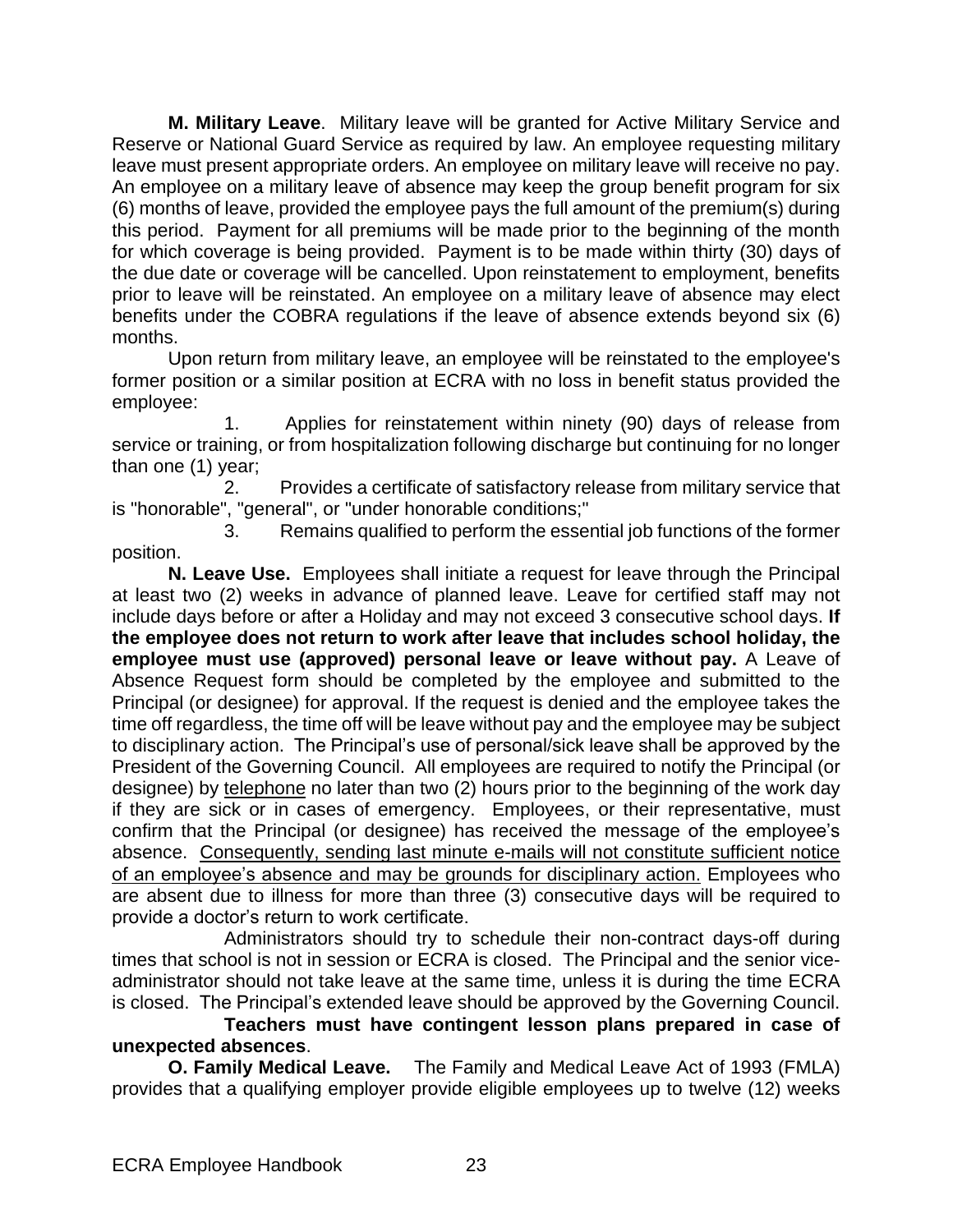**M. Military Leave**. Military leave will be granted for Active Military Service and Reserve or National Guard Service as required by law. An employee requesting military leave must present appropriate orders. An employee on military leave will receive no pay. An employee on a military leave of absence may keep the group benefit program for six (6) months of leave, provided the employee pays the full amount of the premium(s) during this period. Payment for all premiums will be made prior to the beginning of the month for which coverage is being provided. Payment is to be made within thirty (30) days of the due date or coverage will be cancelled. Upon reinstatement to employment, benefits prior to leave will be reinstated. An employee on a military leave of absence may elect benefits under the COBRA regulations if the leave of absence extends beyond six (6) months.

Upon return from military leave, an employee will be reinstated to the employee's former position or a similar position at ECRA with no loss in benefit status provided the employee:

1. Applies for reinstatement within ninety (90) days of release from service or training, or from hospitalization following discharge but continuing for no longer than one (1) year;
2. Provides a certificate of satisfactory release from military service that is "honorable", "general", or "under honorable conditions;"
3. Remains qualified to perform the essential job functions of the former position.

**N. Leave Use.** Employees shall initiate a request for leave through the Principal at least two (2) weeks in advance of planned leave. Leave for certified staff may not include days before or after a Holiday and may not exceed 3 consecutive school days. **If the employee does not return to work after leave that includes school holiday, the employee must use (approved) personal leave or leave without pay.** A Leave of Absence Request form should be completed by the employee and submitted to the Principal (or designee) for approval. If the request is denied and the employee takes the time off regardless, the time off will be leave without pay and the employee may be subject to disciplinary action. The Principal's use of personal/sick leave shall be approved by the President of the Governing Council. All employees are required to notify the Principal (or designee) by <u>telephone</u> no later than two (2) hours prior to the beginning of the work day if they are sick or in cases of emergency. Employees, or their representative, must confirm that the Principal (or designee) has received the message of the employee's absence. <u>Consequently, sending last minute e-mails will not constitute sufficient notice of an employee's absence and may be grounds for disciplinary action.</u> Employees who are absent due to illness for more than three (3) consecutive days will be required to provide a doctor's return to work certificate.

Administrators should try to schedule their non-contract days-off during times that school is not in session or ECRA is closed. The Principal and the senior vice-administrator should not take leave at the same time, unless it is during the time ECRA is closed. The Principal's extended leave should be approved by the Governing Council.

**Teachers must have contingent lesson plans prepared in case of unexpected absences**.

**O. Family Medical Leave.** The Family and Medical Leave Act of 1993 (FMLA) provides that a qualifying employer provide eligible employees up to twelve (12) weeks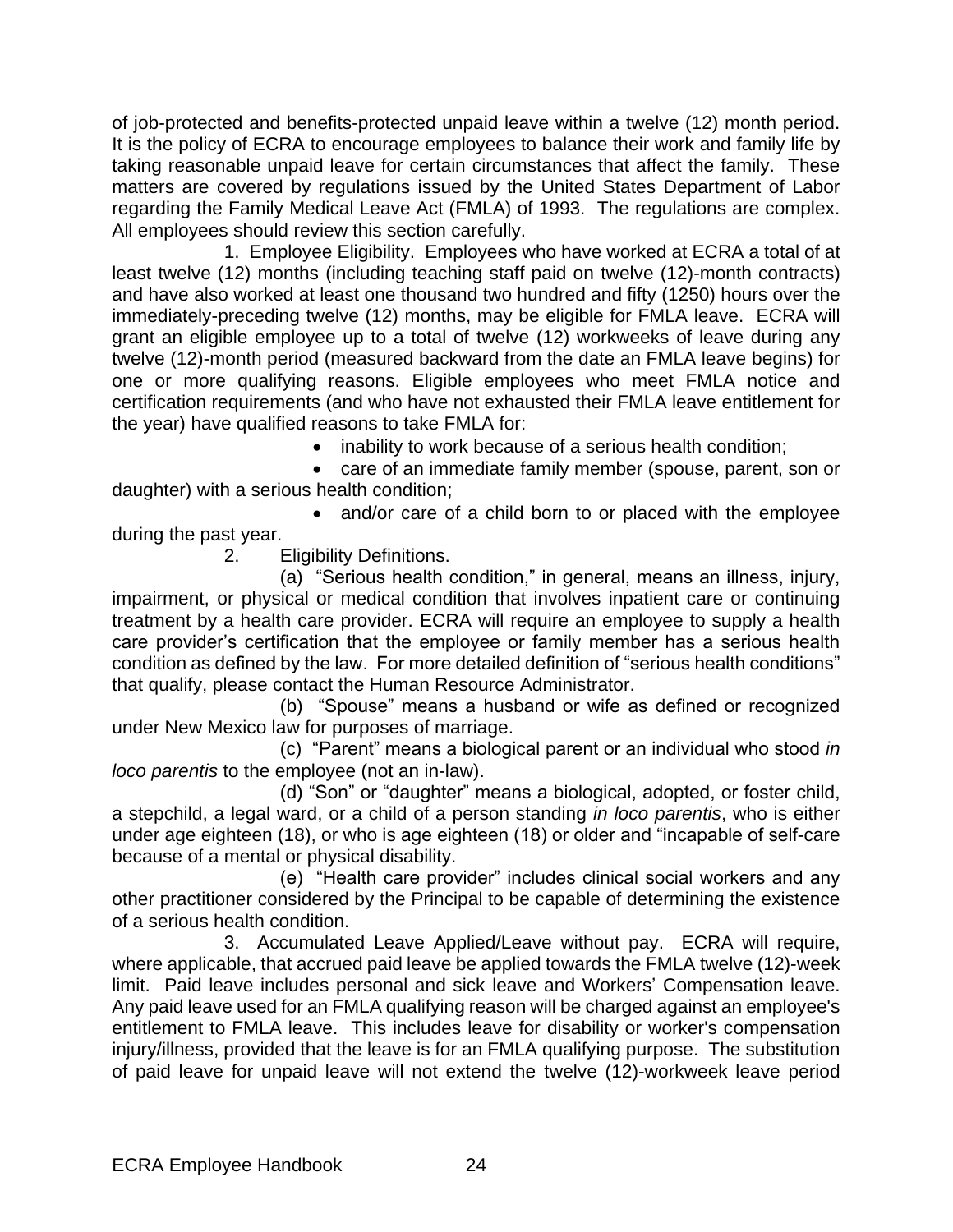of job-protected and benefits-protected unpaid leave within a twelve (12) month period. It is the policy of ECRA to encourage employees to balance their work and family life by taking reasonable unpaid leave for certain circumstances that affect the family. These matters are covered by regulations issued by the United States Department of Labor regarding the Family Medical Leave Act (FMLA) of 1993. The regulations are complex. All employees should review this section carefully.

1. Employee Eligibility. Employees who have worked at ECRA a total of at least twelve (12) months (including teaching staff paid on twelve (12)-month contracts) and have also worked at least one thousand two hundred and fifty (1250) hours over the immediately-preceding twelve (12) months, may be eligible for FMLA leave. ECRA will grant an eligible employee up to a total of twelve (12) workweeks of leave during any twelve (12)-month period (measured backward from the date an FMLA leave begins) for one or more qualifying reasons. Eligible employees who meet FMLA notice and certification requirements (and who have not exhausted their FMLA leave entitlement for the year) have qualified reasons to take FMLA for:

- inability to work because of a serious health condition;
- care of an immediate family member (spouse, parent, son or daughter) with a serious health condition;
- and/or care of a child born to or placed with the employee during the past year.

2. Eligibility Definitions.

(a) "Serious health condition," in general, means an illness, injury, impairment, or physical or medical condition that involves inpatient care or continuing treatment by a health care provider. ECRA will require an employee to supply a health care provider's certification that the employee or family member has a serious health condition as defined by the law. For more detailed definition of "serious health conditions" that qualify, please contact the Human Resource Administrator.

(b) "Spouse" means a husband or wife as defined or recognized under New Mexico law for purposes of marriage.

(c) "Parent" means a biological parent or an individual who stood *in loco parentis* to the employee (not an in-law).

(d) "Son" or "daughter" means a biological, adopted, or foster child, a stepchild, a legal ward, or a child of a person standing *in loco parentis*, who is either under age eighteen (18), or who is age eighteen (18) or older and "incapable of self-care because of a mental or physical disability.

(e) "Health care provider" includes clinical social workers and any other practitioner considered by the Principal to be capable of determining the existence of a serious health condition.

3. Accumulated Leave Applied/Leave without pay. ECRA will require, where applicable, that accrued paid leave be applied towards the FMLA twelve (12)-week limit. Paid leave includes personal and sick leave and Workers' Compensation leave. Any paid leave used for an FMLA qualifying reason will be charged against an employee's entitlement to FMLA leave. This includes leave for disability or worker's compensation injury/illness, provided that the leave is for an FMLA qualifying purpose. The substitution of paid leave for unpaid leave will not extend the twelve (12)-workweek leave period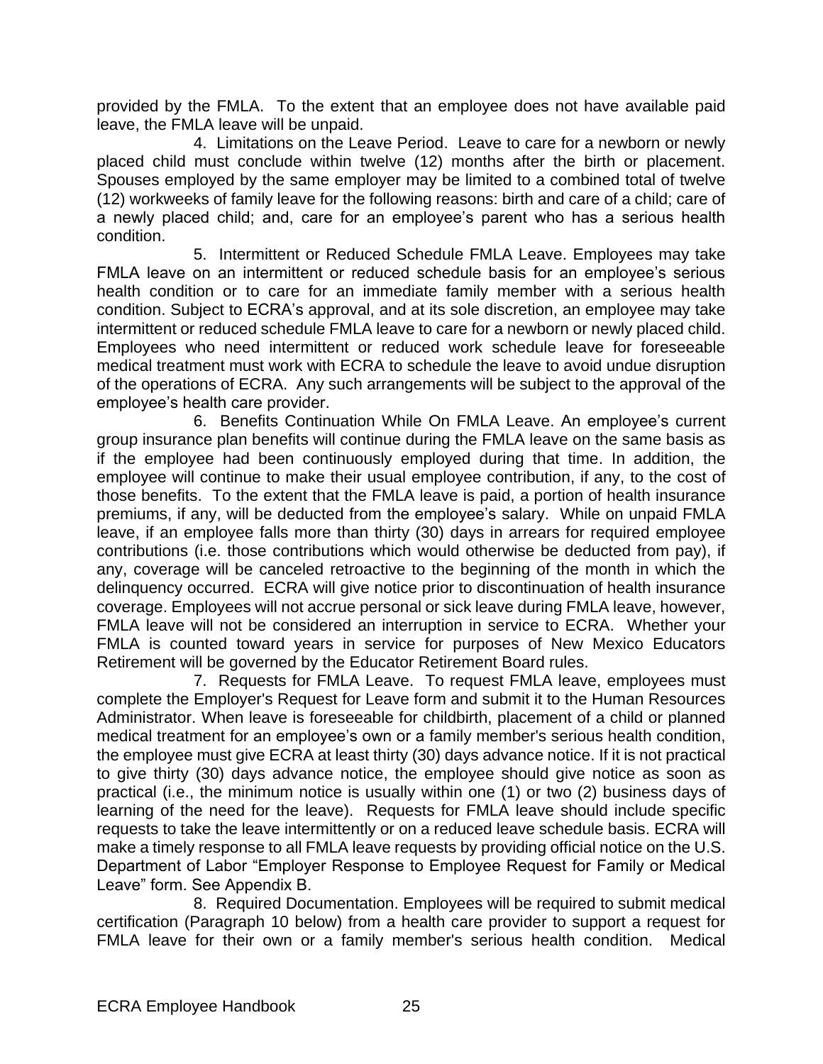provided by the FMLA. To the extent that an employee does not have available paid leave, the FMLA leave will be unpaid.

4. Limitations on the Leave Period. Leave to care for a newborn or newly placed child must conclude within twelve (12) months after the birth or placement. Spouses employed by the same employer may be limited to a combined total of twelve (12) workweeks of family leave for the following reasons: birth and care of a child; care of a newly placed child; and, care for an employee's parent who has a serious health condition.

5. Intermittent or Reduced Schedule FMLA Leave. Employees may take FMLA leave on an intermittent or reduced schedule basis for an employee's serious health condition or to care for an immediate family member with a serious health condition. Subject to ECRA's approval, and at its sole discretion, an employee may take intermittent or reduced schedule FMLA leave to care for a newborn or newly placed child. Employees who need intermittent or reduced work schedule leave for foreseeable medical treatment must work with ECRA to schedule the leave to avoid undue disruption of the operations of ECRA. Any such arrangements will be subject to the approval of the employee's health care provider.

6. Benefits Continuation While On FMLA Leave. An employee's current group insurance plan benefits will continue during the FMLA leave on the same basis as if the employee had been continuously employed during that time. In addition, the employee will continue to make their usual employee contribution, if any, to the cost of those benefits. To the extent that the FMLA leave is paid, a portion of health insurance premiums, if any, will be deducted from the employee's salary. While on unpaid FMLA leave, if an employee falls more than thirty (30) days in arrears for required employee contributions (i.e. those contributions which would otherwise be deducted from pay), if any, coverage will be canceled retroactive to the beginning of the month in which the delinquency occurred. ECRA will give notice prior to discontinuation of health insurance coverage. Employees will not accrue personal or sick leave during FMLA leave, however, FMLA leave will not be considered an interruption in service to ECRA. Whether your FMLA is counted toward years in service for purposes of New Mexico Educators Retirement will be governed by the Educator Retirement Board rules.

7. Requests for FMLA Leave. To request FMLA leave, employees must complete the Employer's Request for Leave form and submit it to the Human Resources Administrator. When leave is foreseeable for childbirth, placement of a child or planned medical treatment for an employee's own or a family member's serious health condition, the employee must give ECRA at least thirty (30) days advance notice. If it is not practical to give thirty (30) days advance notice, the employee should give notice as soon as practical (i.e., the minimum notice is usually within one (1) or two (2) business days of learning of the need for the leave). Requests for FMLA leave should include specific requests to take the leave intermittently or on a reduced leave schedule basis. ECRA will make a timely response to all FMLA leave requests by providing official notice on the U.S. Department of Labor "Employer Response to Employee Request for Family or Medical Leave" form. See Appendix B.

8. Required Documentation. Employees will be required to submit medical certification (Paragraph 10 below) from a health care provider to support a request for FMLA leave for their own or a family member's serious health condition. Medical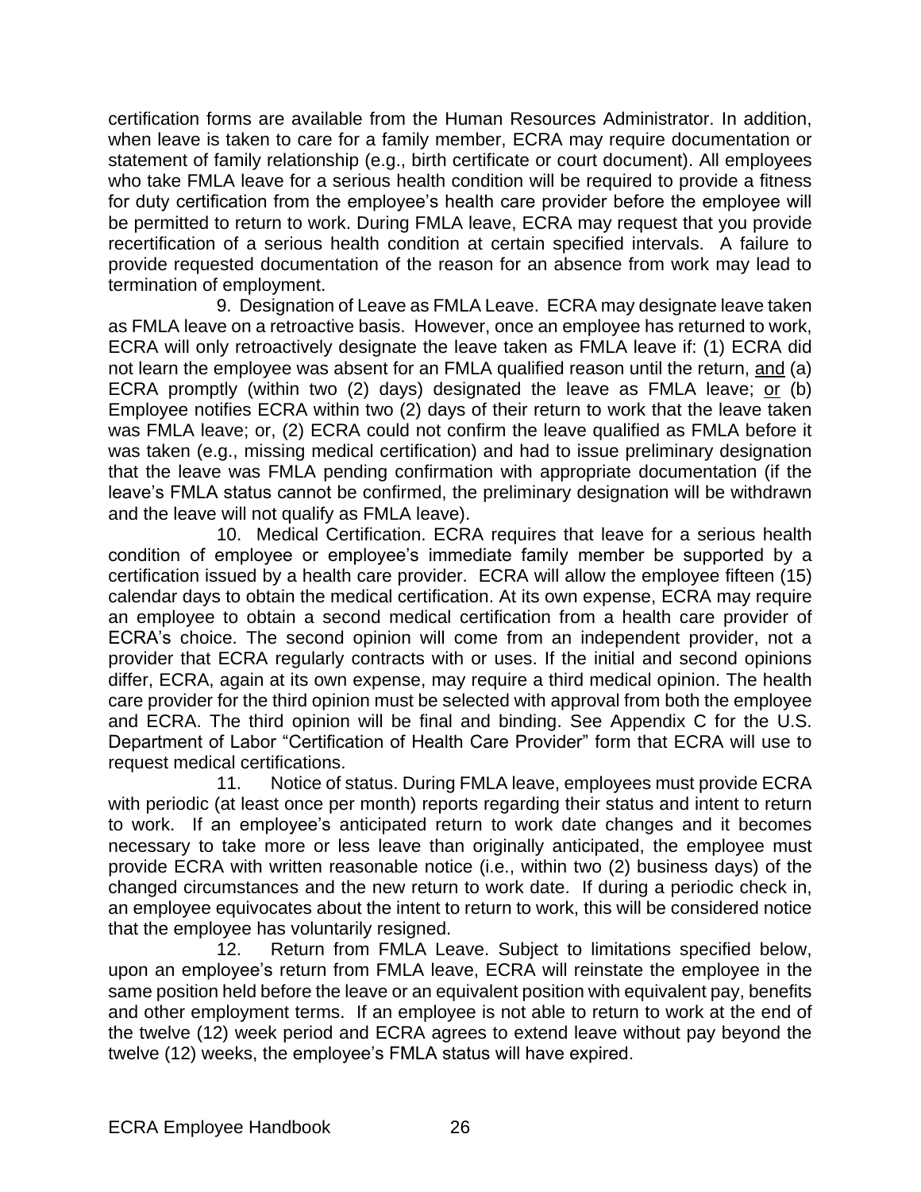certification forms are available from the Human Resources Administrator. In addition, when leave is taken to care for a family member, ECRA may require documentation or statement of family relationship (e.g., birth certificate or court document). All employees who take FMLA leave for a serious health condition will be required to provide a fitness for duty certification from the employee's health care provider before the employee will be permitted to return to work. During FMLA leave, ECRA may request that you provide recertification of a serious health condition at certain specified intervals. A failure to provide requested documentation of the reason for an absence from work may lead to termination of employment.

9. Designation of Leave as FMLA Leave. ECRA may designate leave taken as FMLA leave on a retroactive basis. However, once an employee has returned to work, ECRA will only retroactively designate the leave taken as FMLA leave if: (1) ECRA did not learn the employee was absent for an FMLA qualified reason until the return, <u>and</u> (a) ECRA promptly (within two (2) days) designated the leave as FMLA leave; <u>or</u> (b) Employee notifies ECRA within two (2) days of their return to work that the leave taken was FMLA leave; or, (2) ECRA could not confirm the leave qualified as FMLA before it was taken (e.g., missing medical certification) and had to issue preliminary designation that the leave was FMLA pending confirmation with appropriate documentation (if the leave's FMLA status cannot be confirmed, the preliminary designation will be withdrawn and the leave will not qualify as FMLA leave).

10. Medical Certification. ECRA requires that leave for a serious health condition of employee or employee's immediate family member be supported by a certification issued by a health care provider. ECRA will allow the employee fifteen (15) calendar days to obtain the medical certification. At its own expense, ECRA may require an employee to obtain a second medical certification from a health care provider of ECRA's choice. The second opinion will come from an independent provider, not a provider that ECRA regularly contracts with or uses. If the initial and second opinions differ, ECRA, again at its own expense, may require a third medical opinion. The health care provider for the third opinion must be selected with approval from both the employee and ECRA. The third opinion will be final and binding. See Appendix C for the U.S. Department of Labor "Certification of Health Care Provider" form that ECRA will use to request medical certifications.

11. Notice of status. During FMLA leave, employees must provide ECRA with periodic (at least once per month) reports regarding their status and intent to return to work. If an employee's anticipated return to work date changes and it becomes necessary to take more or less leave than originally anticipated, the employee must provide ECRA with written reasonable notice (i.e., within two (2) business days) of the changed circumstances and the new return to work date. If during a periodic check in, an employee equivocates about the intent to return to work, this will be considered notice that the employee has voluntarily resigned.

12. Return from FMLA Leave. Subject to limitations specified below, upon an employee's return from FMLA leave, ECRA will reinstate the employee in the same position held before the leave or an equivalent position with equivalent pay, benefits and other employment terms. If an employee is not able to return to work at the end of the twelve (12) week period and ECRA agrees to extend leave without pay beyond the twelve (12) weeks, the employee's FMLA status will have expired.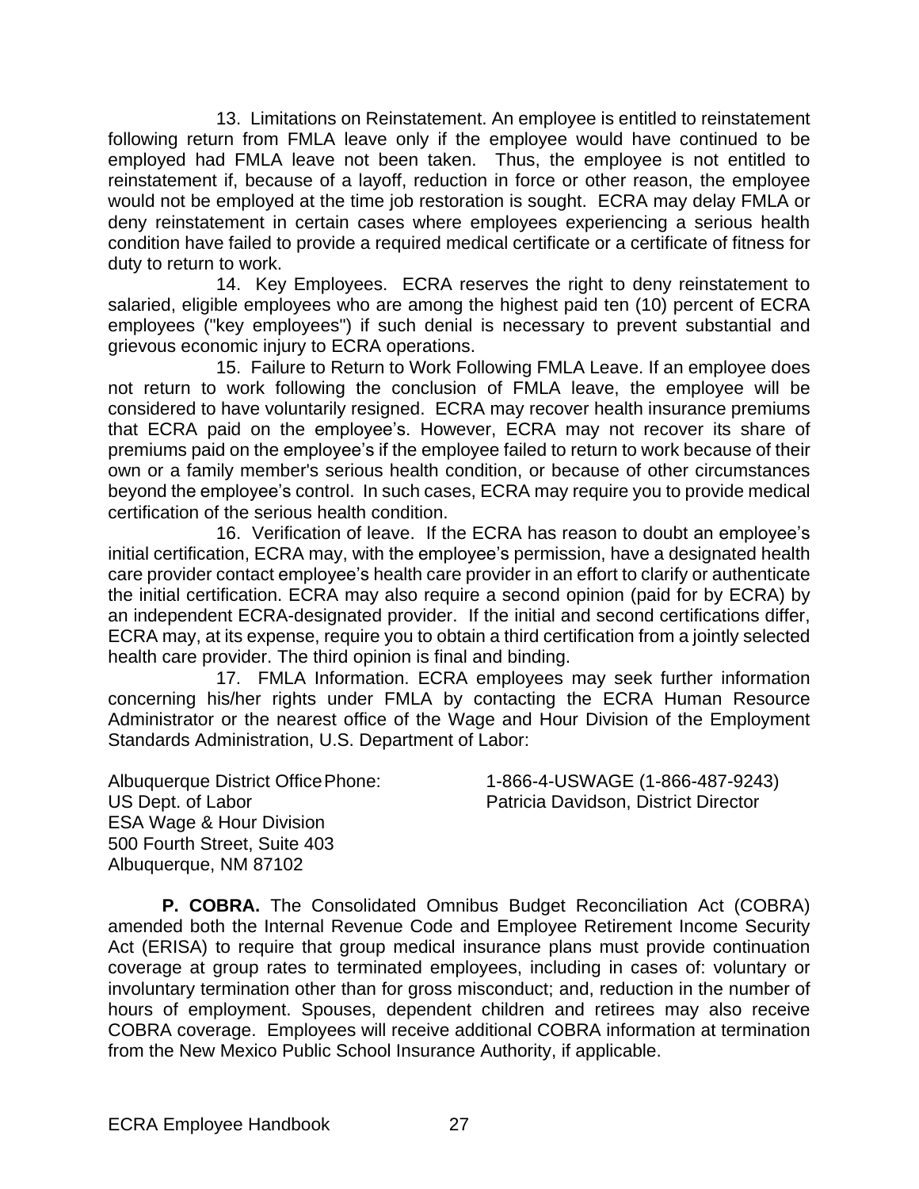13. Limitations on Reinstatement. An employee is entitled to reinstatement following return from FMLA leave only if the employee would have continued to be employed had FMLA leave not been taken. Thus, the employee is not entitled to reinstatement if, because of a layoff, reduction in force or other reason, the employee would not be employed at the time job restoration is sought. ECRA may delay FMLA or deny reinstatement in certain cases where employees experiencing a serious health condition have failed to provide a required medical certificate or a certificate of fitness for duty to return to work.

14. Key Employees. ECRA reserves the right to deny reinstatement to salaried, eligible employees who are among the highest paid ten (10) percent of ECRA employees ("key employees") if such denial is necessary to prevent substantial and grievous economic injury to ECRA operations.

15. Failure to Return to Work Following FMLA Leave. If an employee does not return to work following the conclusion of FMLA leave, the employee will be considered to have voluntarily resigned. ECRA may recover health insurance premiums that ECRA paid on the employee's. However, ECRA may not recover its share of premiums paid on the employee's if the employee failed to return to work because of their own or a family member's serious health condition, or because of other circumstances beyond the employee's control. In such cases, ECRA may require you to provide medical certification of the serious health condition.

16. Verification of leave. If the ECRA has reason to doubt an employee's initial certification, ECRA may, with the employee's permission, have a designated health care provider contact employee's health care provider in an effort to clarify or authenticate the initial certification. ECRA may also require a second opinion (paid for by ECRA) by an independent ECRA-designated provider. If the initial and second certifications differ, ECRA may, at its expense, require you to obtain a third certification from a jointly selected health care provider. The third opinion is final and binding.

17. FMLA Information. ECRA employees may seek further information concerning his/her rights under FMLA by contacting the ECRA Human Resource Administrator or the nearest office of the Wage and Hour Division of the Employment Standards Administration, U.S. Department of Labor:

Albuquerque District Office
US Dept. of Labor
ESA Wage & Hour Division
500 Fourth Street, Suite 403
Albuquerque, NM 87102

Phone: 1-866-4-USWAGE (1-866-487-9243)
Patricia Davidson, District Director

**P. COBRA.** The Consolidated Omnibus Budget Reconciliation Act (COBRA) amended both the Internal Revenue Code and Employee Retirement Income Security Act (ERISA) to require that group medical insurance plans must provide continuation coverage at group rates to terminated employees, including in cases of: voluntary or involuntary termination other than for gross misconduct; and, reduction in the number of hours of employment. Spouses, dependent children and retirees may also receive COBRA coverage. Employees will receive additional COBRA information at termination from the New Mexico Public School Insurance Authority, if applicable.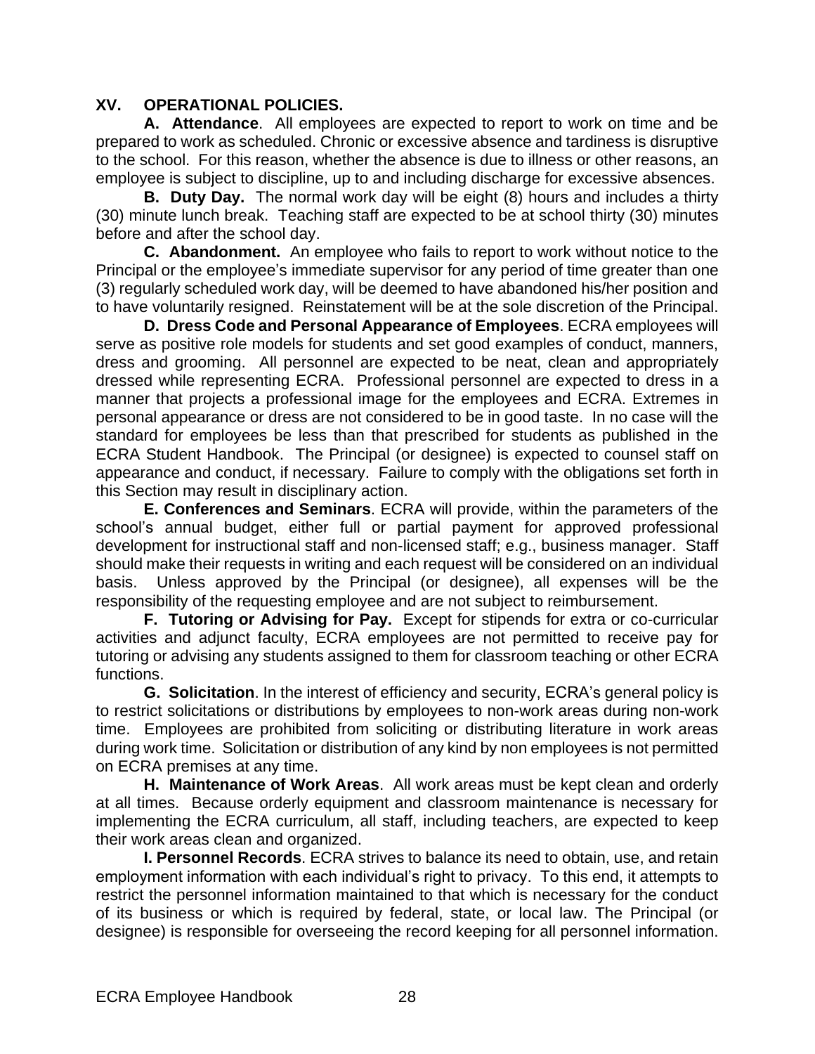## XV. OPERATIONAL POLICIES.

**A. Attendance**. All employees are expected to report to work on time and be prepared to work as scheduled. Chronic or excessive absence and tardiness is disruptive to the school. For this reason, whether the absence is due to illness or other reasons, an employee is subject to discipline, up to and including discharge for excessive absences.

**B. Duty Day.** The normal work day will be eight (8) hours and includes a thirty (30) minute lunch break. Teaching staff are expected to be at school thirty (30) minutes before and after the school day.

**C. Abandonment.** An employee who fails to report to work without notice to the Principal or the employee's immediate supervisor for any period of time greater than one (3) regularly scheduled work day, will be deemed to have abandoned his/her position and to have voluntarily resigned. Reinstatement will be at the sole discretion of the Principal.

**D. Dress Code and Personal Appearance of Employees**. ECRA employees will serve as positive role models for students and set good examples of conduct, manners, dress and grooming. All personnel are expected to be neat, clean and appropriately dressed while representing ECRA. Professional personnel are expected to dress in a manner that projects a professional image for the employees and ECRA. Extremes in personal appearance or dress are not considered to be in good taste. In no case will the standard for employees be less than that prescribed for students as published in the ECRA Student Handbook. The Principal (or designee) is expected to counsel staff on appearance and conduct, if necessary. Failure to comply with the obligations set forth in this Section may result in disciplinary action.

**E. Conferences and Seminars**. ECRA will provide, within the parameters of the school's annual budget, either full or partial payment for approved professional development for instructional staff and non-licensed staff; e.g., business manager. Staff should make their requests in writing and each request will be considered on an individual basis. Unless approved by the Principal (or designee), all expenses will be the responsibility of the requesting employee and are not subject to reimbursement.

**F. Tutoring or Advising for Pay.** Except for stipends for extra or co-curricular activities and adjunct faculty, ECRA employees are not permitted to receive pay for tutoring or advising any students assigned to them for classroom teaching or other ECRA functions.

**G. Solicitation**. In the interest of efficiency and security, ECRA's general policy is to restrict solicitations or distributions by employees to non-work areas during non-work time. Employees are prohibited from soliciting or distributing literature in work areas during work time. Solicitation or distribution of any kind by non employees is not permitted on ECRA premises at any time.

**H. Maintenance of Work Areas**. All work areas must be kept clean and orderly at all times. Because orderly equipment and classroom maintenance is necessary for implementing the ECRA curriculum, all staff, including teachers, are expected to keep their work areas clean and organized.

**I. Personnel Records**. ECRA strives to balance its need to obtain, use, and retain employment information with each individual's right to privacy. To this end, it attempts to restrict the personnel information maintained to that which is necessary for the conduct of its business or which is required by federal, state, or local law. The Principal (or designee) is responsible for overseeing the record keeping for all personnel information.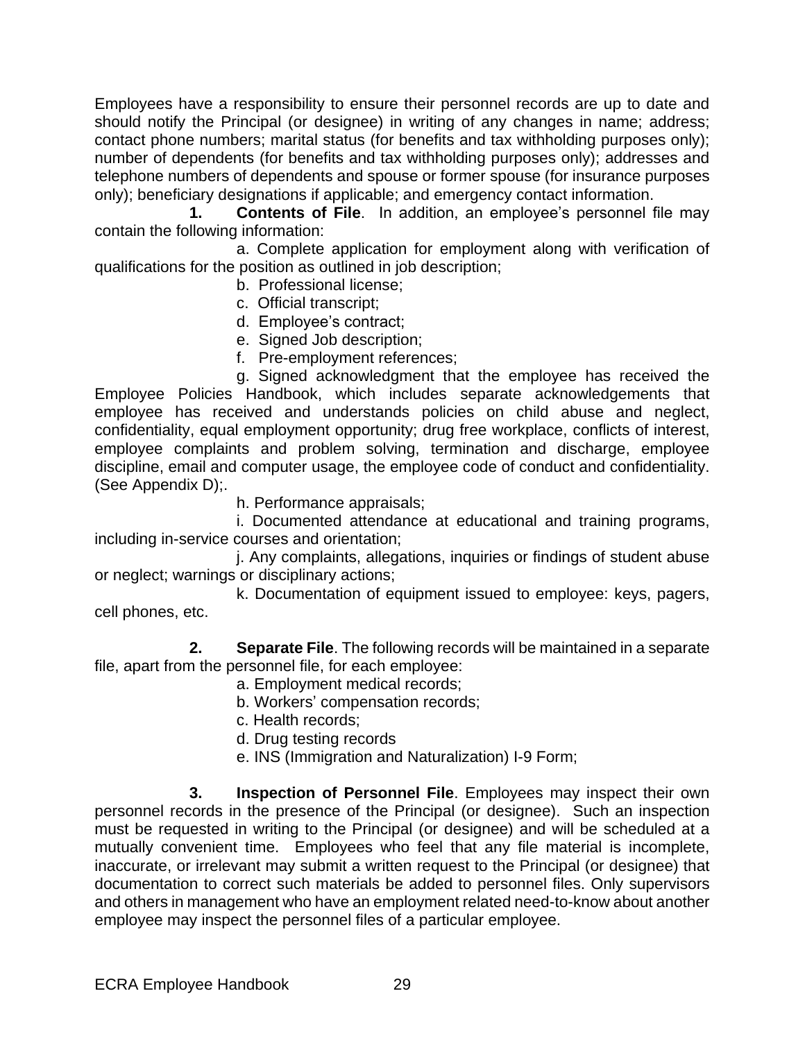Employees have a responsibility to ensure their personnel records are up to date and should notify the Principal (or designee) in writing of any changes in name; address; contact phone numbers; marital status (for benefits and tax withholding purposes only); number of dependents (for benefits and tax withholding purposes only); addresses and telephone numbers of dependents and spouse or former spouse (for insurance purposes only); beneficiary designations if applicable; and emergency contact information.

**1. Contents of File**. In addition, an employee's personnel file may contain the following information:

a. Complete application for employment along with verification of qualifications for the position as outlined in job description;

b. Professional license;

c. Official transcript;

d. Employee's contract;

e. Signed Job description;

f. Pre-employment references;

g. Signed acknowledgment that the employee has received the Employee Policies Handbook, which includes separate acknowledgements that employee has received and understands policies on child abuse and neglect, confidentiality, equal employment opportunity; drug free workplace, conflicts of interest, employee complaints and problem solving, termination and discharge, employee discipline, email and computer usage, the employee code of conduct and confidentiality. (See Appendix D);.

h. Performance appraisals;

i. Documented attendance at educational and training programs, including in-service courses and orientation;

j. Any complaints, allegations, inquiries or findings of student abuse or neglect; warnings or disciplinary actions;

k. Documentation of equipment issued to employee: keys, pagers, cell phones, etc.

**2. Separate File**. The following records will be maintained in a separate file, apart from the personnel file, for each employee:

a. Employment medical records;

b. Workers' compensation records;

c. Health records;

d. Drug testing records

e. INS (Immigration and Naturalization) I-9 Form;

**3. Inspection of Personnel File**. Employees may inspect their own personnel records in the presence of the Principal (or designee). Such an inspection must be requested in writing to the Principal (or designee) and will be scheduled at a mutually convenient time. Employees who feel that any file material is incomplete, inaccurate, or irrelevant may submit a written request to the Principal (or designee) that documentation to correct such materials be added to personnel files. Only supervisors and others in management who have an employment related need-to-know about another employee may inspect the personnel files of a particular employee.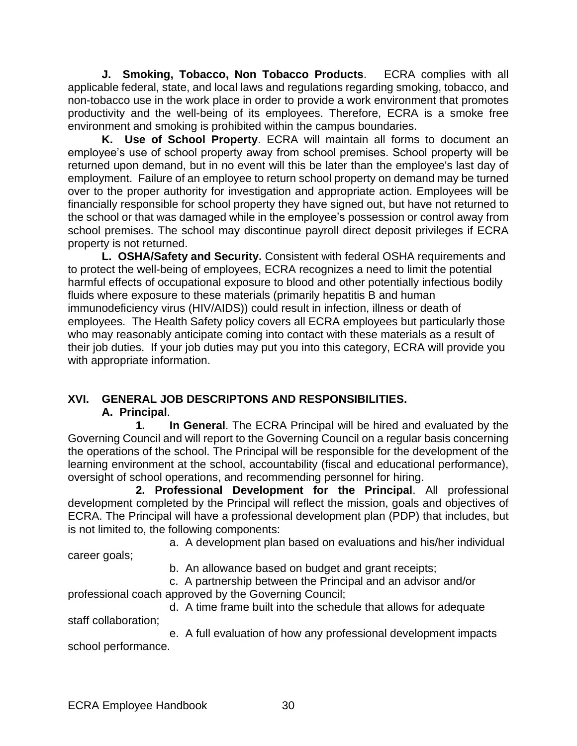**J. Smoking, Tobacco, Non Tobacco Products**. ECRA complies with all applicable federal, state, and local laws and regulations regarding smoking, tobacco, and non-tobacco use in the work place in order to provide a work environment that promotes productivity and the well-being of its employees. Therefore, ECRA is a smoke free environment and smoking is prohibited within the campus boundaries.

**K. Use of School Property**. ECRA will maintain all forms to document an employee's use of school property away from school premises. School property will be returned upon demand, but in no event will this be later than the employee's last day of employment. Failure of an employee to return school property on demand may be turned over to the proper authority for investigation and appropriate action. Employees will be financially responsible for school property they have signed out, but have not returned to the school or that was damaged while in the employee's possession or control away from school premises. The school may discontinue payroll direct deposit privileges if ECRA property is not returned.

**L. OSHA/Safety and Security.** Consistent with federal OSHA requirements and to protect the well-being of employees, ECRA recognizes a need to limit the potential harmful effects of occupational exposure to blood and other potentially infectious bodily fluids where exposure to these materials (primarily hepatitis B and human immunodeficiency virus (HIV/AIDS)) could result in infection, illness or death of employees. The Health Safety policy covers all ECRA employees but particularly those who may reasonably anticipate coming into contact with these materials as a result of their job duties. If your job duties may put you into this category, ECRA will provide you with appropriate information.

## XVI. GENERAL JOB DESCRIPTONS AND RESPONSIBILITIES.

### A. Principal.

**1. In General**. The ECRA Principal will be hired and evaluated by the Governing Council and will report to the Governing Council on a regular basis concerning the operations of the school. The Principal will be responsible for the development of the learning environment at the school, accountability (fiscal and educational performance), oversight of school operations, and recommending personnel for hiring.

**2. Professional Development for the Principal**. All professional development completed by the Principal will reflect the mission, goals and objectives of ECRA. The Principal will have a professional development plan (PDP) that includes, but is not limited to, the following components:

a. A development plan based on evaluations and his/her individual career goals;

b. An allowance based on budget and grant receipts;

c. A partnership between the Principal and an advisor and/or professional coach approved by the Governing Council;

d. A time frame built into the schedule that allows for adequate staff collaboration;

e. A full evaluation of how any professional development impacts school performance.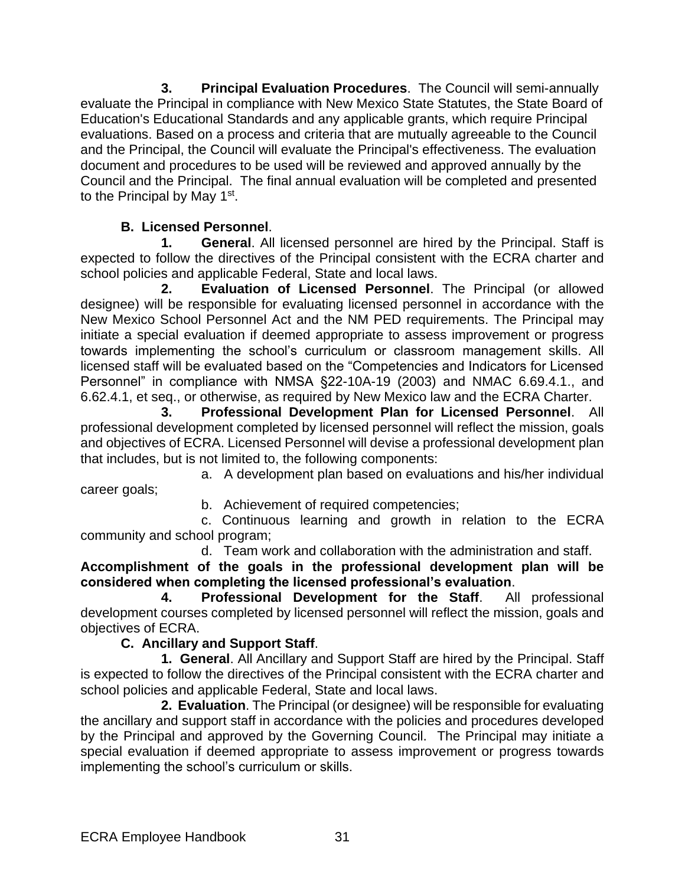**3. Principal Evaluation Procedures**. The Council will semi-annually evaluate the Principal in compliance with New Mexico State Statutes, the State Board of Education's Educational Standards and any applicable grants, which require Principal evaluations. Based on a process and criteria that are mutually agreeable to the Council and the Principal, the Council will evaluate the Principal's effectiveness. The evaluation document and procedures to be used will be reviewed and approved annually by the Council and the Principal. The final annual evaluation will be completed and presented to the Principal by May 1st.

**B. Licensed Personnel**.

**1. General**. All licensed personnel are hired by the Principal. Staff is expected to follow the directives of the Principal consistent with the ECRA charter and school policies and applicable Federal, State and local laws.

**2. Evaluation of Licensed Personnel**. The Principal (or allowed designee) will be responsible for evaluating licensed personnel in accordance with the New Mexico School Personnel Act and the NM PED requirements. The Principal may initiate a special evaluation if deemed appropriate to assess improvement or progress towards implementing the school's curriculum or classroom management skills. All licensed staff will be evaluated based on the "Competencies and Indicators for Licensed Personnel" in compliance with NMSA §22-10A-19 (2003) and NMAC 6.69.4.1., and 6.62.4.1, et seq., or otherwise, as required by New Mexico law and the ECRA Charter.

**3. Professional Development Plan for Licensed Personnel**. All professional development completed by licensed personnel will reflect the mission, goals and objectives of ECRA. Licensed Personnel will devise a professional development plan that includes, but is not limited to, the following components:

a. A development plan based on evaluations and his/her individual career goals;

b. Achievement of required competencies;

c. Continuous learning and growth in relation to the ECRA community and school program;

d. Team work and collaboration with the administration and staff.

**Accomplishment of the goals in the professional development plan will be considered when completing the licensed professional's evaluation**.

**4. Professional Development for the Staff**. All professional development courses completed by licensed personnel will reflect the mission, goals and objectives of ECRA.

**C. Ancillary and Support Staff**.

**1. General**. All Ancillary and Support Staff are hired by the Principal. Staff is expected to follow the directives of the Principal consistent with the ECRA charter and school policies and applicable Federal, State and local laws.

**2. Evaluation**. The Principal (or designee) will be responsible for evaluating the ancillary and support staff in accordance with the policies and procedures developed by the Principal and approved by the Governing Council. The Principal may initiate a special evaluation if deemed appropriate to assess improvement or progress towards implementing the school's curriculum or skills.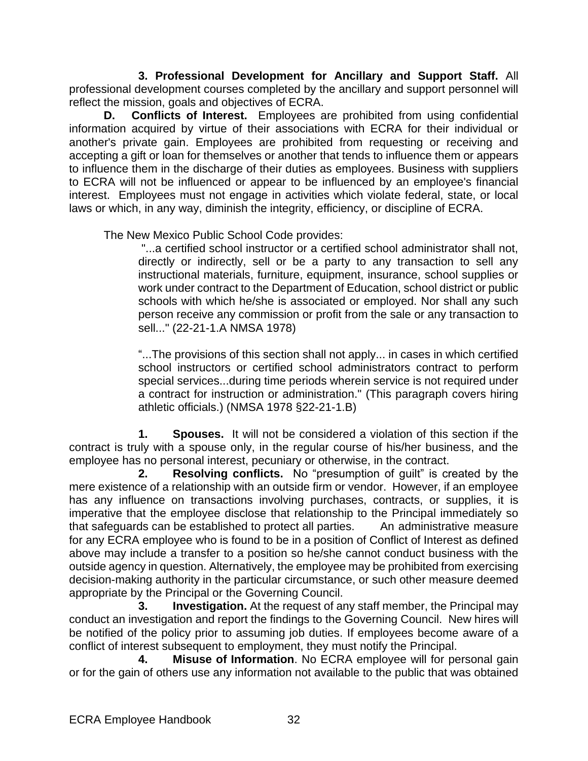**3. Professional Development for Ancillary and Support Staff.** All professional development courses completed by the ancillary and support personnel will reflect the mission, goals and objectives of ECRA.

**D. Conflicts of Interest.** Employees are prohibited from using confidential information acquired by virtue of their associations with ECRA for their individual or another's private gain. Employees are prohibited from requesting or receiving and accepting a gift or loan for themselves or another that tends to influence them or appears to influence them in the discharge of their duties as employees. Business with suppliers to ECRA will not be influenced or appear to be influenced by an employee's financial interest. Employees must not engage in activities which violate federal, state, or local laws or which, in any way, diminish the integrity, efficiency, or discipline of ECRA.

The New Mexico Public School Code provides:

> "...a certified school instructor or a certified school administrator shall not, directly or indirectly, sell or be a party to any transaction to sell any instructional materials, furniture, equipment, insurance, school supplies or work under contract to the Department of Education, school district or public schools with which he/she is associated or employed. Nor shall any such person receive any commission or profit from the sale or any transaction to sell..." (22-21-1.A NMSA 1978)
>
> "...The provisions of this section shall not apply... in cases in which certified school instructors or certified school administrators contract to perform special services...during time periods wherein service is not required under a contract for instruction or administration." (This paragraph covers hiring athletic officials.) (NMSA 1978 §22-21-1.B)

**1. Spouses.** It will not be considered a violation of this section if the contract is truly with a spouse only, in the regular course of his/her business, and the employee has no personal interest, pecuniary or otherwise, in the contract.

**2. Resolving conflicts.** No "presumption of guilt" is created by the mere existence of a relationship with an outside firm or vendor. However, if an employee has any influence on transactions involving purchases, contracts, or supplies, it is imperative that the employee disclose that relationship to the Principal immediately so that safeguards can be established to protect all parties. An administrative measure for any ECRA employee who is found to be in a position of Conflict of Interest as defined above may include a transfer to a position so he/she cannot conduct business with the outside agency in question. Alternatively, the employee may be prohibited from exercising decision-making authority in the particular circumstance, or such other measure deemed appropriate by the Principal or the Governing Council.

**3. Investigation.** At the request of any staff member, the Principal may conduct an investigation and report the findings to the Governing Council. New hires will be notified of the policy prior to assuming job duties. If employees become aware of a conflict of interest subsequent to employment, they must notify the Principal.

**4. Misuse of Information**. No ECRA employee will for personal gain or for the gain of others use any information not available to the public that was obtained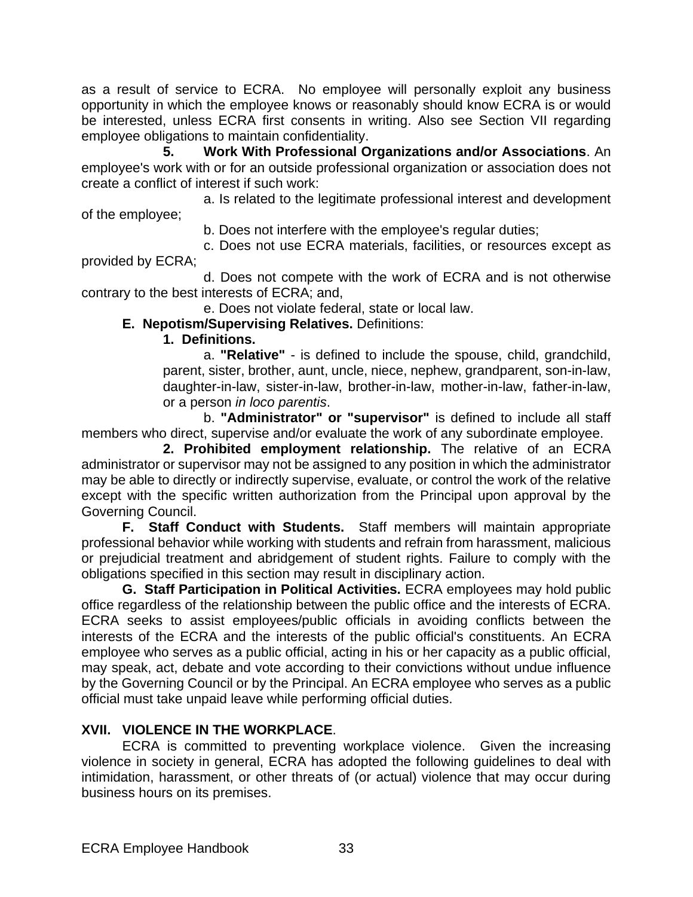as a result of service to ECRA. No employee will personally exploit any business opportunity in which the employee knows or reasonably should know ECRA is or would be interested, unless ECRA first consents in writing. Also see Section VII regarding employee obligations to maintain confidentiality.

**5. Work With Professional Organizations and/or Associations**. An employee's work with or for an outside professional organization or association does not create a conflict of interest if such work:

a. Is related to the legitimate professional interest and development of the employee;

b. Does not interfere with the employee's regular duties;

c. Does not use ECRA materials, facilities, or resources except as provided by ECRA;

d. Does not compete with the work of ECRA and is not otherwise contrary to the best interests of ECRA; and,

e. Does not violate federal, state or local law.

**E. Nepotism/Supervising Relatives.** Definitions:

**1. Definitions.**

a. **"Relative"** - is defined to include the spouse, child, grandchild, parent, sister, brother, aunt, uncle, niece, nephew, grandparent, son-in-law, daughter-in-law, sister-in-law, brother-in-law, mother-in-law, father-in-law, or a person *in loco parentis*.

b. **"Administrator" or "supervisor"** is defined to include all staff members who direct, supervise and/or evaluate the work of any subordinate employee.

**2. Prohibited employment relationship.** The relative of an ECRA administrator or supervisor may not be assigned to any position in which the administrator may be able to directly or indirectly supervise, evaluate, or control the work of the relative except with the specific written authorization from the Principal upon approval by the Governing Council.

**F. Staff Conduct with Students.** Staff members will maintain appropriate professional behavior while working with students and refrain from harassment, malicious or prejudicial treatment and abridgement of student rights. Failure to comply with the obligations specified in this section may result in disciplinary action.

**G. Staff Participation in Political Activities.** ECRA employees may hold public office regardless of the relationship between the public office and the interests of ECRA. ECRA seeks to assist employees/public officials in avoiding conflicts between the interests of the ECRA and the interests of the public official's constituents. An ECRA employee who serves as a public official, acting in his or her capacity as a public official, may speak, act, debate and vote according to their convictions without undue influence by the Governing Council or by the Principal. An ECRA employee who serves as a public official must take unpaid leave while performing official duties.

## XVII. VIOLENCE IN THE WORKPLACE.

ECRA is committed to preventing workplace violence. Given the increasing violence in society in general, ECRA has adopted the following guidelines to deal with intimidation, harassment, or other threats of (or actual) violence that may occur during business hours on its premises.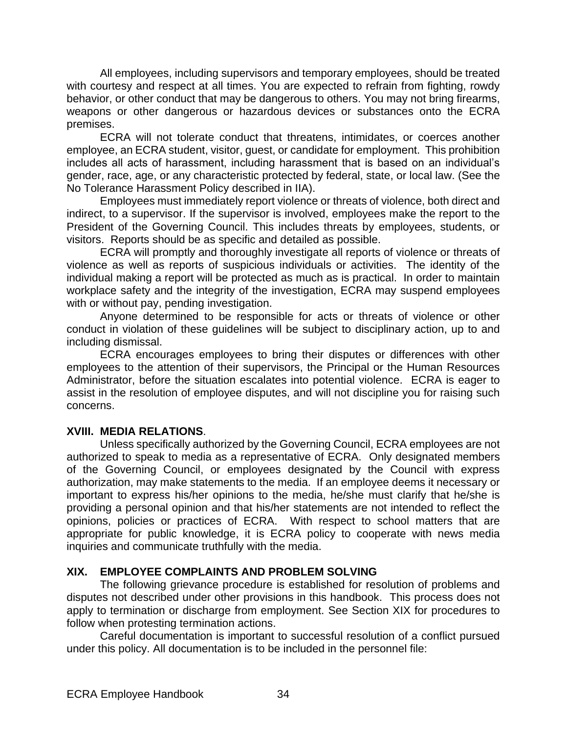All employees, including supervisors and temporary employees, should be treated with courtesy and respect at all times. You are expected to refrain from fighting, rowdy behavior, or other conduct that may be dangerous to others. You may not bring firearms, weapons or other dangerous or hazardous devices or substances onto the ECRA premises.

ECRA will not tolerate conduct that threatens, intimidates, or coerces another employee, an ECRA student, visitor, guest, or candidate for employment. This prohibition includes all acts of harassment, including harassment that is based on an individual's gender, race, age, or any characteristic protected by federal, state, or local law. (See the No Tolerance Harassment Policy described in IIA).

Employees must immediately report violence or threats of violence, both direct and indirect, to a supervisor. If the supervisor is involved, employees make the report to the President of the Governing Council. This includes threats by employees, students, or visitors. Reports should be as specific and detailed as possible.

ECRA will promptly and thoroughly investigate all reports of violence or threats of violence as well as reports of suspicious individuals or activities. The identity of the individual making a report will be protected as much as is practical. In order to maintain workplace safety and the integrity of the investigation, ECRA may suspend employees with or without pay, pending investigation.

Anyone determined to be responsible for acts or threats of violence or other conduct in violation of these guidelines will be subject to disciplinary action, up to and including dismissal.

ECRA encourages employees to bring their disputes or differences with other employees to the attention of their supervisors, the Principal or the Human Resources Administrator, before the situation escalates into potential violence. ECRA is eager to assist in the resolution of employee disputes, and will not discipline you for raising such concerns.

## XVIII. MEDIA RELATIONS.

Unless specifically authorized by the Governing Council, ECRA employees are not authorized to speak to media as a representative of ECRA. Only designated members of the Governing Council, or employees designated by the Council with express authorization, may make statements to the media. If an employee deems it necessary or important to express his/her opinions to the media, he/she must clarify that he/she is providing a personal opinion and that his/her statements are not intended to reflect the opinions, policies or practices of ECRA. With respect to school matters that are appropriate for public knowledge, it is ECRA policy to cooperate with news media inquiries and communicate truthfully with the media.

## XIX. EMPLOYEE COMPLAINTS AND PROBLEM SOLVING

The following grievance procedure is established for resolution of problems and disputes not described under other provisions in this handbook. This process does not apply to termination or discharge from employment. See Section XIX for procedures to follow when protesting termination actions.

Careful documentation is important to successful resolution of a conflict pursued under this policy. All documentation is to be included in the personnel file: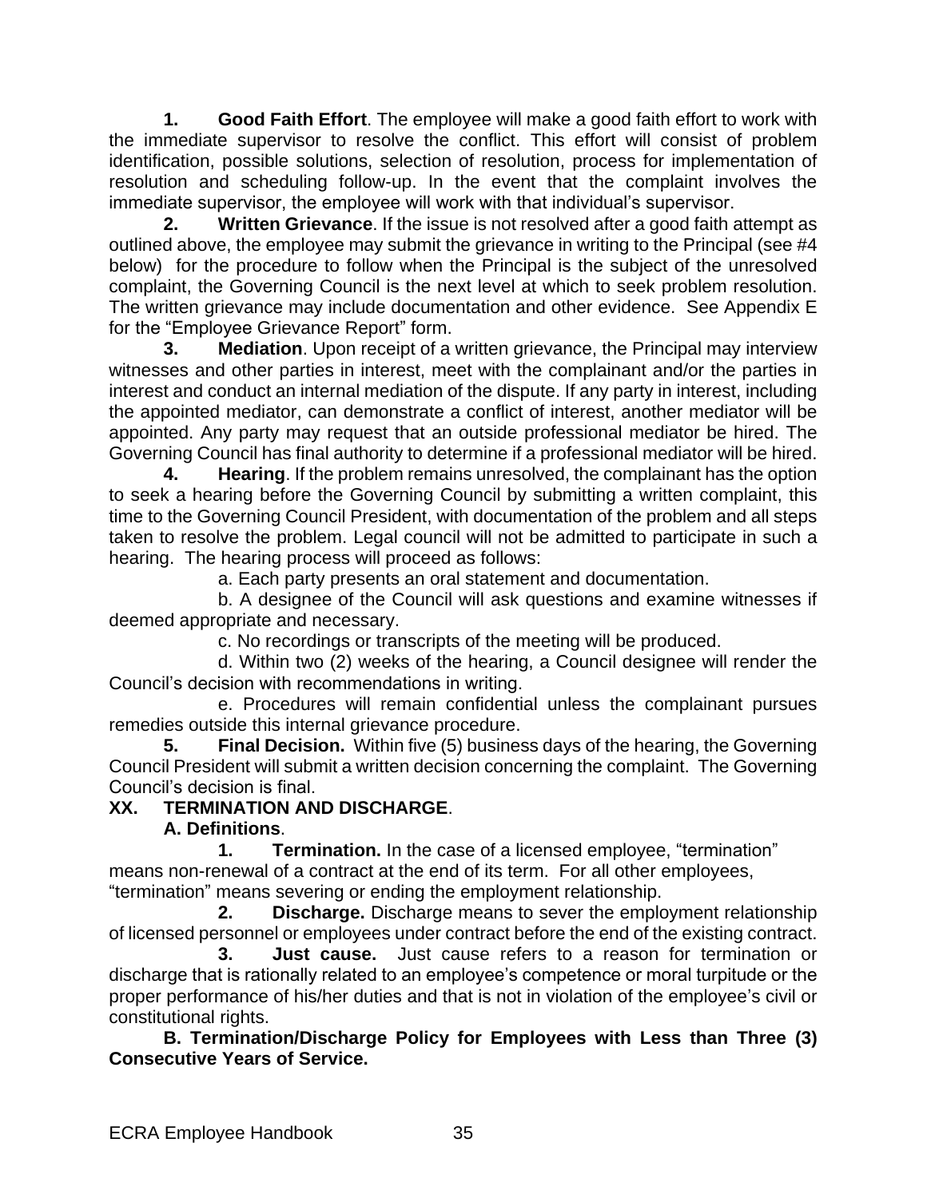**1. Good Faith Effort**. The employee will make a good faith effort to work with the immediate supervisor to resolve the conflict. This effort will consist of problem identification, possible solutions, selection of resolution, process for implementation of resolution and scheduling follow-up. In the event that the complaint involves the immediate supervisor, the employee will work with that individual's supervisor.

**2. Written Grievance**. If the issue is not resolved after a good faith attempt as outlined above, the employee may submit the grievance in writing to the Principal (see #4 below) for the procedure to follow when the Principal is the subject of the unresolved complaint, the Governing Council is the next level at which to seek problem resolution. The written grievance may include documentation and other evidence. See Appendix E for the "Employee Grievance Report" form.

**3. Mediation**. Upon receipt of a written grievance, the Principal may interview witnesses and other parties in interest, meet with the complainant and/or the parties in interest and conduct an internal mediation of the dispute. If any party in interest, including the appointed mediator, can demonstrate a conflict of interest, another mediator will be appointed. Any party may request that an outside professional mediator be hired. The Governing Council has final authority to determine if a professional mediator will be hired.

**4. Hearing**. If the problem remains unresolved, the complainant has the option to seek a hearing before the Governing Council by submitting a written complaint, this time to the Governing Council President, with documentation of the problem and all steps taken to resolve the problem. Legal council will not be admitted to participate in such a hearing. The hearing process will proceed as follows:

a. Each party presents an oral statement and documentation.

b. A designee of the Council will ask questions and examine witnesses if deemed appropriate and necessary.

c. No recordings or transcripts of the meeting will be produced.

d. Within two (2) weeks of the hearing, a Council designee will render the Council's decision with recommendations in writing.

e. Procedures will remain confidential unless the complainant pursues remedies outside this internal grievance procedure.

**5. Final Decision.** Within five (5) business days of the hearing, the Governing Council President will submit a written decision concerning the complaint. The Governing Council's decision is final.

## XX. TERMINATION AND DISCHARGE.

### A. Definitions.

**1. Termination.** In the case of a licensed employee, "termination" means non-renewal of a contract at the end of its term. For all other employees, "termination" means severing or ending the employment relationship.

**2. Discharge.** Discharge means to sever the employment relationship of licensed personnel or employees under contract before the end of the existing contract.

**3. Just cause.** Just cause refers to a reason for termination or discharge that is rationally related to an employee's competence or moral turpitude or the proper performance of his/her duties and that is not in violation of the employee's civil or constitutional rights.

### B. Termination/Discharge Policy for Employees with Less than Three (3) Consecutive Years of Service.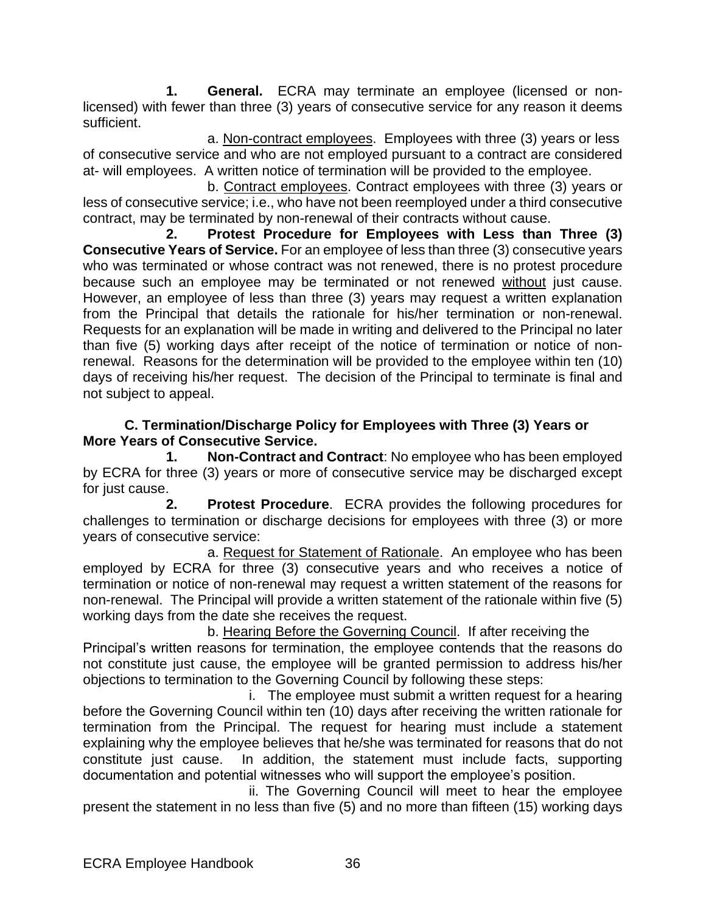**1. General.** ECRA may terminate an employee (licensed or non-licensed) with fewer than three (3) years of consecutive service for any reason it deems sufficient.

a. Non-contract employees. Employees with three (3) years or less of consecutive service and who are not employed pursuant to a contract are considered at- will employees. A written notice of termination will be provided to the employee.

b. Contract employees. Contract employees with three (3) years or less of consecutive service; i.e., who have not been reemployed under a third consecutive contract, may be terminated by non-renewal of their contracts without cause.

**2. Protest Procedure for Employees with Less than Three (3) Consecutive Years of Service.** For an employee of less than three (3) consecutive years who was terminated or whose contract was not renewed, there is no protest procedure because such an employee may be terminated or not renewed without just cause. However, an employee of less than three (3) years may request a written explanation from the Principal that details the rationale for his/her termination or non-renewal. Requests for an explanation will be made in writing and delivered to the Principal no later than five (5) working days after receipt of the notice of termination or notice of non-renewal. Reasons for the determination will be provided to the employee within ten (10) days of receiving his/her request. The decision of the Principal to terminate is final and not subject to appeal.

**C. Termination/Discharge Policy for Employees with Three (3) Years or More Years of Consecutive Service.**

**1. Non-Contract and Contract**: No employee who has been employed by ECRA for three (3) years or more of consecutive service may be discharged except for just cause.

**2. Protest Procedure**. ECRA provides the following procedures for challenges to termination or discharge decisions for employees with three (3) or more years of consecutive service:

a. Request for Statement of Rationale. An employee who has been employed by ECRA for three (3) consecutive years and who receives a notice of termination or notice of non-renewal may request a written statement of the reasons for non-renewal. The Principal will provide a written statement of the rationale within five (5) working days from the date she receives the request.

b. Hearing Before the Governing Council. If after receiving the Principal's written reasons for termination, the employee contends that the reasons do not constitute just cause, the employee will be granted permission to address his/her objections to termination to the Governing Council by following these steps:

i. The employee must submit a written request for a hearing before the Governing Council within ten (10) days after receiving the written rationale for termination from the Principal. The request for hearing must include a statement explaining why the employee believes that he/she was terminated for reasons that do not constitute just cause. In addition, the statement must include facts, supporting documentation and potential witnesses who will support the employee's position.

ii. The Governing Council will meet to hear the employee present the statement in no less than five (5) and no more than fifteen (15) working days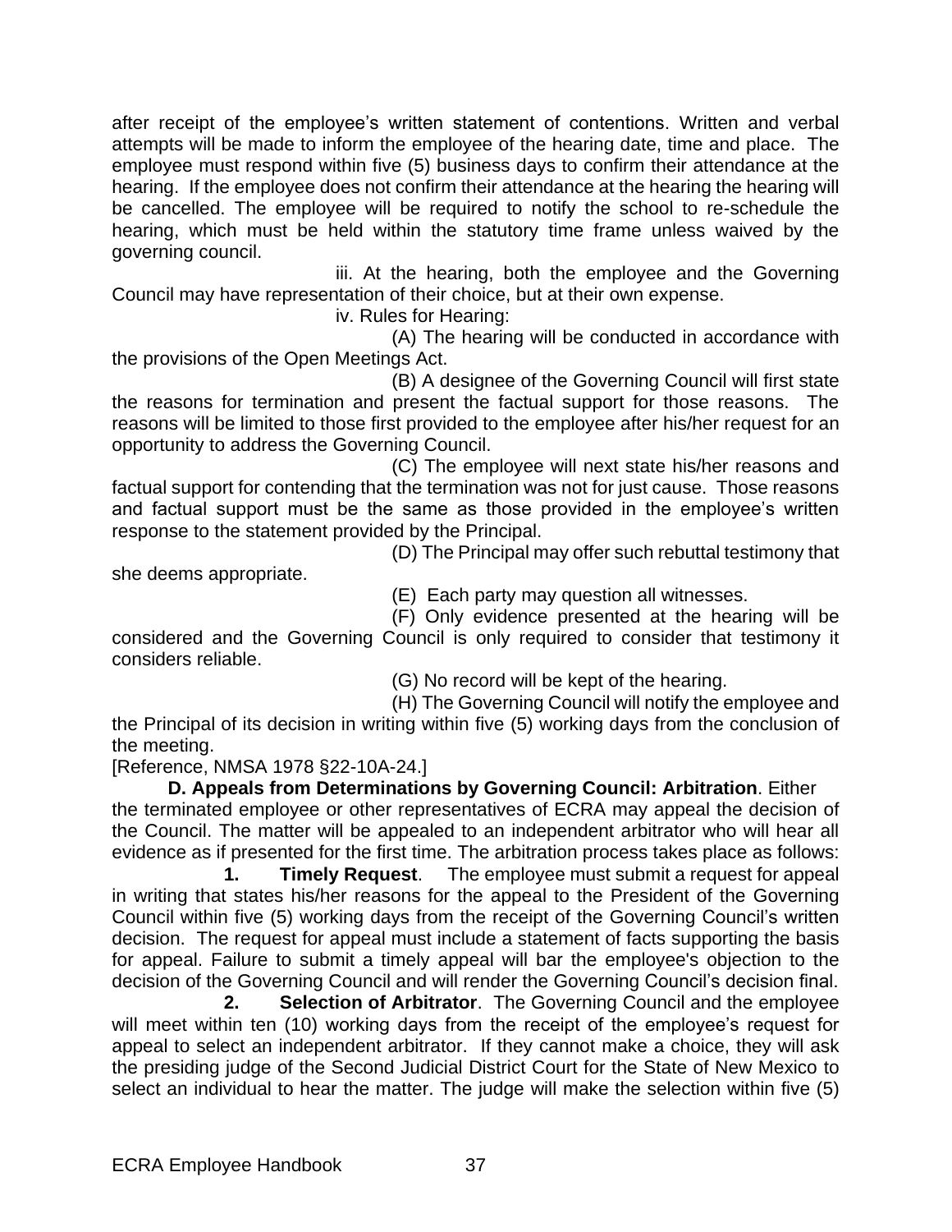after receipt of the employee's written statement of contentions. Written and verbal attempts will be made to inform the employee of the hearing date, time and place. The employee must respond within five (5) business days to confirm their attendance at the hearing. If the employee does not confirm their attendance at the hearing the hearing will be cancelled. The employee will be required to notify the school to re-schedule the hearing, which must be held within the statutory time frame unless waived by the governing council.

iii. At the hearing, both the employee and the Governing Council may have representation of their choice, but at their own expense.

iv. Rules for Hearing:

(A) The hearing will be conducted in accordance with the provisions of the Open Meetings Act.

(B) A designee of the Governing Council will first state the reasons for termination and present the factual support for those reasons. The reasons will be limited to those first provided to the employee after his/her request for an opportunity to address the Governing Council.

(C) The employee will next state his/her reasons and factual support for contending that the termination was not for just cause. Those reasons and factual support must be the same as those provided in the employee's written response to the statement provided by the Principal.

(D) The Principal may offer such rebuttal testimony that she deems appropriate.

(E) Each party may question all witnesses.

(F) Only evidence presented at the hearing will be considered and the Governing Council is only required to consider that testimony it considers reliable.

(G) No record will be kept of the hearing.

(H) The Governing Council will notify the employee and the Principal of its decision in writing within five (5) working days from the conclusion of the meeting.

[Reference, NMSA 1978 §22-10A-24.]

**D. Appeals from Determinations by Governing Council: Arbitration**. Either the terminated employee or other representatives of ECRA may appeal the decision of the Council. The matter will be appealed to an independent arbitrator who will hear all evidence as if presented for the first time. The arbitration process takes place as follows:

**1. Timely Request**. The employee must submit a request for appeal in writing that states his/her reasons for the appeal to the President of the Governing Council within five (5) working days from the receipt of the Governing Council's written decision. The request for appeal must include a statement of facts supporting the basis for appeal. Failure to submit a timely appeal will bar the employee's objection to the decision of the Governing Council and will render the Governing Council's decision final.

**2. Selection of Arbitrator**. The Governing Council and the employee will meet within ten (10) working days from the receipt of the employee's request for appeal to select an independent arbitrator. If they cannot make a choice, they will ask the presiding judge of the Second Judicial District Court for the State of New Mexico to select an individual to hear the matter. The judge will make the selection within five (5)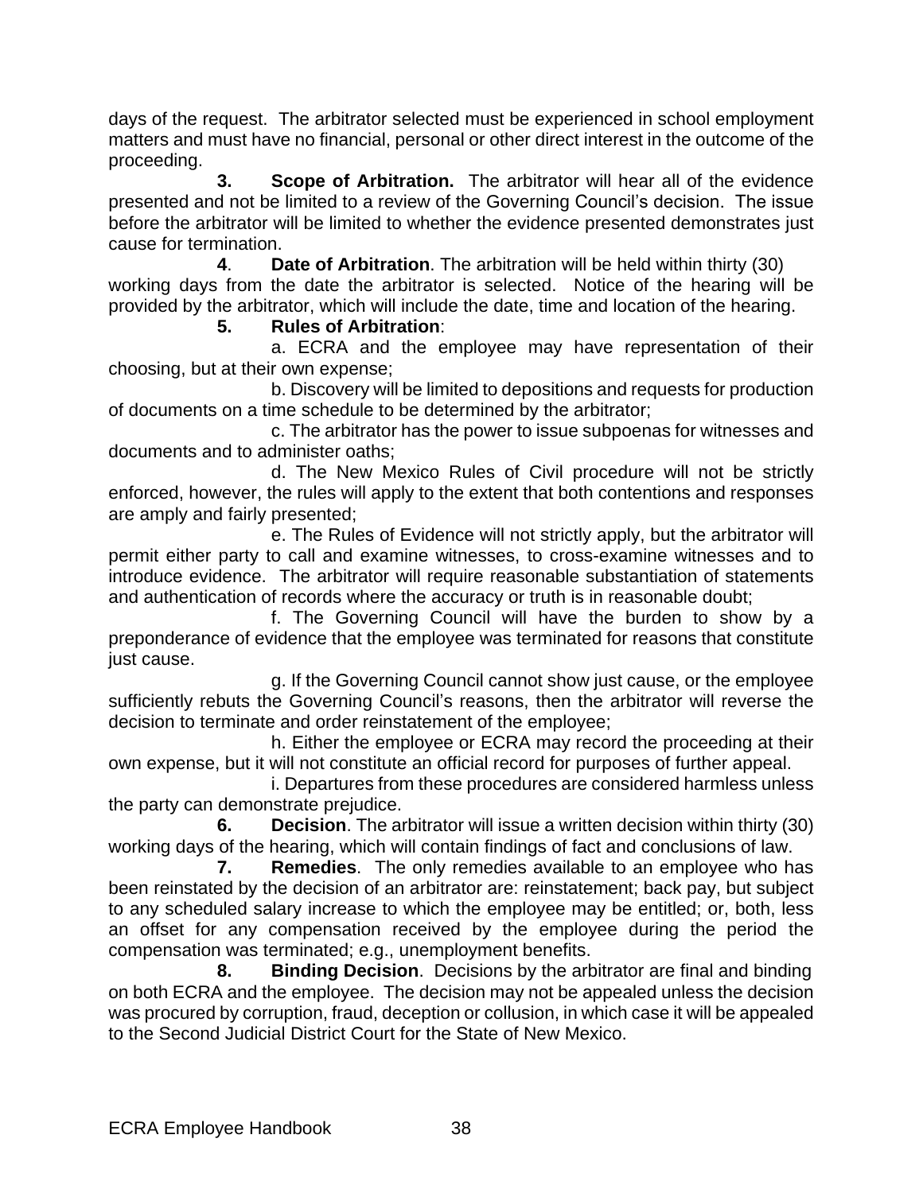days of the request. The arbitrator selected must be experienced in school employment matters and must have no financial, personal or other direct interest in the outcome of the proceeding.

**3. Scope of Arbitration.** The arbitrator will hear all of the evidence presented and not be limited to a review of the Governing Council's decision. The issue before the arbitrator will be limited to whether the evidence presented demonstrates just cause for termination.

**4. Date of Arbitration**. The arbitration will be held within thirty (30) working days from the date the arbitrator is selected. Notice of the hearing will be provided by the arbitrator, which will include the date, time and location of the hearing.

**5. Rules of Arbitration**:

a. ECRA and the employee may have representation of their choosing, but at their own expense;

b. Discovery will be limited to depositions and requests for production of documents on a time schedule to be determined by the arbitrator;

c. The arbitrator has the power to issue subpoenas for witnesses and documents and to administer oaths;

d. The New Mexico Rules of Civil procedure will not be strictly enforced, however, the rules will apply to the extent that both contentions and responses are amply and fairly presented;

e. The Rules of Evidence will not strictly apply, but the arbitrator will permit either party to call and examine witnesses, to cross-examine witnesses and to introduce evidence. The arbitrator will require reasonable substantiation of statements and authentication of records where the accuracy or truth is in reasonable doubt;

f. The Governing Council will have the burden to show by a preponderance of evidence that the employee was terminated for reasons that constitute just cause.

g. If the Governing Council cannot show just cause, or the employee sufficiently rebuts the Governing Council's reasons, then the arbitrator will reverse the decision to terminate and order reinstatement of the employee;

h. Either the employee or ECRA may record the proceeding at their own expense, but it will not constitute an official record for purposes of further appeal.

i. Departures from these procedures are considered harmless unless the party can demonstrate prejudice.

**6. Decision**. The arbitrator will issue a written decision within thirty (30) working days of the hearing, which will contain findings of fact and conclusions of law.

**7. Remedies**. The only remedies available to an employee who has been reinstated by the decision of an arbitrator are: reinstatement; back pay, but subject to any scheduled salary increase to which the employee may be entitled; or, both, less an offset for any compensation received by the employee during the period the compensation was terminated; e.g., unemployment benefits.

**8. Binding Decision**. Decisions by the arbitrator are final and binding on both ECRA and the employee. The decision may not be appealed unless the decision was procured by corruption, fraud, deception or collusion, in which case it will be appealed to the Second Judicial District Court for the State of New Mexico.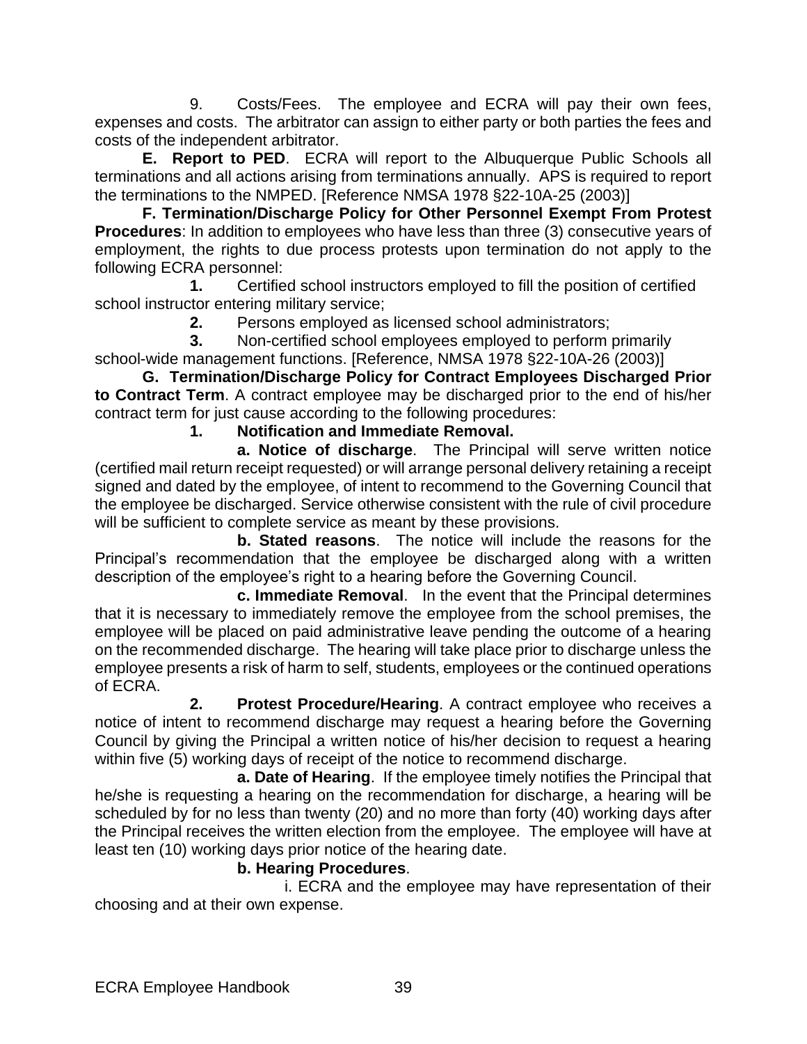9. Costs/Fees. The employee and ECRA will pay their own fees, expenses and costs. The arbitrator can assign to either party or both parties the fees and costs of the independent arbitrator.

**E. Report to PED**. ECRA will report to the Albuquerque Public Schools all terminations and all actions arising from terminations annually. APS is required to report the terminations to the NMPED. [Reference NMSA 1978 §22-10A-25 (2003)]

**F. Termination/Discharge Policy for Other Personnel Exempt From Protest Procedures**: In addition to employees who have less than three (3) consecutive years of employment, the rights to due process protests upon termination do not apply to the following ECRA personnel:

**1.** Certified school instructors employed to fill the position of certified school instructor entering military service;

**2.** Persons employed as licensed school administrators;

**3.** Non-certified school employees employed to perform primarily school-wide management functions. [Reference, NMSA 1978 §22-10A-26 (2003)]

**G. Termination/Discharge Policy for Contract Employees Discharged Prior to Contract Term**. A contract employee may be discharged prior to the end of his/her contract term for just cause according to the following procedures:

**1. Notification and Immediate Removal.**

**a. Notice of discharge**. The Principal will serve written notice (certified mail return receipt requested) or will arrange personal delivery retaining a receipt signed and dated by the employee, of intent to recommend to the Governing Council that the employee be discharged. Service otherwise consistent with the rule of civil procedure will be sufficient to complete service as meant by these provisions.

**b. Stated reasons**. The notice will include the reasons for the Principal's recommendation that the employee be discharged along with a written description of the employee's right to a hearing before the Governing Council.

**c. Immediate Removal**. In the event that the Principal determines that it is necessary to immediately remove the employee from the school premises, the employee will be placed on paid administrative leave pending the outcome of a hearing on the recommended discharge. The hearing will take place prior to discharge unless the employee presents a risk of harm to self, students, employees or the continued operations of ECRA.

**2. Protest Procedure/Hearing**. A contract employee who receives a notice of intent to recommend discharge may request a hearing before the Governing Council by giving the Principal a written notice of his/her decision to request a hearing within five (5) working days of receipt of the notice to recommend discharge.

**a. Date of Hearing**. If the employee timely notifies the Principal that he/she is requesting a hearing on the recommendation for discharge, a hearing will be scheduled by for no less than twenty (20) and no more than forty (40) working days after the Principal receives the written election from the employee. The employee will have at least ten (10) working days prior notice of the hearing date.

**b. Hearing Procedures**.

i. ECRA and the employee may have representation of their choosing and at their own expense.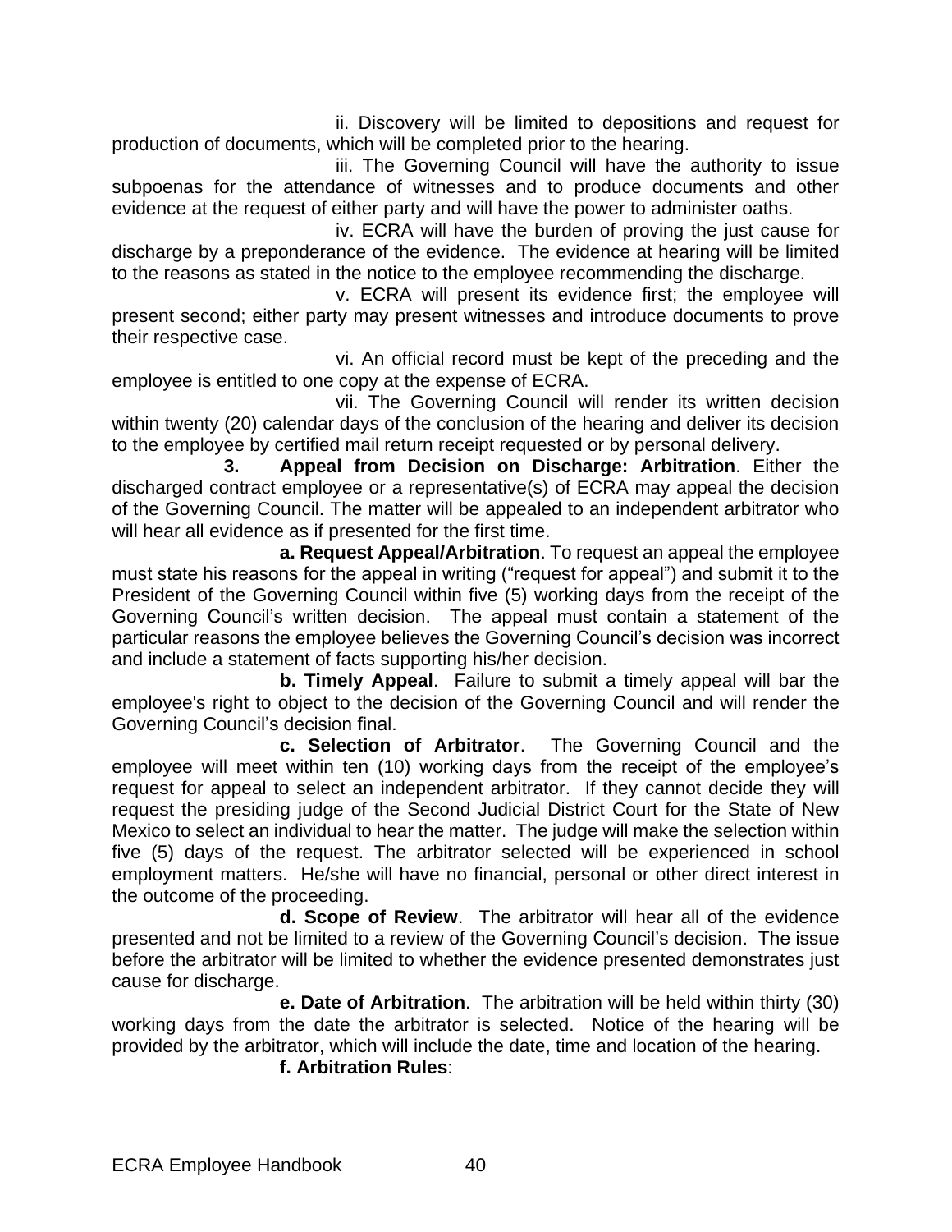ii. Discovery will be limited to depositions and request for production of documents, which will be completed prior to the hearing.

iii. The Governing Council will have the authority to issue subpoenas for the attendance of witnesses and to produce documents and other evidence at the request of either party and will have the power to administer oaths.

iv. ECRA will have the burden of proving the just cause for discharge by a preponderance of the evidence. The evidence at hearing will be limited to the reasons as stated in the notice to the employee recommending the discharge.

v. ECRA will present its evidence first; the employee will present second; either party may present witnesses and introduce documents to prove their respective case.

vi. An official record must be kept of the preceding and the employee is entitled to one copy at the expense of ECRA.

vii. The Governing Council will render its written decision within twenty (20) calendar days of the conclusion of the hearing and deliver its decision to the employee by certified mail return receipt requested or by personal delivery.

**3. Appeal from Decision on Discharge: Arbitration**. Either the discharged contract employee or a representative(s) of ECRA may appeal the decision of the Governing Council. The matter will be appealed to an independent arbitrator who will hear all evidence as if presented for the first time.

**a. Request Appeal/Arbitration**. To request an appeal the employee must state his reasons for the appeal in writing ("request for appeal") and submit it to the President of the Governing Council within five (5) working days from the receipt of the Governing Council's written decision. The appeal must contain a statement of the particular reasons the employee believes the Governing Council's decision was incorrect and include a statement of facts supporting his/her decision.

**b. Timely Appeal**. Failure to submit a timely appeal will bar the employee's right to object to the decision of the Governing Council and will render the Governing Council's decision final.

**c. Selection of Arbitrator**. The Governing Council and the employee will meet within ten (10) working days from the receipt of the employee's request for appeal to select an independent arbitrator. If they cannot decide they will request the presiding judge of the Second Judicial District Court for the State of New Mexico to select an individual to hear the matter. The judge will make the selection within five (5) days of the request. The arbitrator selected will be experienced in school employment matters. He/she will have no financial, personal or other direct interest in the outcome of the proceeding.

**d. Scope of Review**. The arbitrator will hear all of the evidence presented and not be limited to a review of the Governing Council's decision. The issue before the arbitrator will be limited to whether the evidence presented demonstrates just cause for discharge.

**e. Date of Arbitration**. The arbitration will be held within thirty (30) working days from the date the arbitrator is selected. Notice of the hearing will be provided by the arbitrator, which will include the date, time and location of the hearing.

**f. Arbitration Rules**: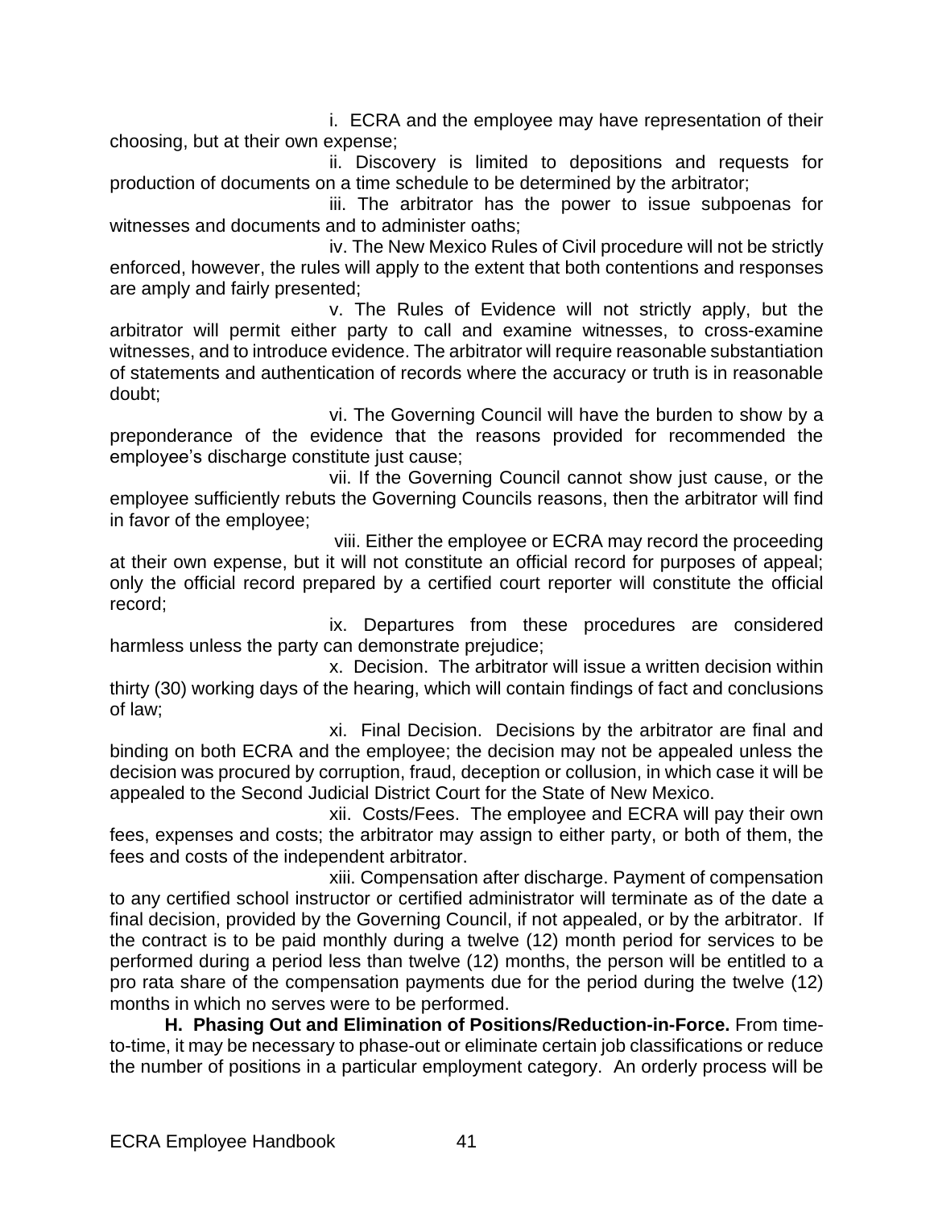i. ECRA and the employee may have representation of their choosing, but at their own expense;

ii. Discovery is limited to depositions and requests for production of documents on a time schedule to be determined by the arbitrator;

iii. The arbitrator has the power to issue subpoenas for witnesses and documents and to administer oaths;

iv. The New Mexico Rules of Civil procedure will not be strictly enforced, however, the rules will apply to the extent that both contentions and responses are amply and fairly presented;

v. The Rules of Evidence will not strictly apply, but the arbitrator will permit either party to call and examine witnesses, to cross-examine witnesses, and to introduce evidence. The arbitrator will require reasonable substantiation of statements and authentication of records where the accuracy or truth is in reasonable doubt;

vi. The Governing Council will have the burden to show by a preponderance of the evidence that the reasons provided for recommended the employee's discharge constitute just cause;

vii. If the Governing Council cannot show just cause, or the employee sufficiently rebuts the Governing Councils reasons, then the arbitrator will find in favor of the employee;

viii. Either the employee or ECRA may record the proceeding at their own expense, but it will not constitute an official record for purposes of appeal; only the official record prepared by a certified court reporter will constitute the official record;

ix. Departures from these procedures are considered harmless unless the party can demonstrate prejudice;

x. Decision. The arbitrator will issue a written decision within thirty (30) working days of the hearing, which will contain findings of fact and conclusions of law;

xi. Final Decision. Decisions by the arbitrator are final and binding on both ECRA and the employee; the decision may not be appealed unless the decision was procured by corruption, fraud, deception or collusion, in which case it will be appealed to the Second Judicial District Court for the State of New Mexico.

xii. Costs/Fees. The employee and ECRA will pay their own fees, expenses and costs; the arbitrator may assign to either party, or both of them, the fees and costs of the independent arbitrator.

xiii. Compensation after discharge. Payment of compensation to any certified school instructor or certified administrator will terminate as of the date a final decision, provided by the Governing Council, if not appealed, or by the arbitrator. If the contract is to be paid monthly during a twelve (12) month period for services to be performed during a period less than twelve (12) months, the person will be entitled to a pro rata share of the compensation payments due for the period during the twelve (12) months in which no serves were to be performed.

**H. Phasing Out and Elimination of Positions/Reduction-in-Force.** From time-to-time, it may be necessary to phase-out or eliminate certain job classifications or reduce the number of positions in a particular employment category. An orderly process will be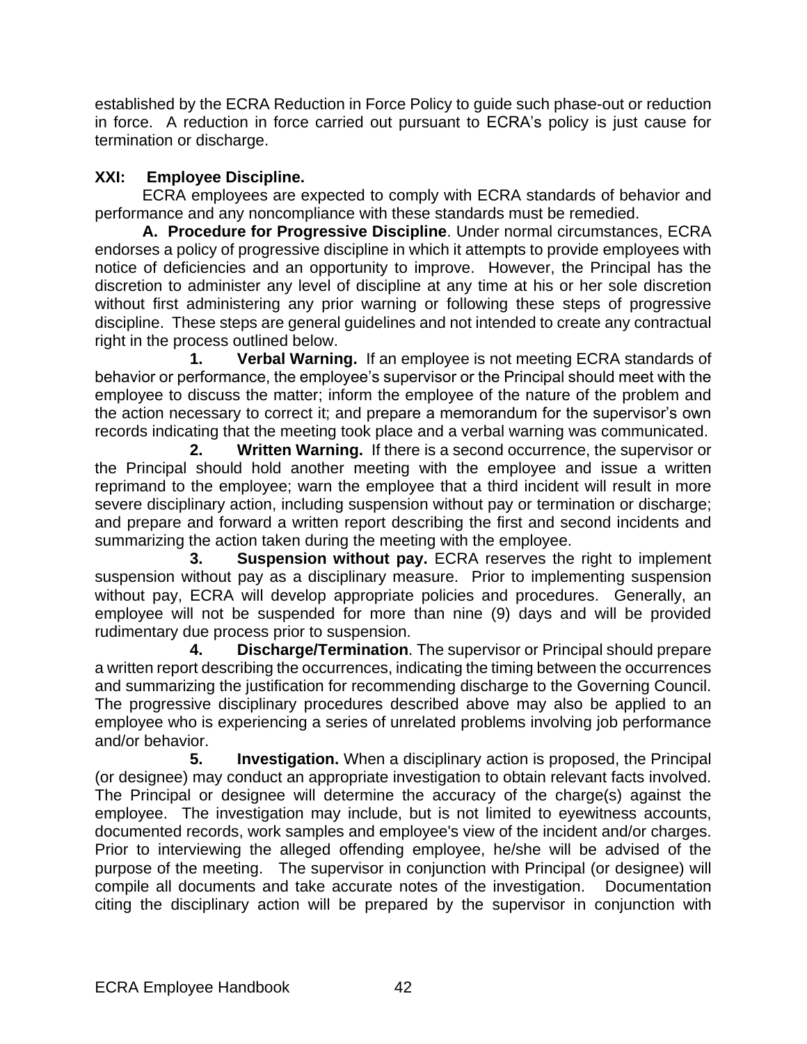established by the ECRA Reduction in Force Policy to guide such phase-out or reduction in force. A reduction in force carried out pursuant to ECRA's policy is just cause for termination or discharge.

## XXI: Employee Discipline.

ECRA employees are expected to comply with ECRA standards of behavior and performance and any noncompliance with these standards must be remedied.

**A. Procedure for Progressive Discipline**. Under normal circumstances, ECRA endorses a policy of progressive discipline in which it attempts to provide employees with notice of deficiencies and an opportunity to improve. However, the Principal has the discretion to administer any level of discipline at any time at his or her sole discretion without first administering any prior warning or following these steps of progressive discipline. These steps are general guidelines and not intended to create any contractual right in the process outlined below.

**1. Verbal Warning.** If an employee is not meeting ECRA standards of behavior or performance, the employee's supervisor or the Principal should meet with the employee to discuss the matter; inform the employee of the nature of the problem and the action necessary to correct it; and prepare a memorandum for the supervisor's own records indicating that the meeting took place and a verbal warning was communicated.

**2. Written Warning.** If there is a second occurrence, the supervisor or the Principal should hold another meeting with the employee and issue a written reprimand to the employee; warn the employee that a third incident will result in more severe disciplinary action, including suspension without pay or termination or discharge; and prepare and forward a written report describing the first and second incidents and summarizing the action taken during the meeting with the employee.

**3. Suspension without pay.** ECRA reserves the right to implement suspension without pay as a disciplinary measure. Prior to implementing suspension without pay, ECRA will develop appropriate policies and procedures. Generally, an employee will not be suspended for more than nine (9) days and will be provided rudimentary due process prior to suspension.

**4. Discharge/Termination**. The supervisor or Principal should prepare a written report describing the occurrences, indicating the timing between the occurrences and summarizing the justification for recommending discharge to the Governing Council. The progressive disciplinary procedures described above may also be applied to an employee who is experiencing a series of unrelated problems involving job performance and/or behavior.

**5. Investigation.** When a disciplinary action is proposed, the Principal (or designee) may conduct an appropriate investigation to obtain relevant facts involved. The Principal or designee will determine the accuracy of the charge(s) against the employee. The investigation may include, but is not limited to eyewitness accounts, documented records, work samples and employee's view of the incident and/or charges. Prior to interviewing the alleged offending employee, he/she will be advised of the purpose of the meeting. The supervisor in conjunction with Principal (or designee) will compile all documents and take accurate notes of the investigation. Documentation citing the disciplinary action will be prepared by the supervisor in conjunction with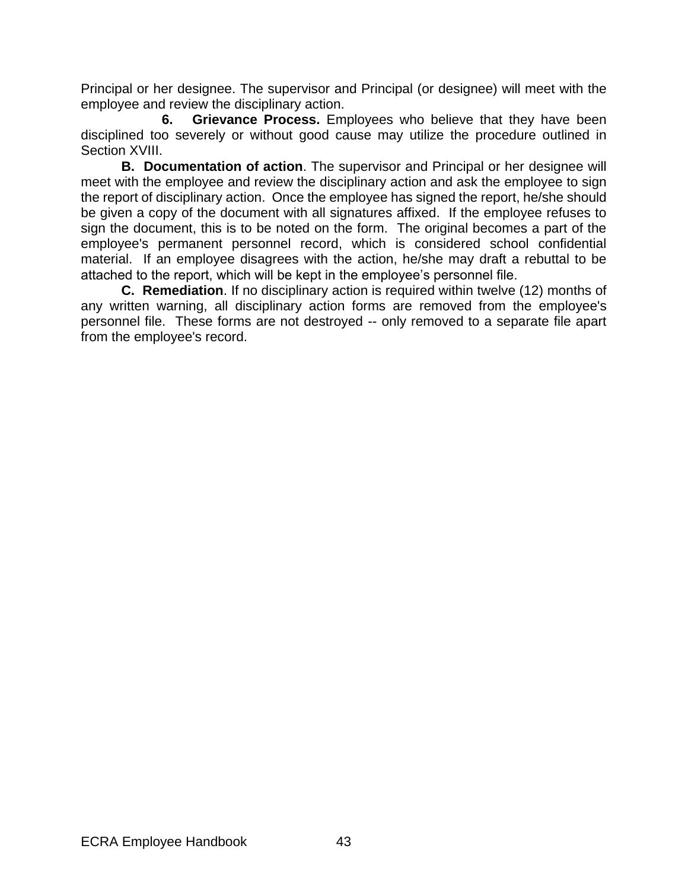Principal or her designee. The supervisor and Principal (or designee) will meet with the employee and review the disciplinary action.

**6. Grievance Process.** Employees who believe that they have been disciplined too severely or without good cause may utilize the procedure outlined in Section XVIII.

**B. Documentation of action**. The supervisor and Principal or her designee will meet with the employee and review the disciplinary action and ask the employee to sign the report of disciplinary action. Once the employee has signed the report, he/she should be given a copy of the document with all signatures affixed. If the employee refuses to sign the document, this is to be noted on the form. The original becomes a part of the employee's permanent personnel record, which is considered school confidential material. If an employee disagrees with the action, he/she may draft a rebuttal to be attached to the report, which will be kept in the employee's personnel file.

**C. Remediation**. If no disciplinary action is required within twelve (12) months of any written warning, all disciplinary action forms are removed from the employee's personnel file. These forms are not destroyed -- only removed to a separate file apart from the employee's record.